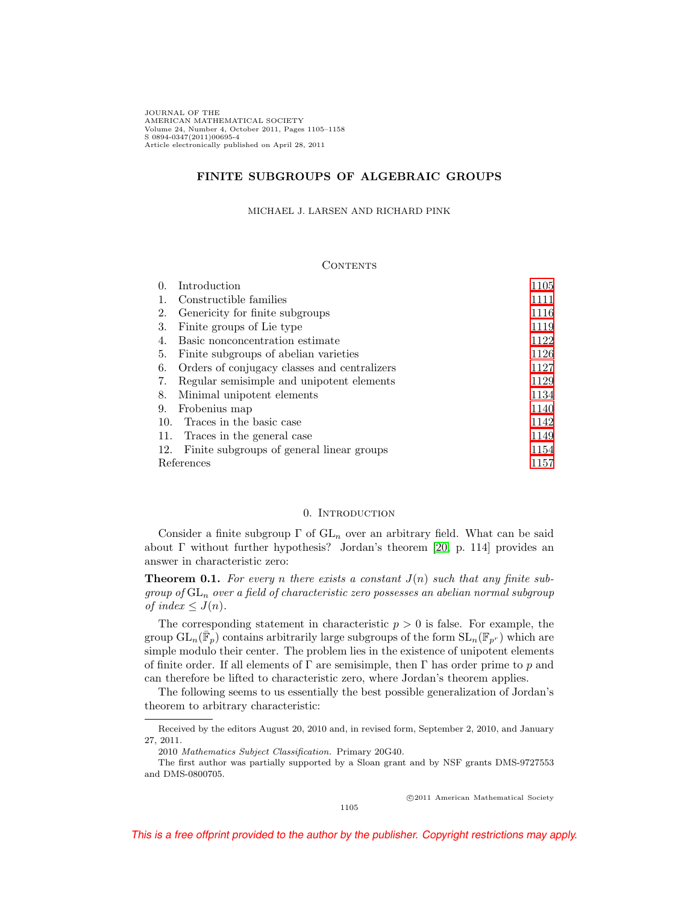# FINITE SUBGROUPS OF ALGEBRAIC GROUPS

MICHAEL J. LARSEN AND RICHARD PINK

## Contents

| | | |
|---|---|---|
| 0. | Introduction | 1105 |
| 1. | Constructible families | 1111 |
| 2. | Genericity for finite subgroups | 1116 |
| 3. | Finite groups of Lie type | 1119 |
| 4. | Basic nonconcentration estimate | 1122 |
| 5. | Finite subgroups of abelian varieties | 1126 |
| 6. | Orders of conjugacy classes and centralizers | 1127 |
| 7. | Regular semisimple and unipotent elements | 1129 |
| 8. | Minimal unipotent elements | 1134 |
| 9. | Frobenius map | 1140 |
| 10. | Traces in the basic case | 1142 |
| 11. | Traces in the general case | 1149 |
| 12. | Finite subgroups of general linear groups | 1154 |
| | References | 1157 |

## 0. Introduction

Consider a finite subgroup $\Gamma$ of $\mathrm{GL}_n$ over an arbitrary field. What can be said about $\Gamma$ without further hypothesis? Jordan's theorem [20, p. 114] provides an answer in characteristic zero:

**Theorem 0.1.** *For every $n$ there exists a constant $J(n)$ such that any finite subgroup of $\mathrm{GL}_n$ over a field of characteristic zero possesses an abelian normal subgroup of index $\leq J(n)$.*

The corresponding statement in characteristic $p > 0$ is false. For example, the group $\mathrm{GL}_n(\bar{\mathbb{F}}_p)$ contains arbitrarily large subgroups of the form $\mathrm{SL}_n(\mathbb{F}_{p^r})$ which are simple modulo their center. The problem lies in the existence of unipotent elements of finite order. If all elements of $\Gamma$ are semisimple, then $\Gamma$ has order prime to $p$ and can therefore be lifted to characteristic zero, where Jordan's theorem applies.

The following seems to us essentially the best possible generalization of Jordan's theorem to arbitrary characteristic:

---

Received by the editors August 20, 2010 and, in revised form, September 2, 2010, and January 27, 2011.

2010 *Mathematics Subject Classification.* Primary 20G40.

The first author was partially supported by a Sloan grant and by NSF grants DMS-9727553 and DMS-0800705.

©2011 American Mathematical Society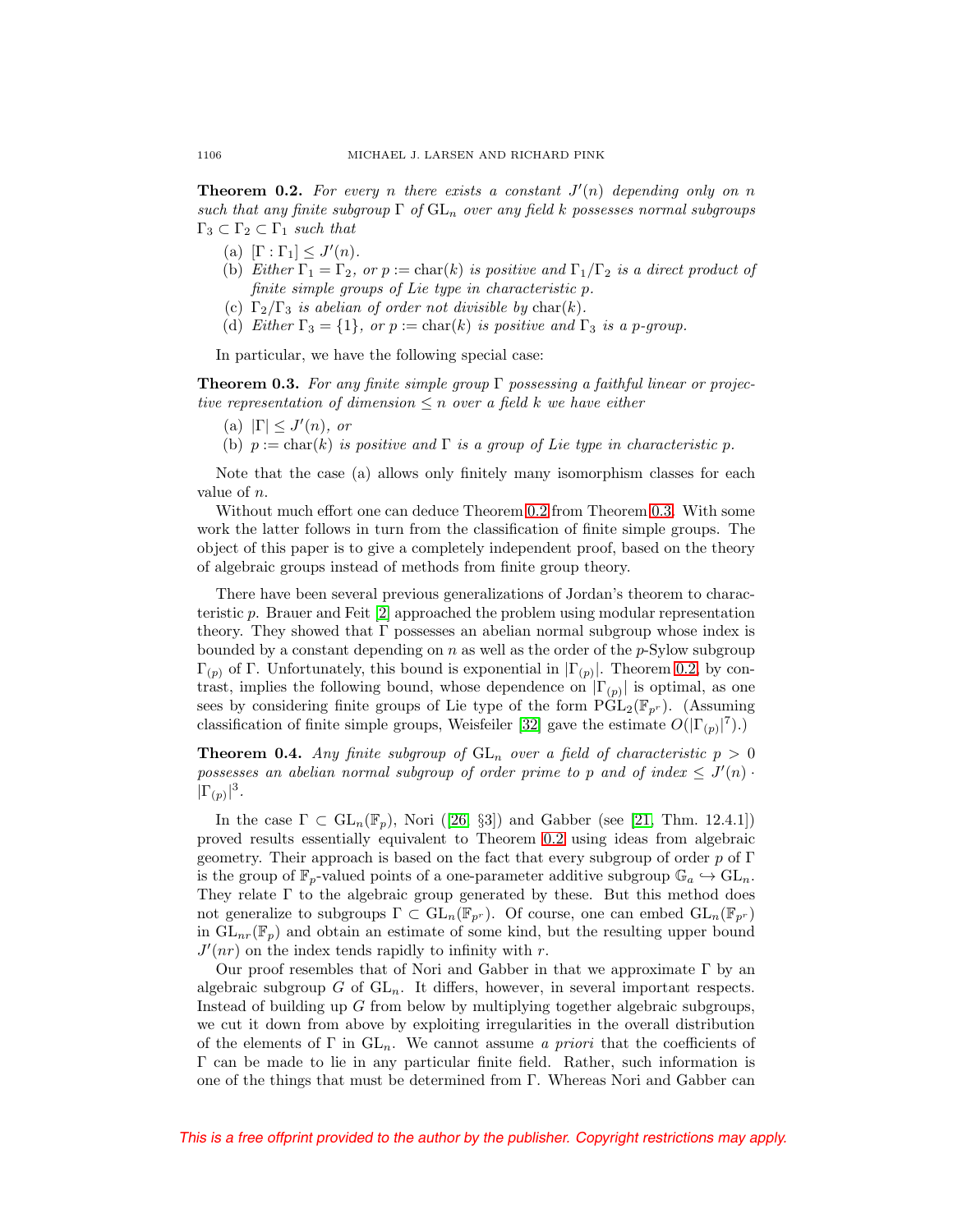**Theorem 0.2.** *For every $n$ there exists a constant $J'(n)$ depending only on $n$ such that any finite subgroup $\Gamma$ of $\mathrm{GL}_n$ over any field $k$ possesses normal subgroups $\Gamma_3 \subset \Gamma_2 \subset \Gamma_1$ such that*

(a) $[\Gamma : \Gamma_1] \leq J'(n)$.
(b) *Either $\Gamma_1 = \Gamma_2$, or $p := \mathrm{char}(k)$ is positive and $\Gamma_1/\Gamma_2$ is a direct product of finite simple groups of Lie type in characteristic $p$.*
(c) *$\Gamma_2/\Gamma_3$ is abelian of order not divisible by $\mathrm{char}(k)$.*
(d) *Either $\Gamma_3 = \{1\}$, or $p := \mathrm{char}(k)$ is positive and $\Gamma_3$ is a $p$-group.*

In particular, we have the following special case:

**Theorem 0.3.** *For any finite simple group $\Gamma$ possessing a faithful linear or projective representation of dimension $\leq n$ over a field $k$ we have either*

(a) *$|\Gamma| \leq J'(n)$, or*
(b) *$p := \mathrm{char}(k)$ is positive and $\Gamma$ is a group of Lie type in characteristic $p$.*

Note that the case (a) allows only finitely many isomorphism classes for each value of $n$.

Without much effort one can deduce Theorem 0.2 from Theorem 0.3. With some work the latter follows in turn from the classification of finite simple groups. The object of this paper is to give a completely independent proof, based on the theory of algebraic groups instead of methods from finite group theory.

There have been several previous generalizations of Jordan's theorem to characteristic $p$. Brauer and Feit [2] approached the problem using modular representation theory. They showed that $\Gamma$ possesses an abelian normal subgroup whose index is bounded by a constant depending on $n$ as well as the order of the $p$-Sylow subgroup $\Gamma_{(p)}$ of $\Gamma$. Unfortunately, this bound is exponential in $|\Gamma_{(p)}|$. Theorem 0.2, by contrast, implies the following bound, whose dependence on $|\Gamma_{(p)}|$ is optimal, as one sees by considering finite groups of Lie type of the form $\mathrm{PGL}_2(\mathbb{F}_{p^r})$. (Assuming classification of finite simple groups, Weisfeiler [32] gave the estimate $O(|\Gamma_{(p)}|^7)$.)

**Theorem 0.4.** *Any finite subgroup of $\mathrm{GL}_n$ over a field of characteristic $p > 0$ possesses an abelian normal subgroup of order prime to $p$ and of index $\leq J'(n) \cdot |\Gamma_{(p)}|^3$.*

In the case $\Gamma \subset \mathrm{GL}_n(\mathbb{F}_p)$, Nori ([26, §3]) and Gabber (see [21, Thm. 12.4.1]) proved results essentially equivalent to Theorem 0.2 using ideas from algebraic geometry. Their approach is based on the fact that every subgroup of order $p$ of $\Gamma$ is the group of $\mathbb{F}_p$-valued points of a one-parameter additive subgroup $\mathbb{G}_a \hookrightarrow \mathrm{GL}_n$. They relate $\Gamma$ to the algebraic group generated by these. But this method does not generalize to subgroups $\Gamma \subset \mathrm{GL}_n(\mathbb{F}_{p^r})$. Of course, one can embed $\mathrm{GL}_n(\mathbb{F}_{p^r})$ in $\mathrm{GL}_{nr}(\mathbb{F}_p)$ and obtain an estimate of some kind, but the resulting upper bound $J'(nr)$ on the index tends rapidly to infinity with $r$.

Our proof resembles that of Nori and Gabber in that we approximate $\Gamma$ by an algebraic subgroup $G$ of $\mathrm{GL}_n$. It differs, however, in several important respects. Instead of building up $G$ from below by multiplying together algebraic subgroups, we cut it down from above by exploiting irregularities in the overall distribution of the elements of $\Gamma$ in $\mathrm{GL}_n$. We cannot assume *a priori* that the coefficients of $\Gamma$ can be made to lie in any particular finite field. Rather, such information is one of the things that must be determined from $\Gamma$. Whereas Nori and Gabber can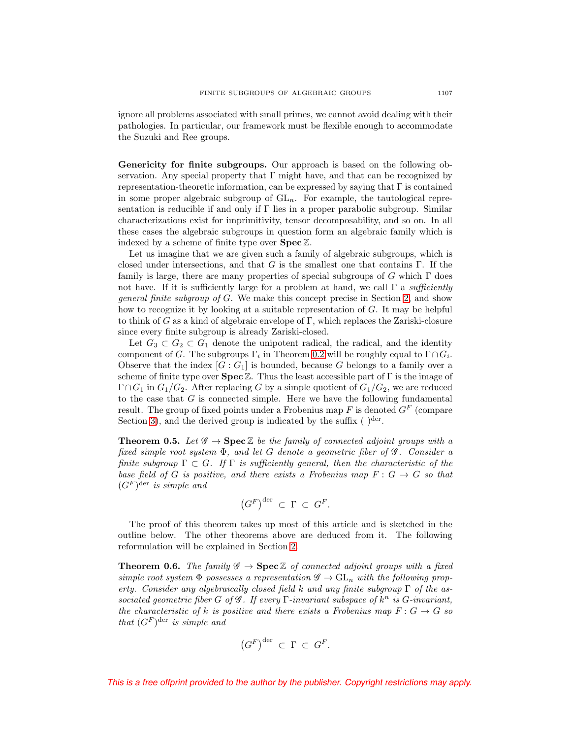ignore all problems associated with small primes, we cannot avoid dealing with their pathologies. In particular, our framework must be flexible enough to accommodate the Suzuki and Ree groups.

**Genericity for finite subgroups.** Our approach is based on the following observation. Any special property that $\Gamma$ might have, and that can be recognized by representation-theoretic information, can be expressed by saying that $\Gamma$ is contained in some proper algebraic subgroup of $\mathrm{GL}_n$. For example, the tautological representation is reducible if and only if $\Gamma$ lies in a proper parabolic subgroup. Similar characterizations exist for imprimitivity, tensor decomposability, and so on. In all these cases the algebraic subgroups in question form an algebraic family which is indexed by a scheme of finite type over $\mathbf{Spec}\,\mathbb{Z}$.

Let us imagine that we are given such a family of algebraic subgroups, which is closed under intersections, and that $G$ is the smallest one that contains $\Gamma$. If the family is large, there are many properties of special subgroups of $G$ which $\Gamma$ does not have. If it is sufficiently large for a problem at hand, we call $\Gamma$ a *sufficiently general finite subgroup of* $G$. We make this concept precise in Section 2, and show how to recognize it by looking at a suitable representation of $G$. It may be helpful to think of $G$ as a kind of algebraic envelope of $\Gamma$, which replaces the Zariski-closure since every finite subgroup is already Zariski-closed.

Let $G_3 \subset G_2 \subset G_1$ denote the unipotent radical, the radical, and the identity component of $G$. The subgroups $\Gamma_i$ in Theorem 0.2 will be roughly equal to $\Gamma \cap G_i$. Observe that the index $[G : G_1]$ is bounded, because $G$ belongs to a family over a scheme of finite type over $\mathbf{Spec}\,\mathbb{Z}$. Thus the least accessible part of $\Gamma$ is the image of $\Gamma \cap G_1$ in $G_1/G_2$. After replacing $G$ by a simple quotient of $G_1/G_2$, we are reduced to the case that $G$ is connected simple. Here we have the following fundamental result. The group of fixed points under a Frobenius map $F$ is denoted $G^F$ (compare Section 3), and the derived group is indicated by the suffix $(\ )^{\mathrm{der}}$.

**Theorem 0.5.** *Let $\mathscr{G} \to \mathbf{Spec}\,\mathbb{Z}$ be the family of connected adjoint groups with a fixed simple root system $\Phi$, and let $G$ denote a geometric fiber of $\mathscr{G}$. Consider a finite subgroup $\Gamma \subset G$. If $\Gamma$ is sufficiently general, then the characteristic of the base field of $G$ is positive, and there exists a Frobenius map $F : G \to G$ so that $(G^F)^{\mathrm{der}}$ is simple and*

$$\left(G^F\right)^{\mathrm{der}} \subset \Gamma \subset G^F.$$

The proof of this theorem takes up most of this article and is sketched in the outline below. The other theorems above are deduced from it. The following reformulation will be explained in Section 2.

**Theorem 0.6.** *The family $\mathscr{G} \to \mathbf{Spec}\,\mathbb{Z}$ of connected adjoint groups with a fixed simple root system $\Phi$ possesses a representation $\mathscr{G} \to \mathrm{GL}_n$ with the following property. Consider any algebraically closed field $k$ and any finite subgroup $\Gamma$ of the associated geometric fiber $G$ of $\mathscr{G}$. If every $\Gamma$-invariant subspace of $k^n$ is $G$-invariant, the characteristic of $k$ is positive and there exists a Frobenius map $F : G \to G$ so that $(G^F)^{\mathrm{der}}$ is simple and*

$$\left(G^F\right)^{\mathrm{der}} \subset \Gamma \subset G^F.$$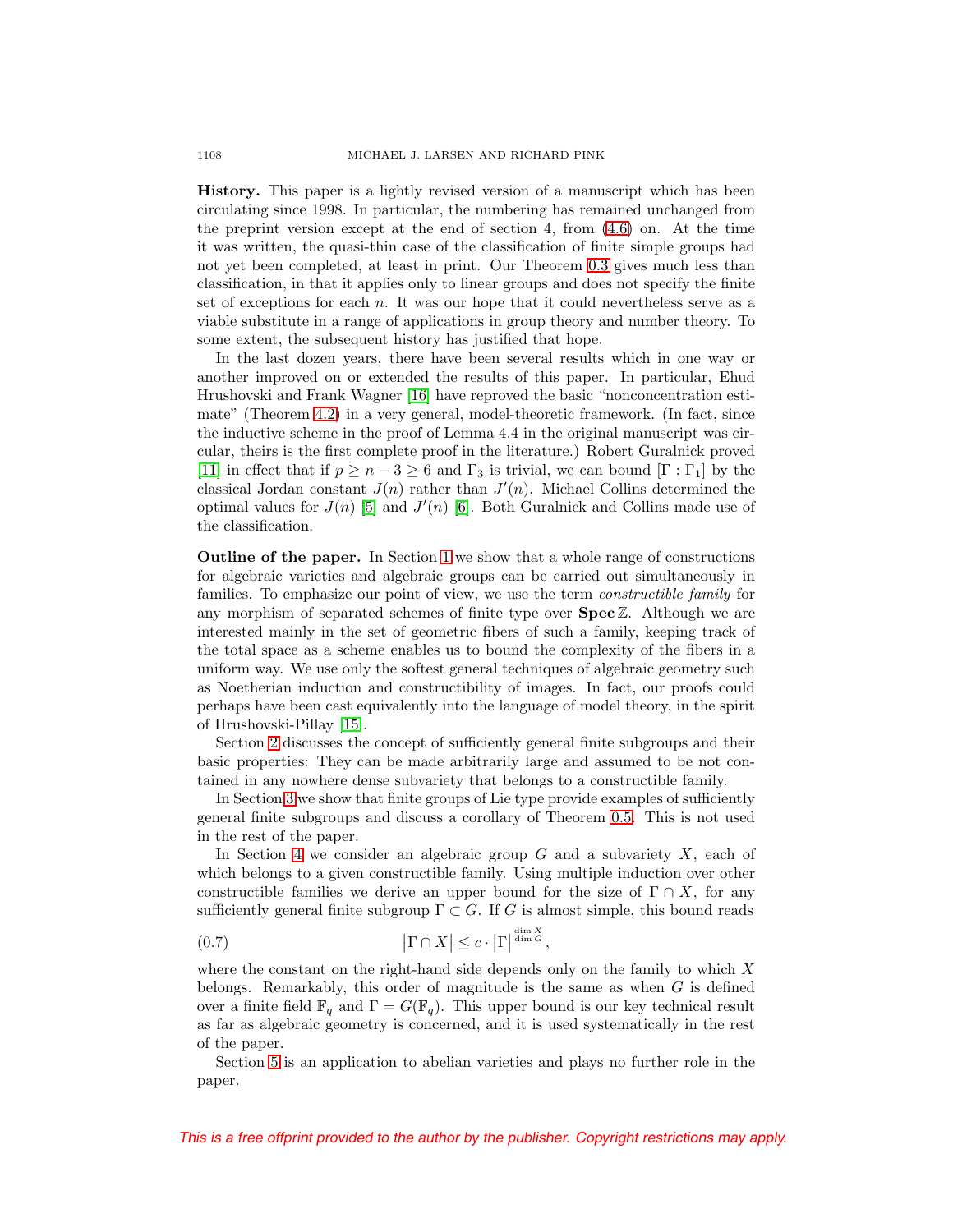**History.** This paper is a lightly revised version of a manuscript which has been circulating since 1998. In particular, the numbering has remained unchanged from the preprint version except at the end of section 4, from (4.6) on. At the time it was written, the quasi-thin case of the classification of finite simple groups had not yet been completed, at least in print. Our Theorem 0.3 gives much less than classification, in that it applies only to linear groups and does not specify the finite set of exceptions for each $n$. It was our hope that it could nevertheless serve as a viable substitute in a range of applications in group theory and number theory. To some extent, the subsequent history has justified that hope.

In the last dozen years, there have been several results which in one way or another improved on or extended the results of this paper. In particular, Ehud Hrushovski and Frank Wagner [16] have reproved the basic "nonconcentration estimate" (Theorem 4.2) in a very general, model-theoretic framework. (In fact, since the inductive scheme in the proof of Lemma 4.4 in the original manuscript was circular, theirs is the first complete proof in the literature.) Robert Guralnick proved [11] in effect that if $p \geq n-3 \geq 6$ and $\Gamma_3$ is trivial, we can bound $[\Gamma : \Gamma_1]$ by the classical Jordan constant $J(n)$ rather than $J'(n)$. Michael Collins determined the optimal values for $J(n)$ [5] and $J'(n)$ [6]. Both Guralnick and Collins made use of the classification.

**Outline of the paper.** In Section 1 we show that a whole range of constructions for algebraic varieties and algebraic groups can be carried out simultaneously in families. To emphasize our point of view, we use the term *constructible family* for any morphism of separated schemes of finite type over $\mathbf{Spec}\,\mathbb{Z}$. Although we are interested mainly in the set of geometric fibers of such a family, keeping track of the total space as a scheme enables us to bound the complexity of the fibers in a uniform way. We use only the softest general techniques of algebraic geometry such as Noetherian induction and constructibility of images. In fact, our proofs could perhaps have been cast equivalently into the language of model theory, in the spirit of Hrushovski-Pillay [15].

Section 2 discusses the concept of sufficiently general finite subgroups and their basic properties: They can be made arbitrarily large and assumed to be not contained in any nowhere dense subvariety that belongs to a constructible family.

In Section 3 we show that finite groups of Lie type provide examples of sufficiently general finite subgroups and discuss a corollary of Theorem 0.5. This is not used in the rest of the paper.

In Section 4 we consider an algebraic group $G$ and a subvariety $X$, each of which belongs to a given constructible family. Using multiple induction over other constructible families we derive an upper bound for the size of $\Gamma \cap X$, for any sufficiently general finite subgroup $\Gamma \subset G$. If $G$ is almost simple, this bound reads

$$\big|\Gamma \cap X\big| \leq c \cdot \big|\Gamma\big|^{\frac{\dim X}{\dim G}}, \tag{0.7}$$

where the constant on the right-hand side depends only on the family to which $X$ belongs. Remarkably, this order of magnitude is the same as when $G$ is defined over a finite field $\mathbb{F}_q$ and $\Gamma = G(\mathbb{F}_q)$. This upper bound is our key technical result as far as algebraic geometry is concerned, and it is used systematically in the rest of the paper.

Section 5 is an application to abelian varieties and plays no further role in the paper.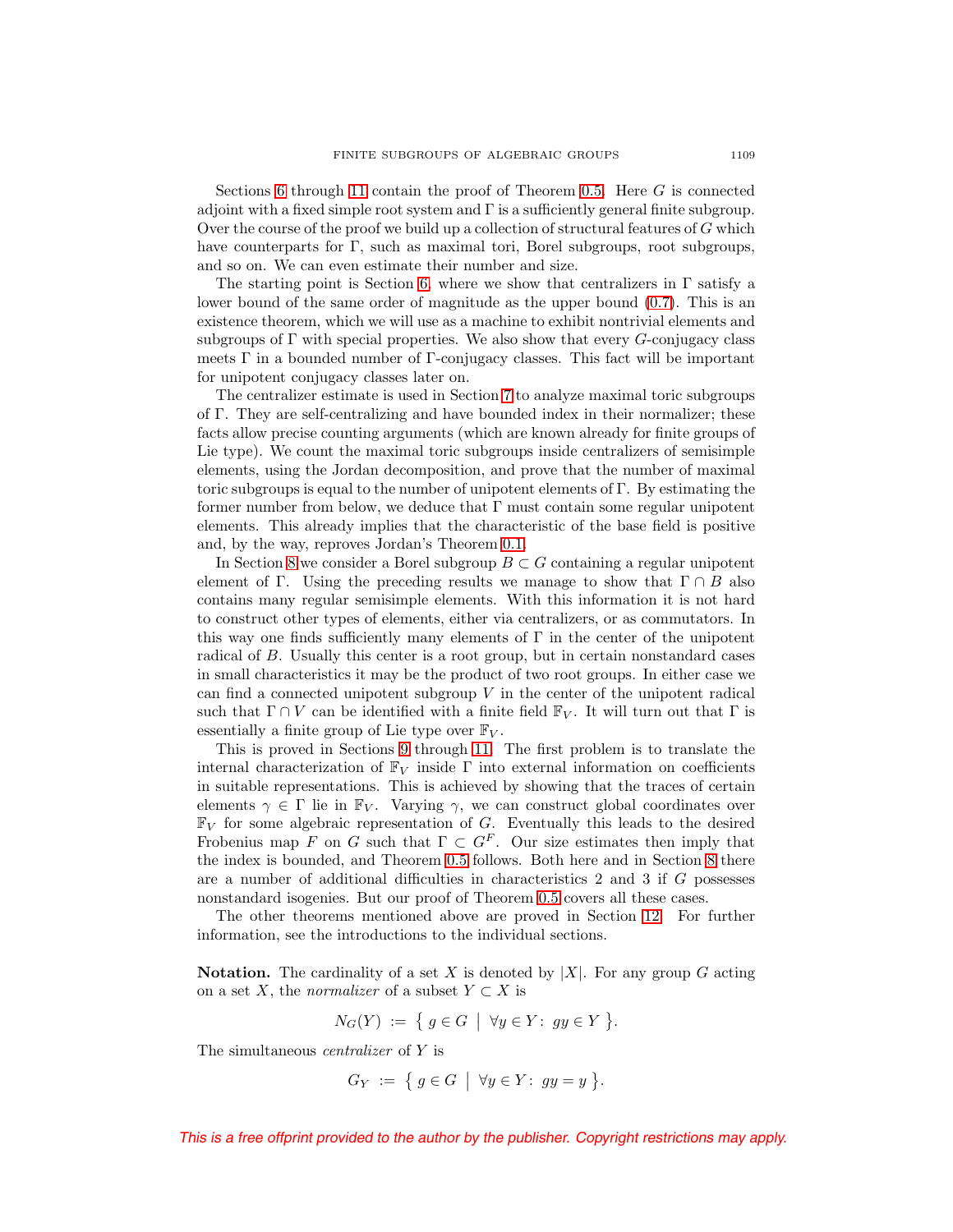Sections 6 through 11 contain the proof of Theorem 0.5. Here $G$ is connected adjoint with a fixed simple root system and $\Gamma$ is a sufficiently general finite subgroup. Over the course of the proof we build up a collection of structural features of $G$ which have counterparts for $\Gamma$, such as maximal tori, Borel subgroups, root subgroups, and so on. We can even estimate their number and size.

The starting point is Section 6, where we show that centralizers in $\Gamma$ satisfy a lower bound of the same order of magnitude as the upper bound (0.7). This is an existence theorem, which we will use as a machine to exhibit nontrivial elements and subgroups of $\Gamma$ with special properties. We also show that every $G$-conjugacy class meets $\Gamma$ in a bounded number of $\Gamma$-conjugacy classes. This fact will be important for unipotent conjugacy classes later on.

The centralizer estimate is used in Section 7 to analyze maximal toric subgroups of $\Gamma$. They are self-centralizing and have bounded index in their normalizer; these facts allow precise counting arguments (which are known already for finite groups of Lie type). We count the maximal toric subgroups inside centralizers of semisimple elements, using the Jordan decomposition, and prove that the number of maximal toric subgroups is equal to the number of unipotent elements of $\Gamma$. By estimating the former number from below, we deduce that $\Gamma$ must contain some regular unipotent elements. This already implies that the characteristic of the base field is positive and, by the way, reproves Jordan's Theorem 0.1.

In Section 8 we consider a Borel subgroup $B \subset G$ containing a regular unipotent element of $\Gamma$. Using the preceding results we manage to show that $\Gamma \cap B$ also contains many regular semisimple elements. With this information it is not hard to construct other types of elements, either via centralizers, or as commutators. In this way one finds sufficiently many elements of $\Gamma$ in the center of the unipotent radical of $B$. Usually this center is a root group, but in certain nonstandard cases in small characteristics it may be the product of two root groups. In either case we can find a connected unipotent subgroup $V$ in the center of the unipotent radical such that $\Gamma \cap V$ can be identified with a finite field $\mathbb{F}_V$. It will turn out that $\Gamma$ is essentially a finite group of Lie type over $\mathbb{F}_V$.

This is proved in Sections 9 through 11. The first problem is to translate the internal characterization of $\mathbb{F}_V$ inside $\Gamma$ into external information on coefficients in suitable representations. This is achieved by showing that the traces of certain elements $\gamma \in \Gamma$ lie in $\mathbb{F}_V$. Varying $\gamma$, we can construct global coordinates over $\mathbb{F}_V$ for some algebraic representation of $G$. Eventually this leads to the desired Frobenius map $F$ on $G$ such that $\Gamma \subset G^F$. Our size estimates then imply that the index is bounded, and Theorem 0.5 follows. Both here and in Section 8 there are a number of additional difficulties in characteristics 2 and 3 if $G$ possesses nonstandard isogenies. But our proof of Theorem 0.5 covers all these cases.

The other theorems mentioned above are proved in Section 12. For further information, see the introductions to the individual sections.

**Notation.** The cardinality of a set $X$ is denoted by $|X|$. For any group $G$ acting on a set $X$, the *normalizer* of a subset $Y \subset X$ is

$$N_G(Y) \;:=\; \big\{\, g \in G \;\big|\; \forall y \in Y\colon\; gy \in Y \,\big\}.$$

The simultaneous *centralizer* of $Y$ is

$$G_Y \;:=\; \big\{\, g \in G \;\big|\; \forall y \in Y\colon\; gy = y \,\big\}.$$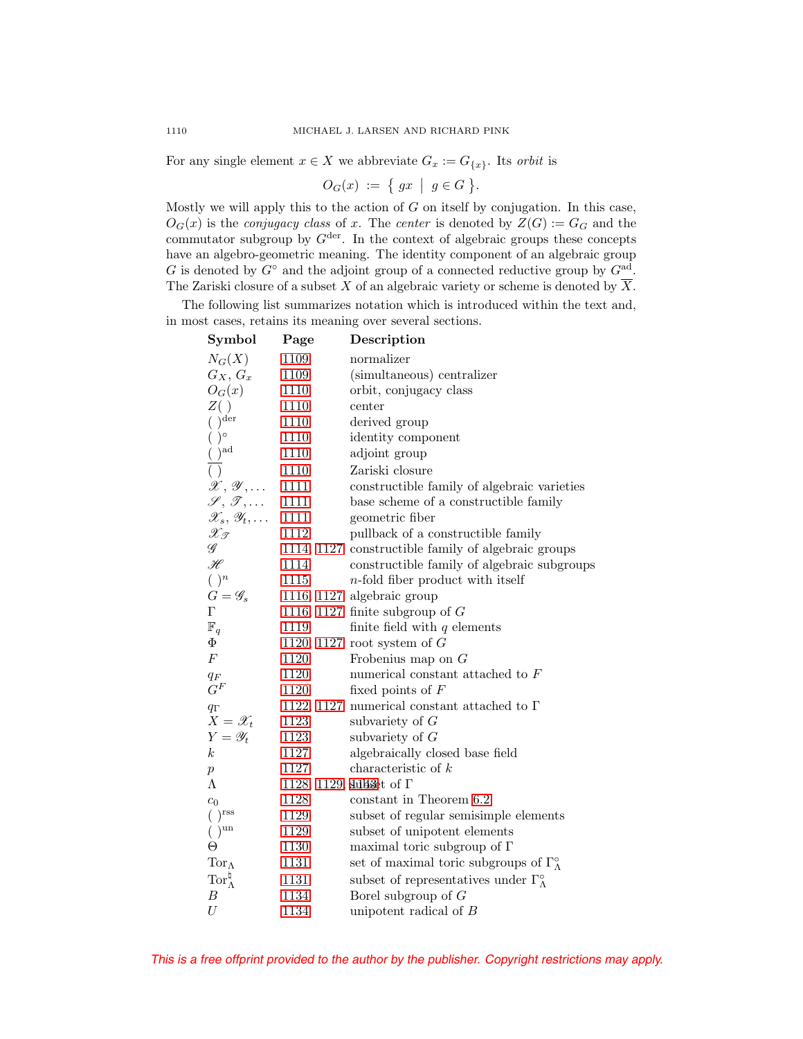For any single element $x \in X$ we abbreviate $G_x := G_{\{x\}}$. Its *orbit* is

$$O_G(x) := \{ gx \mid g \in G \}.$$

Mostly we will apply this to the action of $G$ on itself by conjugation. In this case, $O_G(x)$ is the *conjugacy class* of $x$. The *center* is denoted by $Z(G) := G_G$ and the commutator subgroup by $G^{\mathrm{der}}$. In the context of algebraic groups these concepts have an algebro-geometric meaning. The identity component of an algebraic group $G$ is denoted by $G^\circ$ and the adjoint group of a connected reductive group by $G^{\mathrm{ad}}$. The Zariski closure of a subset $X$ of an algebraic variety or scheme is denoted by $\overline{X}$.

The following list summarizes notation which is introduced within the text and, in most cases, retains its meaning over several sections.

| **Symbol** | **Page** | **Description** |
|---|---|---|
| $N_G(X)$ | 1109 | normalizer |
| $G_X$, $G_x$ | 1109 | (simultaneous) centralizer |
| $O_G(x)$ | 1110 | orbit, conjugacy class |
| $Z(\ )$ | 1110 | center |
| $(\ )^{\mathrm{der}}$ | 1110 | derived group |
| $(\ )^\circ$ | 1110 | identity component |
| $(\ )^{\mathrm{ad}}$ | 1110 | adjoint group |
| $\overline{(\ )}$ | 1110 | Zariski closure |
| $\mathscr{X}, \mathscr{Y}, \ldots$ | 1111 | constructible family of algebraic varieties |
| $\mathscr{S}, \mathscr{T}, \ldots$ | 1111 | base scheme of a constructible family |
| $\mathscr{X}_s, \mathscr{Y}_t, \ldots$ | 1111 | geometric fiber |
| $\mathscr{X}_\mathscr{T}$ | 1112 | pullback of a constructible family |
| $\mathscr{G}$ | 1114, 1127 | constructible family of algebraic groups |
| $\mathscr{H}$ | 1114 | constructible family of algebraic subgroups |
| $(\ )^n$ | 1115 | $n$-fold fiber product with itself |
| $G = \mathscr{G}_s$ | 1116, 1127 | algebraic group |
| $\Gamma$ | 1116, 1127 | finite subgroup of $G$ |
| $\mathbb{F}_q$ | 1119 | finite field with $q$ elements |
| $\Phi$ | 1120, 1127 | root system of $G$ |
| $F$ | 1120 | Frobenius map on $G$ |
| $q_F$ | 1120 | numerical constant attached to $F$ |
| $G^F$ | 1120 | fixed points of $F$ |
| $q_\Gamma$ | 1122, 1127 | numerical constant attached to $\Gamma$ |
| $X = \mathscr{X}_t$ | 1123 | subvariety of $G$ |
| $Y = \mathscr{Y}_t$ | 1123 | subvariety of $G$ |
| $k$ | 1127 | algebraically closed base field |
| $p$ | 1127 | characteristic of $k$ |
| $\Lambda$ | 1128, 1129, 1143 | subset of $\Gamma$ |
| $c_0$ | 1128 | constant in Theorem 6.2 |
| $(\ )^{\mathrm{rss}}$ | 1129 | subset of regular semisimple elements |
| $(\ )^{\mathrm{un}}$ | 1129 | subset of unipotent elements |
| $\Theta$ | 1130 | maximal toric subgroup of $\Gamma$ |
| $\mathrm{Tor}_\Lambda$ | 1131 | set of maximal toric subgroups of $\Gamma_\Lambda^\circ$ |
| $\mathrm{Tor}_\Lambda^\natural$ | 1131 | subset of representatives under $\Gamma_\Lambda^\circ$ |
| $B$ | 1134 | Borel subgroup of $G$ |
| $U$ | 1134 | unipotent radical of $B$ |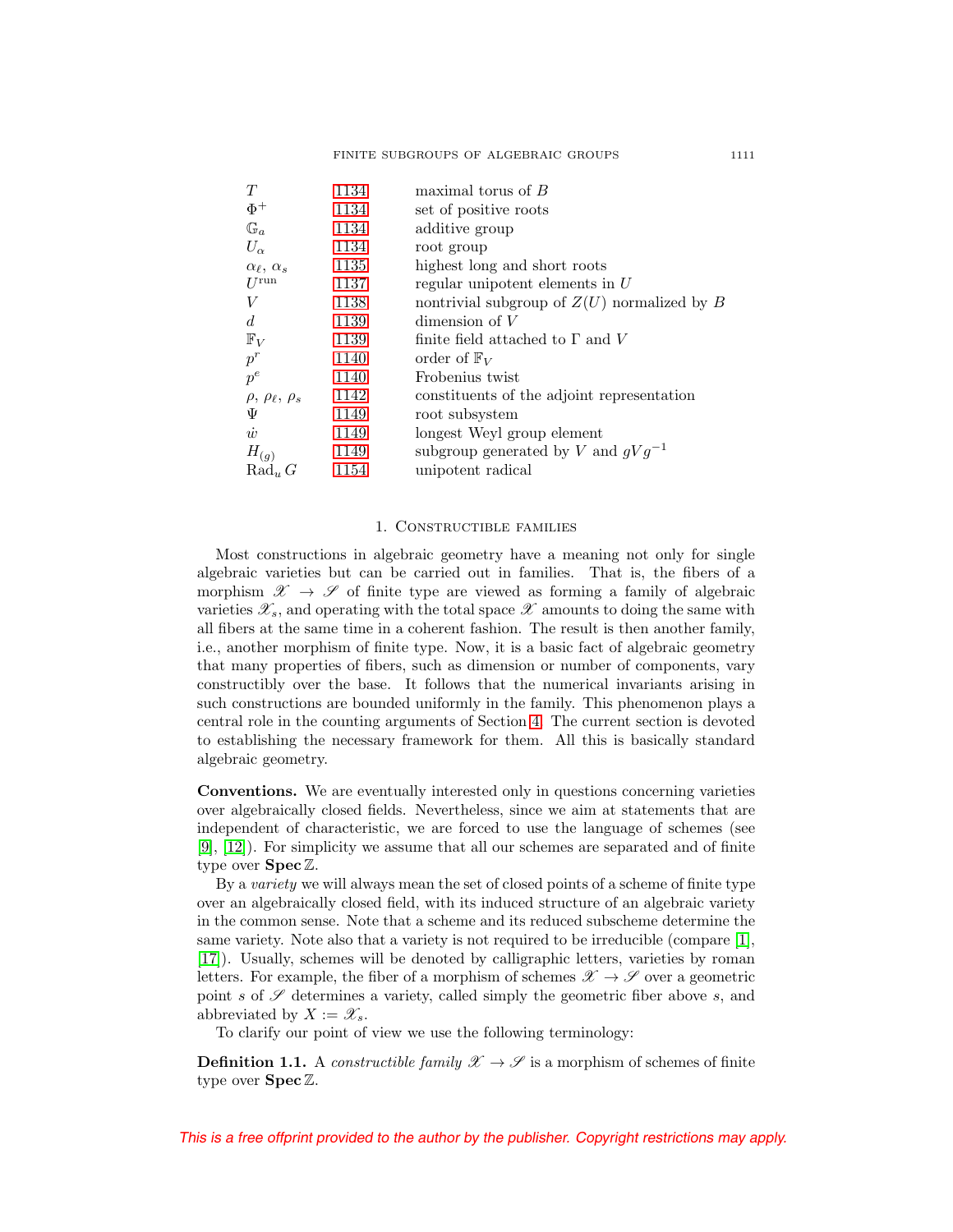| | | |
|---|---|---|
| $T$ | 1134 | maximal torus of $B$ |
| $\Phi^+$ | 1134 | set of positive roots |
| $\mathbb{G}_a$ | 1134 | additive group |
| $U_\alpha$ | 1134 | root group |
| $\alpha_\ell$, $\alpha_s$ | 1135 | highest long and short roots |
| $U^{\text{run}}$ | 1137 | regular unipotent elements in $U$ |
| $V$ | 1138 | nontrivial subgroup of $Z(U)$ normalized by $B$ |
| $d$ | 1139 | dimension of $V$ |
| $\mathbb{F}_V$ | 1139 | finite field attached to $\Gamma$ and $V$ |
| $p^r$ | 1140 | order of $\mathbb{F}_V$ |
| $p^e$ | 1140 | Frobenius twist |
| $\rho$, $\rho_\ell$, $\rho_s$ | 1142 | constituents of the adjoint representation |
| $\Psi$ | 1149 | root subsystem |
| $\dot{w}$ | 1149 | longest Weyl group element |
| $H_{(g)}$ | 1149 | subgroup generated by $V$ and $gVg^{-1}$ |
| $\operatorname{Rad}_u G$ | 1154 | unipotent radical |

## 1. Constructible families

Most constructions in algebraic geometry have a meaning not only for single algebraic varieties but can be carried out in families. That is, the fibers of a morphism $\mathscr{X} \to \mathscr{S}$ of finite type are viewed as forming a family of algebraic varieties $\mathscr{X}_s$, and operating with the total space $\mathscr{X}$ amounts to doing the same with all fibers at the same time in a coherent fashion. The result is then another family, i.e., another morphism of finite type. Now, it is a basic fact of algebraic geometry that many properties of fibers, such as dimension or number of components, vary constructibly over the base. It follows that the numerical invariants arising in such constructions are bounded uniformly in the family. This phenomenon plays a central role in the counting arguments of Section 4. The current section is devoted to establishing the necessary framework for them. All this is basically standard algebraic geometry.

**Conventions.** We are eventually interested only in questions concerning varieties over algebraically closed fields. Nevertheless, since we aim at statements that are independent of characteristic, we are forced to use the language of schemes (see [9], [12]). For simplicity we assume that all our schemes are separated and of finite type over $\mathbf{Spec}\,\mathbb{Z}$.

By a *variety* we will always mean the set of closed points of a scheme of finite type over an algebraically closed field, with its induced structure of an algebraic variety in the common sense. Note that a scheme and its reduced subscheme determine the same variety. Note also that a variety is not required to be irreducible (compare [1], [17]). Usually, schemes will be denoted by calligraphic letters, varieties by roman letters. For example, the fiber of a morphism of schemes $\mathscr{X} \to \mathscr{S}$ over a geometric point $s$ of $\mathscr{S}$ determines a variety, called simply the geometric fiber above $s$, and abbreviated by $X := \mathscr{X}_s$.

To clarify our point of view we use the following terminology:

**Definition 1.1.** A *constructible family* $\mathscr{X} \to \mathscr{S}$ is a morphism of schemes of finite type over $\mathbf{Spec}\,\mathbb{Z}$.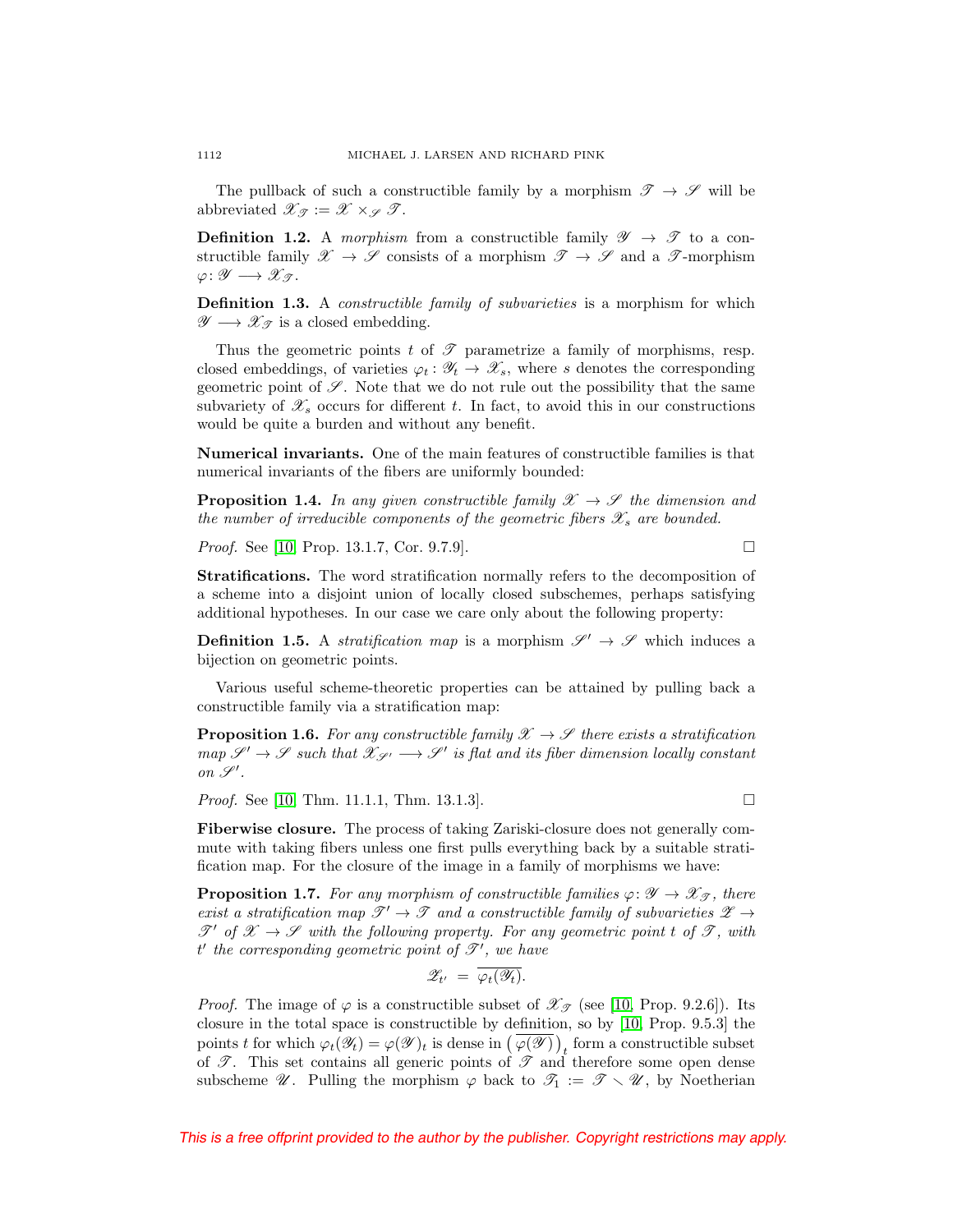The pullback of such a constructible family by a morphism $\mathscr{T} \to \mathscr{S}$ will be abbreviated $\mathscr{X}_{\mathscr{T}} := \mathscr{X} \times_{\mathscr{S}} \mathscr{T}$.

**Definition 1.2.** A *morphism* from a constructible family $\mathscr{Y} \to \mathscr{T}$ to a constructible family $\mathscr{X} \to \mathscr{S}$ consists of a morphism $\mathscr{T} \to \mathscr{S}$ and a $\mathscr{T}$-morphism $\varphi \colon \mathscr{Y} \longrightarrow \mathscr{X}_{\mathscr{T}}$.

**Definition 1.3.** A *constructible family of subvarieties* is a morphism for which $\mathscr{Y} \longrightarrow \mathscr{X}_{\mathscr{T}}$ is a closed embedding.

Thus the geometric points $t$ of $\mathscr{T}$ parametrize a family of morphisms, resp. closed embeddings, of varieties $\varphi_t \colon \mathscr{Y}_t \to \mathscr{X}_s$, where $s$ denotes the corresponding geometric point of $\mathscr{S}$. Note that we do not rule out the possibility that the same subvariety of $\mathscr{X}_s$ occurs for different $t$. In fact, to avoid this in our constructions would be quite a burden and without any benefit.

**Numerical invariants.** One of the main features of constructible families is that numerical invariants of the fibers are uniformly bounded:

**Proposition 1.4.** *In any given constructible family $\mathscr{X} \to \mathscr{S}$ the dimension and the number of irreducible components of the geometric fibers $\mathscr{X}_s$ are bounded.*

*Proof.* See [10, Prop. 13.1.7, Cor. 9.7.9]. ☐

**Stratifications.** The word stratification normally refers to the decomposition of a scheme into a disjoint union of locally closed subschemes, perhaps satisfying additional hypotheses. In our case we care only about the following property:

**Definition 1.5.** A *stratification map* is a morphism $\mathscr{S}' \to \mathscr{S}$ which induces a bijection on geometric points.

Various useful scheme-theoretic properties can be attained by pulling back a constructible family via a stratification map:

**Proposition 1.6.** *For any constructible family $\mathscr{X} \to \mathscr{S}$ there exists a stratification map $\mathscr{S}' \to \mathscr{S}$ such that $\mathscr{X}_{\mathscr{S}'} \longrightarrow \mathscr{S}'$ is flat and its fiber dimension locally constant on $\mathscr{S}'$.*

*Proof.* See [10, Thm. 11.1.1, Thm. 13.1.3]. ☐

**Fiberwise closure.** The process of taking Zariski-closure does not generally commute with taking fibers unless one first pulls everything back by a suitable stratification map. For the closure of the image in a family of morphisms we have:

**Proposition 1.7.** *For any morphism of constructible families $\varphi \colon \mathscr{Y} \to \mathscr{X}_{\mathscr{T}}$, there exist a stratification map $\mathscr{T}' \to \mathscr{T}$ and a constructible family of subvarieties $\mathscr{Z} \to \mathscr{T}'$ of $\mathscr{X} \to \mathscr{S}$ with the following property. For any geometric point $t$ of $\mathscr{T}$, with $t'$ the corresponding geometric point of $\mathscr{T}'$, we have*

$$\mathscr{Z}_{t'} \;=\; \overline{\varphi_t(\mathscr{Y}_t)}.$$

*Proof.* The image of $\varphi$ is a constructible subset of $\mathscr{X}_{\mathscr{T}}$ (see [10, Prop. 9.2.6]). Its closure in the total space is constructible by definition, so by [10, Prop. 9.5.3] the points $t$ for which $\varphi_t(\mathscr{Y}_t) = \varphi(\mathscr{Y})_t$ is dense in $\big(\overline{\varphi(\mathscr{Y})}\big)_t$ form a constructible subset of $\mathscr{T}$. This set contains all generic points of $\mathscr{T}$ and therefore some open dense subscheme $\mathscr{U}$. Pulling the morphism $\varphi$ back to $\mathscr{T}_1 := \mathscr{T} \smallsetminus \mathscr{U}$, by Noetherian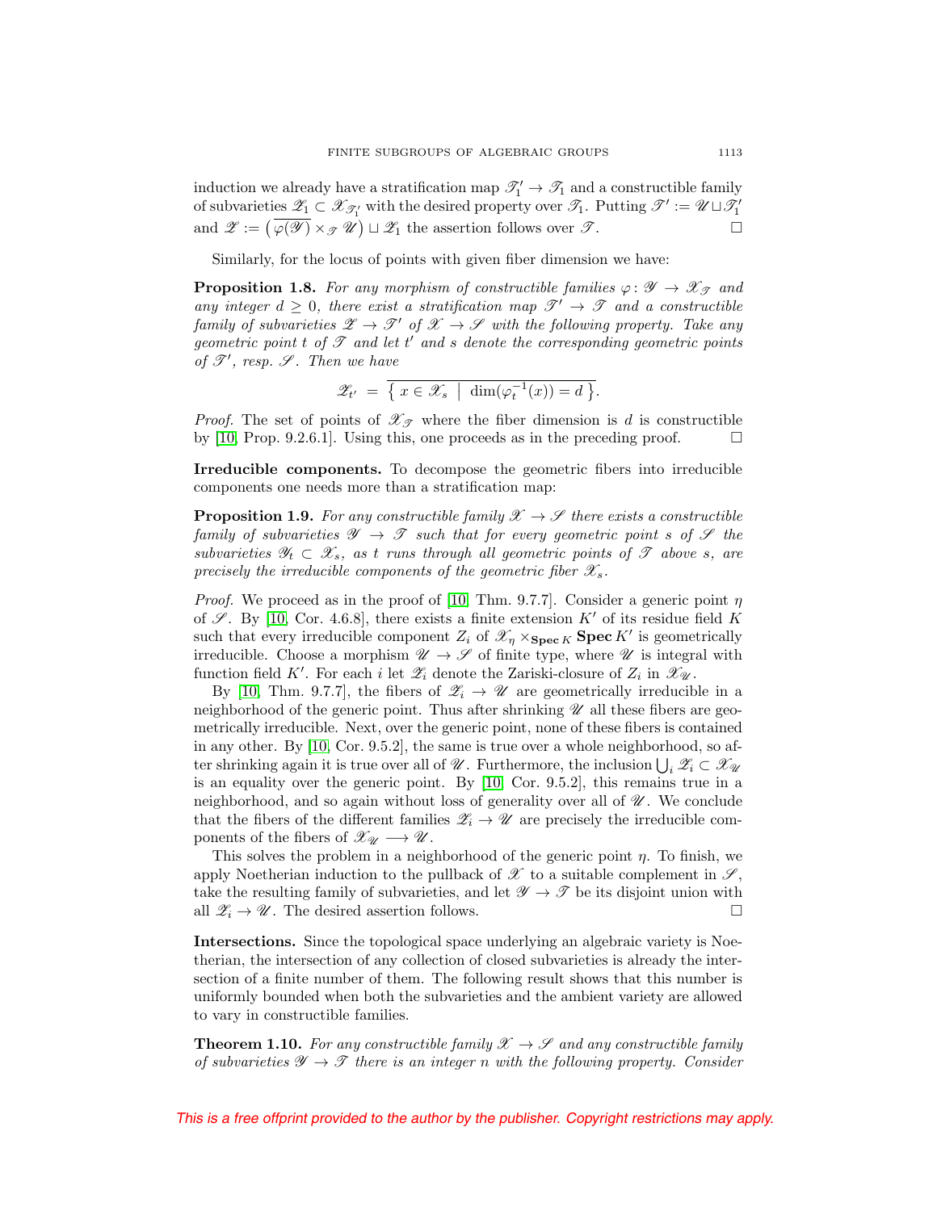induction we already have a stratification map $\mathscr{T}_1' \to \mathscr{T}_1$ and a constructible family of subvarieties $\mathscr{Z}_1 \subset \mathscr{X}_{\mathscr{T}_1'}$ with the desired property over $\mathscr{T}_1$. Putting $\mathscr{T}' := \mathscr{U} \sqcup \mathscr{T}_1'$ and $\mathscr{Z} := \big(\overline{\varphi(\mathscr{Y})} \times_{\mathscr{T}} \mathscr{U}\big) \sqcup \mathscr{Z}_1$ the assertion follows over $\mathscr{T}$. $\square$

Similarly, for the locus of points with given fiber dimension we have:

**Proposition 1.8.** *For any morphism of constructible families $\varphi\colon \mathscr{Y} \to \mathscr{X}_{\mathscr{T}}$ and any integer $d \geq 0$, there exist a stratification map $\mathscr{T}' \to \mathscr{T}$ and a constructible family of subvarieties $\mathscr{Z} \to \mathscr{T}'$ of $\mathscr{X} \to \mathscr{S}$ with the following property. Take any geometric point $t$ of $\mathscr{T}$ and let $t'$ and $s$ denote the corresponding geometric points of $\mathscr{T}'$, resp. $\mathscr{S}$. Then we have*

$$\mathscr{Z}_{t'} \;=\; \overline{\big\{\, x \in \mathscr{X}_s \;\big|\; \dim(\varphi_t^{-1}(x)) = d \,\big\}}.$$

*Proof.* The set of points of $\mathscr{X}_{\mathscr{T}}$ where the fiber dimension is $d$ is constructible by [10, Prop. 9.2.6.1]. Using this, one proceeds as in the preceding proof. $\square$

**Irreducible components.** To decompose the geometric fibers into irreducible components one needs more than a stratification map:

**Proposition 1.9.** *For any constructible family $\mathscr{X} \to \mathscr{S}$ there exists a constructible family of subvarieties $\mathscr{Y} \to \mathscr{T}$ such that for every geometric point $s$ of $\mathscr{S}$ the subvarieties $\mathscr{Y}_t \subset \mathscr{X}_s$, as $t$ runs through all geometric points of $\mathscr{T}$ above $s$, are precisely the irreducible components of the geometric fiber $\mathscr{X}_s$.*

*Proof.* We proceed as in the proof of [10, Thm. 9.7.7]. Consider a generic point $\eta$ of $\mathscr{S}$. By [10, Cor. 4.6.8], there exists a finite extension $K'$ of its residue field $K$ such that every irreducible component $Z_i$ of $\mathscr{X}_\eta \times_{\mathbf{Spec}\,K} \mathbf{Spec}\,K'$ is geometrically irreducible. Choose a morphism $\mathscr{U} \to \mathscr{S}$ of finite type, where $\mathscr{U}$ is integral with function field $K'$. For each $i$ let $\mathscr{Z}_i$ denote the Zariski-closure of $Z_i$ in $\mathscr{X}_{\mathscr{U}}$.

By [10, Thm. 9.7.7], the fibers of $\mathscr{Z}_i \to \mathscr{U}$ are geometrically irreducible in a neighborhood of the generic point. Thus after shrinking $\mathscr{U}$ all these fibers are geometrically irreducible. Next, over the generic point, none of these fibers is contained in any other. By [10, Cor. 9.5.2], the same is true over a whole neighborhood, so after shrinking again it is true over all of $\mathscr{U}$. Furthermore, the inclusion $\bigcup_i \mathscr{Z}_i \subset \mathscr{X}_{\mathscr{U}}$ is an equality over the generic point. By [10, Cor. 9.5.2], this remains true in a neighborhood, and so again without loss of generality over all of $\mathscr{U}$. We conclude that the fibers of the different families $\mathscr{Z}_i \to \mathscr{U}$ are precisely the irreducible components of the fibers of $\mathscr{X}_{\mathscr{U}} \longrightarrow \mathscr{U}$.

This solves the problem in a neighborhood of the generic point $\eta$. To finish, we apply Noetherian induction to the pullback of $\mathscr{X}$ to a suitable complement in $\mathscr{S}$, take the resulting family of subvarieties, and let $\mathscr{Y} \to \mathscr{T}$ be its disjoint union with all $\mathscr{Z}_i \to \mathscr{U}$. The desired assertion follows. $\square$

**Intersections.** Since the topological space underlying an algebraic variety is Noetherian, the intersection of any collection of closed subvarieties is already the intersection of a finite number of them. The following result shows that this number is uniformly bounded when both the subvarieties and the ambient variety are allowed to vary in constructible families.

**Theorem 1.10.** *For any constructible family $\mathscr{X} \to \mathscr{S}$ and any constructible family of subvarieties $\mathscr{Y} \to \mathscr{T}$ there is an integer $n$ with the following property. Consider*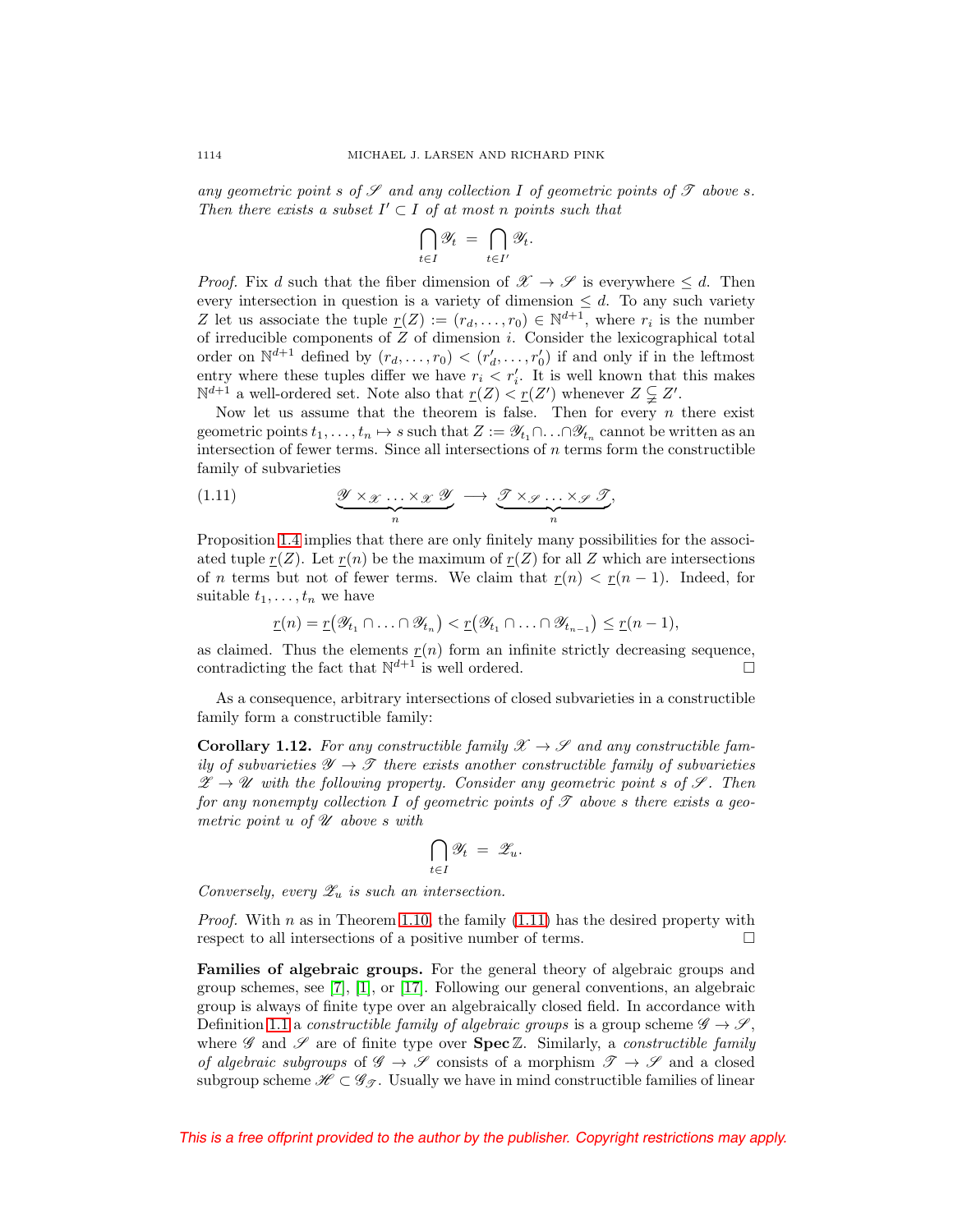*any geometric point $s$ of $\mathscr{S}$ and any collection $I$ of geometric points of $\mathscr{T}$ above $s$. Then there exists a subset $I' \subset I$ of at most $n$ points such that*

$$\bigcap_{t\in I} \mathscr{Y}_t \;=\; \bigcap_{t\in I'} \mathscr{Y}_t.$$

*Proof.* Fix $d$ such that the fiber dimension of $\mathscr{X} \to \mathscr{S}$ is everywhere $\leq d$. Then every intersection in question is a variety of dimension $\leq d$. To any such variety $Z$ let us associate the tuple $\underline{r}(Z) := (r_d, \ldots, r_0) \in \mathbb{N}^{d+1}$, where $r_i$ is the number of irreducible components of $Z$ of dimension $i$. Consider the lexicographical total order on $\mathbb{N}^{d+1}$ defined by $(r_d, \ldots, r_0) < (r'_d, \ldots, r'_0)$ if and only if in the leftmost entry where these tuples differ we have $r_i < r'_i$. It is well known that this makes $\mathbb{N}^{d+1}$ a well-ordered set. Note also that $\underline{r}(Z) < \underline{r}(Z')$ whenever $Z \subsetneq Z'$.

Now let us assume that the theorem is false. Then for every $n$ there exist geometric points $t_1, \ldots, t_n \mapsto s$ such that $Z := \mathscr{Y}_{t_1} \cap \ldots \cap \mathscr{Y}_{t_n}$ cannot be written as an intersection of fewer terms. Since all intersections of $n$ terms form the constructible family of subvarieties

$$\underbrace{\mathscr{Y} \times_{\mathscr{X}} \ldots \times_{\mathscr{X}} \mathscr{Y}}_{n} \longrightarrow \underbrace{\mathscr{T} \times_{\mathscr{S}} \ldots \times_{\mathscr{S}} \mathscr{T}}_{n}, \tag{1.11}$$

Proposition 1.4 implies that there are only finitely many possibilities for the associated tuple $\underline{r}(Z)$. Let $\underline{r}(n)$ be the maximum of $\underline{r}(Z)$ for all $Z$ which are intersections of $n$ terms but not of fewer terms. We claim that $\underline{r}(n) < \underline{r}(n-1)$. Indeed, for suitable $t_1, \ldots, t_n$ we have

$$\underline{r}(n) = \underline{r}\big(\mathscr{Y}_{t_1} \cap \ldots \cap \mathscr{Y}_{t_n}\big) < \underline{r}\big(\mathscr{Y}_{t_1} \cap \ldots \cap \mathscr{Y}_{t_{n-1}}\big) \leq \underline{r}(n-1),$$

as claimed. Thus the elements $\underline{r}(n)$ form an infinite strictly decreasing sequence, contradicting the fact that $\mathbb{N}^{d+1}$ is well ordered. $\square$

As a consequence, arbitrary intersections of closed subvarieties in a constructible family form a constructible family:

**Corollary 1.12.** *For any constructible family $\mathscr{X} \to \mathscr{S}$ and any constructible family of subvarieties $\mathscr{Y} \to \mathscr{T}$ there exists another constructible family of subvarieties $\mathscr{Z} \to \mathscr{U}$ with the following property. Consider any geometric point $s$ of $\mathscr{S}$. Then for any nonempty collection $I$ of geometric points of $\mathscr{T}$ above $s$ there exists a geometric point $u$ of $\mathscr{U}$ above $s$ with*

$$\bigcap_{t\in I} \mathscr{Y}_t \;=\; \mathscr{Z}_u.$$

*Conversely, every $\mathscr{Z}_u$ is such an intersection.*

*Proof.* With $n$ as in Theorem 1.10, the family (1.11) has the desired property with respect to all intersections of a positive number of terms. $\square$

**Families of algebraic groups.** For the general theory of algebraic groups and group schemes, see [7], [1], or [17]. Following our general conventions, an algebraic group is always of finite type over an algebraically closed field. In accordance with Definition 1.1 a *constructible family of algebraic groups* is a group scheme $\mathscr{G} \to \mathscr{S}$, where $\mathscr{G}$ and $\mathscr{S}$ are of finite type over $\mathbf{Spec}\,\mathbb{Z}$. Similarly, a *constructible family of algebraic subgroups* of $\mathscr{G} \to \mathscr{S}$ consists of a morphism $\mathscr{T} \to \mathscr{S}$ and a closed subgroup scheme $\mathscr{H} \subset \mathscr{G}_{\mathscr{T}}$. Usually we have in mind constructible families of linear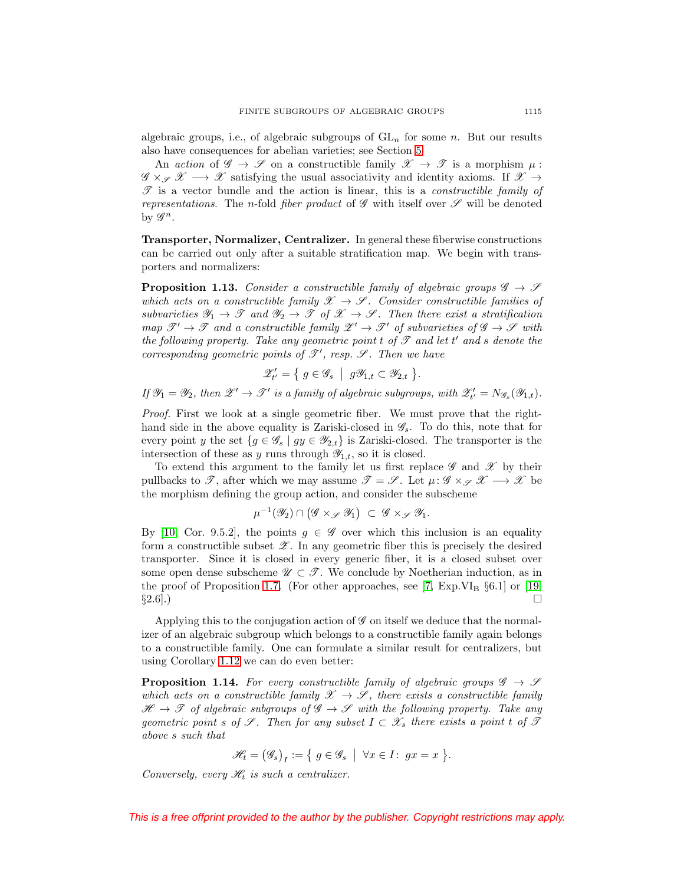algebraic groups, i.e., of algebraic subgroups of $\mathrm{GL}_n$ for some $n$. But our results also have consequences for abelian varieties; see Section 5.

An *action* of $\mathscr{G} \to \mathscr{S}$ on a constructible family $\mathscr{X} \to \mathscr{T}$ is a morphism $\mu : \mathscr{G} \times_{\mathscr{S}} \mathscr{X} \longrightarrow \mathscr{X}$ satisfying the usual associativity and identity axioms. If $\mathscr{X} \to \mathscr{T}$ is a vector bundle and the action is linear, this is a *constructible family of representations*. The $n$-fold *fiber product* of $\mathscr{G}$ with itself over $\mathscr{S}$ will be denoted by $\mathscr{G}^n$.

**Transporter, Normalizer, Centralizer.** In general these fiberwise constructions can be carried out only after a suitable stratification map. We begin with transporters and normalizers:

**Proposition 1.13.** *Consider a constructible family of algebraic groups $\mathscr{G} \to \mathscr{S}$ which acts on a constructible family $\mathscr{X} \to \mathscr{S}$. Consider constructible families of subvarieties $\mathscr{Y}_1 \to \mathscr{T}$ and $\mathscr{Y}_2 \to \mathscr{T}$ of $\mathscr{X} \to \mathscr{S}$. Then there exist a stratification map $\mathscr{T}' \to \mathscr{T}$ and a constructible family $\mathscr{Z}' \to \mathscr{T}'$ of subvarieties of $\mathscr{G} \to \mathscr{S}$ with the following property. Take any geometric point $t$ of $\mathscr{T}$ and let $t'$ and $s$ denote the corresponding geometric points of $\mathscr{T}'$, resp. $\mathscr{S}$. Then we have*

$$\mathscr{Z}'_{t'} = \big\{ \, g \in \mathscr{G}_s \;\big|\; g\mathscr{Y}_{1,t} \subset \mathscr{Y}_{2,t} \, \big\}.$$

*If $\mathscr{Y}_1 = \mathscr{Y}_2$, then $\mathscr{Z}' \to \mathscr{T}'$ is a family of algebraic subgroups, with $\mathscr{Z}'_{t'} = N_{\mathscr{G}_s}(\mathscr{Y}_{1,t})$.*

*Proof.* First we look at a single geometric fiber. We must prove that the right-hand side in the above equality is Zariski-closed in $\mathscr{G}_s$. To do this, note that for every point $y$ the set $\{g \in \mathscr{G}_s \mid gy \in \mathscr{Y}_{2,t}\}$ is Zariski-closed. The transporter is the intersection of these as $y$ runs through $\mathscr{Y}_{1,t}$, so it is closed.

To extend this argument to the family let us first replace $\mathscr{G}$ and $\mathscr{X}$ by their pullbacks to $\mathscr{T}$, after which we may assume $\mathscr{T} = \mathscr{S}$. Let $\mu \colon \mathscr{G} \times_{\mathscr{S}} \mathscr{X} \longrightarrow \mathscr{X}$ be the morphism defining the group action, and consider the subscheme

$$\mu^{-1}(\mathscr{Y}_2) \cap \big(\mathscr{G} \times_{\mathscr{S}} \mathscr{Y}_1\big) \;\subset\; \mathscr{G} \times_{\mathscr{S}} \mathscr{Y}_1.$$

By [10, Cor. 9.5.2], the points $g \in \mathscr{G}$ over which this inclusion is an equality form a constructible subset $\mathscr{Z}$. In any geometric fiber this is precisely the desired transporter. Since it is closed in every generic fiber, it is a closed subset over some open dense subscheme $\mathscr{U} \subset \mathscr{T}$. We conclude by Noetherian induction, as in the proof of Proposition 1.7. (For other approaches, see [7, Exp.VI$_{\mathrm{B}}$ §6.1] or [19, §2.6].) $\square$

Applying this to the conjugation action of $\mathscr{G}$ on itself we deduce that the normalizer of an algebraic subgroup which belongs to a constructible family again belongs to a constructible family. One can formulate a similar result for centralizers, but using Corollary 1.12 we can do even better:

**Proposition 1.14.** *For every constructible family of algebraic groups $\mathscr{G} \to \mathscr{S}$ which acts on a constructible family $\mathscr{X} \to \mathscr{S}$, there exists a constructible family $\mathscr{H} \to \mathscr{T}$ of algebraic subgroups of $\mathscr{G} \to \mathscr{S}$ with the following property. Take any geometric point $s$ of $\mathscr{S}$. Then for any subset $I \subset \mathscr{X}_s$ there exists a point $t$ of $\mathscr{T}$ above $s$ such that*

$$\mathscr{H}_t = \big(\mathscr{G}_s\big)_I := \big\{ \, g \in \mathscr{G}_s \;\big|\; \forall x \in I \colon \; gx = x \, \big\}.$$

*Conversely, every $\mathscr{H}_t$ is such a centralizer.*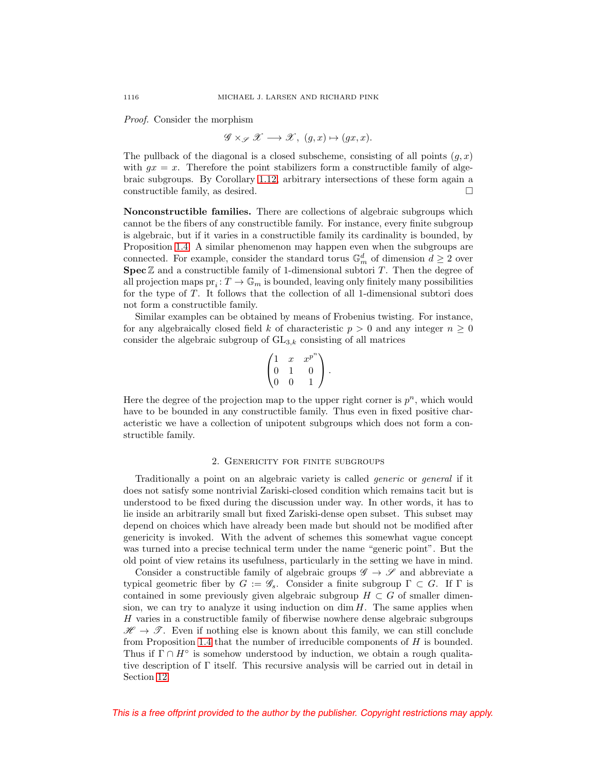*Proof.* Consider the morphism

$$\mathscr{G} \times_{\mathscr{S}} \mathscr{X} \longrightarrow \mathscr{X},\ (g,x) \mapsto (gx, x).$$

The pullback of the diagonal is a closed subscheme, consisting of all points $(g,x)$ with $gx = x$. Therefore the point stabilizers form a constructible family of algebraic subgroups. By Corollary 1.12, arbitrary intersections of these form again a constructible family, as desired. $\square$

**Nonconstructible families.** There are collections of algebraic subgroups which cannot be the fibers of any constructible family. For instance, every finite subgroup is algebraic, but if it varies in a constructible family its cardinality is bounded, by Proposition 1.4. A similar phenomenon may happen even when the subgroups are connected. For example, consider the standard torus $\mathbb{G}_m^d$ of dimension $d \geq 2$ over $\mathbf{Spec}\,\mathbb{Z}$ and a constructible family of 1-dimensional subtori $T$. Then the degree of all projection maps $\mathrm{pr}_i \colon T \to \mathbb{G}_m$ is bounded, leaving only finitely many possibilities for the type of $T$. It follows that the collection of all 1-dimensional subtori does not form a constructible family.

Similar examples can be obtained by means of Frobenius twisting. For instance, for any algebraically closed field $k$ of characteristic $p > 0$ and any integer $n \geq 0$ consider the algebraic subgroup of $\mathrm{GL}_{3,k}$ consisting of all matrices

$$\begin{pmatrix} 1 & x & x^{p^n} \\ 0 & 1 & 0 \\ 0 & 0 & 1 \end{pmatrix}.$$

Here the degree of the projection map to the upper right corner is $p^n$, which would have to be bounded in any constructible family. Thus even in fixed positive characteristic we have a collection of unipotent subgroups which does not form a constructible family.

## 2. Genericity for finite subgroups

Traditionally a point on an algebraic variety is called *generic* or *general* if it does not satisfy some nontrivial Zariski-closed condition which remains tacit but is understood to be fixed during the discussion under way. In other words, it has to lie inside an arbitrarily small but fixed Zariski-dense open subset. This subset may depend on choices which have already been made but should not be modified after genericity is invoked. With the advent of schemes this somewhat vague concept was turned into a precise technical term under the name "generic point". But the old point of view retains its usefulness, particularly in the setting we have in mind.

Consider a constructible family of algebraic groups $\mathscr{G} \to \mathscr{S}$ and abbreviate a typical geometric fiber by $G := \mathscr{G}_s$. Consider a finite subgroup $\Gamma \subset G$. If $\Gamma$ is contained in some previously given algebraic subgroup $H \subset G$ of smaller dimension, we can try to analyze it using induction on $\dim H$. The same applies when $H$ varies in a constructible family of fiberwise nowhere dense algebraic subgroups $\mathscr{H} \to \mathscr{T}$. Even if nothing else is known about this family, we can still conclude from Proposition 1.4 that the number of irreducible components of $H$ is bounded. Thus if $\Gamma \cap H^\circ$ is somehow understood by induction, we obtain a rough qualitative description of $\Gamma$ itself. This recursive analysis will be carried out in detail in Section 12.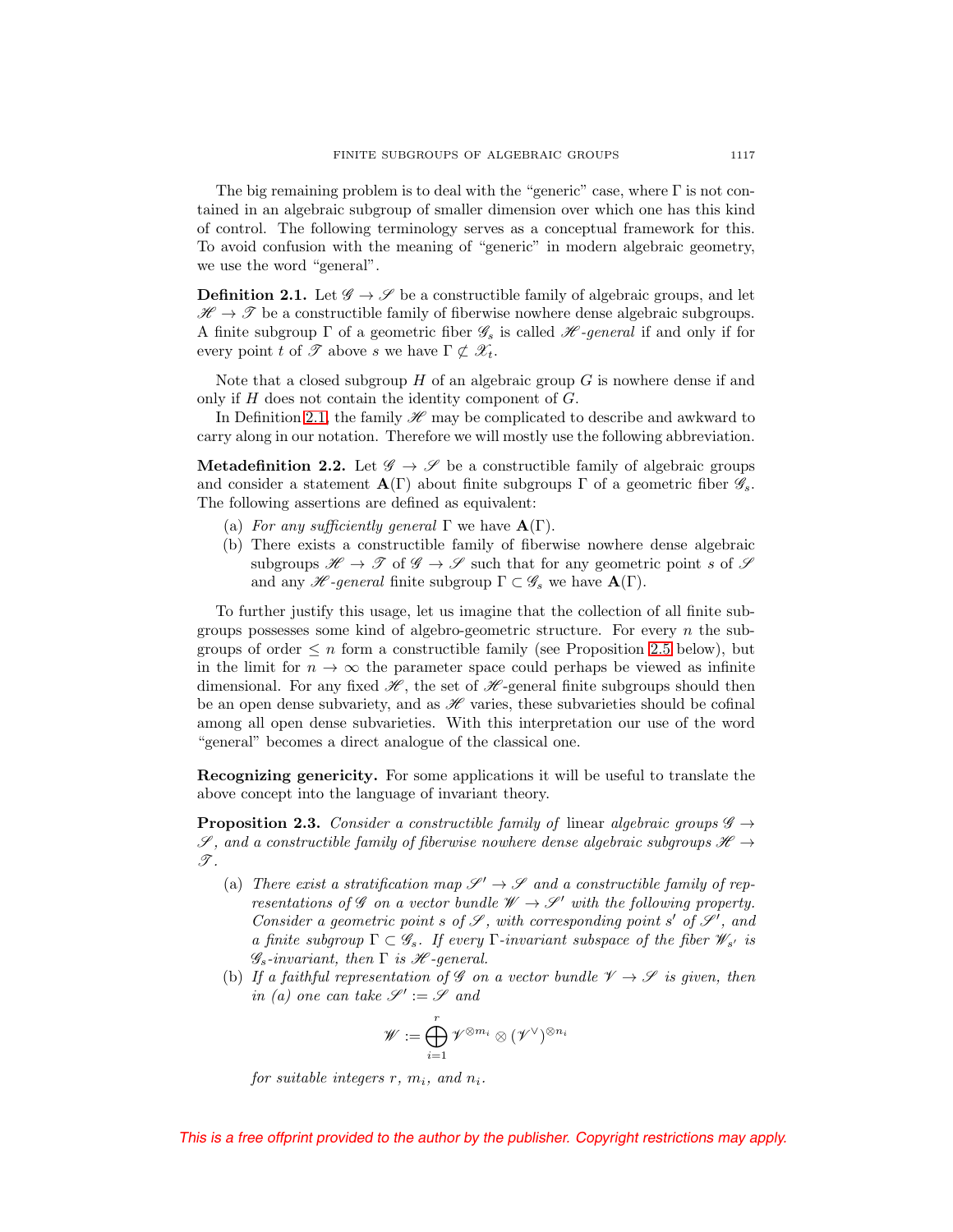The big remaining problem is to deal with the "generic" case, where $\Gamma$ is not contained in an algebraic subgroup of smaller dimension over which one has this kind of control. The following terminology serves as a conceptual framework for this. To avoid confusion with the meaning of "generic" in modern algebraic geometry, we use the word "general".

**Definition 2.1.** Let $\mathscr{G} \to \mathscr{S}$ be a constructible family of algebraic groups, and let $\mathscr{H} \to \mathscr{T}$ be a constructible family of fiberwise nowhere dense algebraic subgroups. A finite subgroup $\Gamma$ of a geometric fiber $\mathscr{G}_s$ is called *$\mathscr{H}$-general* if and only if for every point $t$ of $\mathscr{T}$ above $s$ we have $\Gamma \not\subset \mathscr{H}_t$.

Note that a closed subgroup $H$ of an algebraic group $G$ is nowhere dense if and only if $H$ does not contain the identity component of $G$.

In Definition 2.1, the family $\mathscr{H}$ may be complicated to describe and awkward to carry along in our notation. Therefore we will mostly use the following abbreviation.

**Metadefinition 2.2.** Let $\mathscr{G} \to \mathscr{S}$ be a constructible family of algebraic groups and consider a statement $\mathbf{A}(\Gamma)$ about finite subgroups $\Gamma$ of a geometric fiber $\mathscr{G}_s$. The following assertions are defined as equivalent:

- (a) *For any sufficiently general* $\Gamma$ *we have* $\mathbf{A}(\Gamma)$.
- (b) There exists a constructible family of fiberwise nowhere dense algebraic subgroups $\mathscr{H} \to \mathscr{T}$ of $\mathscr{G} \to \mathscr{S}$ such that for any geometric point $s$ of $\mathscr{S}$ and any *$\mathscr{H}$-general* finite subgroup $\Gamma \subset \mathscr{G}_s$ we have $\mathbf{A}(\Gamma)$.

To further justify this usage, let us imagine that the collection of all finite subgroups possesses some kind of algebro-geometric structure. For every $n$ the subgroups of order $\leq n$ form a constructible family (see Proposition 2.5 below), but in the limit for $n \to \infty$ the parameter space could perhaps be viewed as infinite dimensional. For any fixed $\mathscr{H}$, the set of $\mathscr{H}$-general finite subgroups should then be an open dense subvariety, and as $\mathscr{H}$ varies, these subvarieties should be cofinal among all open dense subvarieties. With this interpretation our use of the word "general" becomes a direct analogue of the classical one.

**Recognizing genericity.** For some applications it will be useful to translate the above concept into the language of invariant theory.

**Proposition 2.3.** *Consider a constructible family of* linear *algebraic groups* $\mathscr{G} \to \mathscr{S}$*, and a constructible family of fiberwise nowhere dense algebraic subgroups* $\mathscr{H} \to \mathscr{T}$*.*

- (a) *There exist a stratification map* $\mathscr{S}' \to \mathscr{S}$ *and a constructible family of representations of* $\mathscr{G}$ *on a vector bundle* $\mathscr{W} \to \mathscr{S}'$ *with the following property. Consider a geometric point* $s$ *of* $\mathscr{S}$*, with corresponding point* $s'$ *of* $\mathscr{S}'$*, and a finite subgroup* $\Gamma \subset \mathscr{G}_s$*. If every* $\Gamma$*-invariant subspace of the fiber* $\mathscr{W}_{s'}$ *is* $\mathscr{G}_s$*-invariant, then* $\Gamma$ *is* $\mathscr{H}$*-general.*
- (b) *If a faithful representation of* $\mathscr{G}$ *on a vector bundle* $\mathscr{V} \to \mathscr{S}$ *is given, then in (a) one can take* $\mathscr{S}' := \mathscr{S}$ *and*

$$\mathscr{W} := \bigoplus_{i=1}^{r} \mathscr{V}^{\otimes m_i} \otimes (\mathscr{V}^{\vee})^{\otimes n_i}$$

*for suitable integers* $r$*,* $m_i$*, and* $n_i$*.*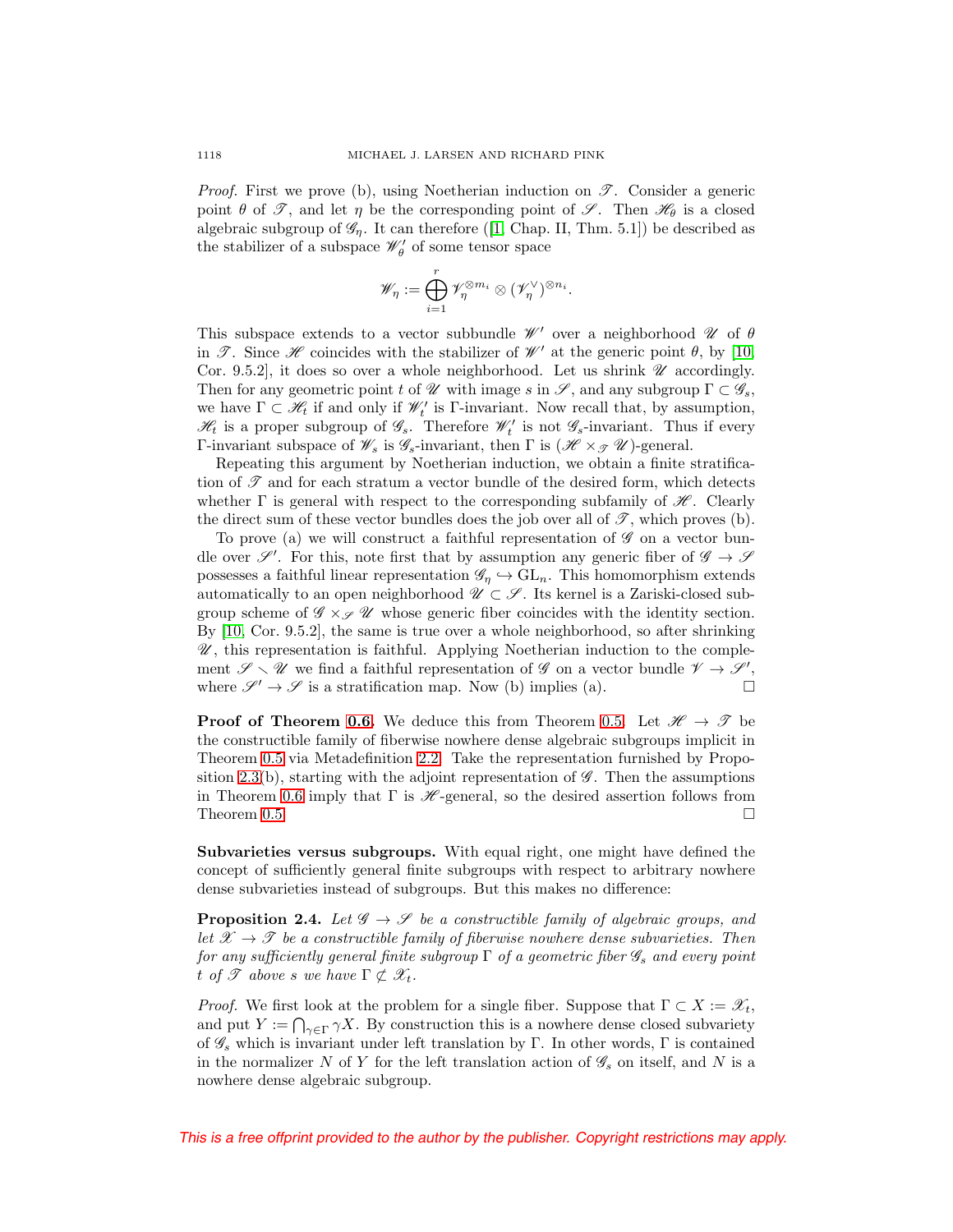*Proof.* First we prove (b), using Noetherian induction on $\mathscr{T}$. Consider a generic point $\theta$ of $\mathscr{T}$, and let $\eta$ be the corresponding point of $\mathscr{S}$. Then $\mathscr{H}_\theta$ is a closed algebraic subgroup of $\mathscr{G}_\eta$. It can therefore ([1, Chap. II, Thm. 5.1]) be described as the stabilizer of a subspace $\mathscr{W}'_\theta$ of some tensor space

$$\mathscr{W}_\eta := \bigoplus_{i=1}^{r} \mathscr{V}_\eta^{\otimes m_i} \otimes (\mathscr{V}_\eta^\vee)^{\otimes n_i}.$$

This subspace extends to a vector subbundle $\mathscr{W}'$ over a neighborhood $\mathscr{U}$ of $\theta$ in $\mathscr{T}$. Since $\mathscr{H}$ coincides with the stabilizer of $\mathscr{W}'$ at the generic point $\theta$, by [10, Cor. 9.5.2], it does so over a whole neighborhood. Let us shrink $\mathscr{U}$ accordingly. Then for any geometric point $t$ of $\mathscr{U}$ with image $s$ in $\mathscr{S}$, and any subgroup $\Gamma \subset \mathscr{G}_s$, we have $\Gamma \subset \mathscr{H}_t$ if and only if $\mathscr{W}'_t$ is $\Gamma$-invariant. Now recall that, by assumption, $\mathscr{H}_t$ is a proper subgroup of $\mathscr{G}_s$. Therefore $\mathscr{W}'_t$ is not $\mathscr{G}_s$-invariant. Thus if every $\Gamma$-invariant subspace of $\mathscr{W}_s$ is $\mathscr{G}_s$-invariant, then $\Gamma$ is $(\mathscr{H} \times_{\mathscr{T}} \mathscr{U})$-general.

Repeating this argument by Noetherian induction, we obtain a finite stratification of $\mathscr{T}$ and for each stratum a vector bundle of the desired form, which detects whether $\Gamma$ is general with respect to the corresponding subfamily of $\mathscr{H}$. Clearly the direct sum of these vector bundles does the job over all of $\mathscr{T}$, which proves (b).

To prove (a) we will construct a faithful representation of $\mathscr{G}$ on a vector bundle over $\mathscr{S}'$. For this, note first that by assumption any generic fiber of $\mathscr{G} \to \mathscr{S}$ possesses a faithful linear representation $\mathscr{G}_\eta \hookrightarrow \mathrm{GL}_n$. This homomorphism extends automatically to an open neighborhood $\mathscr{U} \subset \mathscr{S}$. Its kernel is a Zariski-closed subgroup scheme of $\mathscr{G} \times_{\mathscr{S}} \mathscr{U}$ whose generic fiber coincides with the identity section. By [10, Cor. 9.5.2], the same is true over a whole neighborhood, so after shrinking $\mathscr{U}$, this representation is faithful. Applying Noetherian induction to the complement $\mathscr{S} \smallsetminus \mathscr{U}$ we find a faithful representation of $\mathscr{G}$ on a vector bundle $\mathscr{V} \to \mathscr{S}'$, where $\mathscr{S}' \to \mathscr{S}$ is a stratification map. Now (b) implies (a). $\square$

**Proof of Theorem 0.6.** We deduce this from Theorem 0.5. Let $\mathscr{H} \to \mathscr{T}$ be the constructible family of fiberwise nowhere dense algebraic subgroups implicit in Theorem 0.5 via Metadefinition 2.2. Take the representation furnished by Proposition 2.3(b), starting with the adjoint representation of $\mathscr{G}$. Then the assumptions in Theorem 0.6 imply that $\Gamma$ is $\mathscr{H}$-general, so the desired assertion follows from Theorem 0.5. $\square$

**Subvarieties versus subgroups.** With equal right, one might have defined the concept of sufficiently general finite subgroups with respect to arbitrary nowhere dense subvarieties instead of subgroups. But this makes no difference:

**Proposition 2.4.** *Let $\mathscr{G} \to \mathscr{S}$ be a constructible family of algebraic groups, and let $\mathscr{X} \to \mathscr{T}$ be a constructible family of fiberwise nowhere dense subvarieties. Then for any sufficiently general finite subgroup $\Gamma$ of a geometric fiber $\mathscr{G}_s$ and every point $t$ of $\mathscr{T}$ above $s$ we have $\Gamma \not\subset \mathscr{X}_t$.*

*Proof.* We first look at the problem for a single fiber. Suppose that $\Gamma \subset X := \mathscr{X}_t$, and put $Y := \bigcap_{\gamma \in \Gamma} \gamma X$. By construction this is a nowhere dense closed subvariety of $\mathscr{G}_s$ which is invariant under left translation by $\Gamma$. In other words, $\Gamma$ is contained in the normalizer $N$ of $Y$ for the left translation action of $\mathscr{G}_s$ on itself, and $N$ is a nowhere dense algebraic subgroup.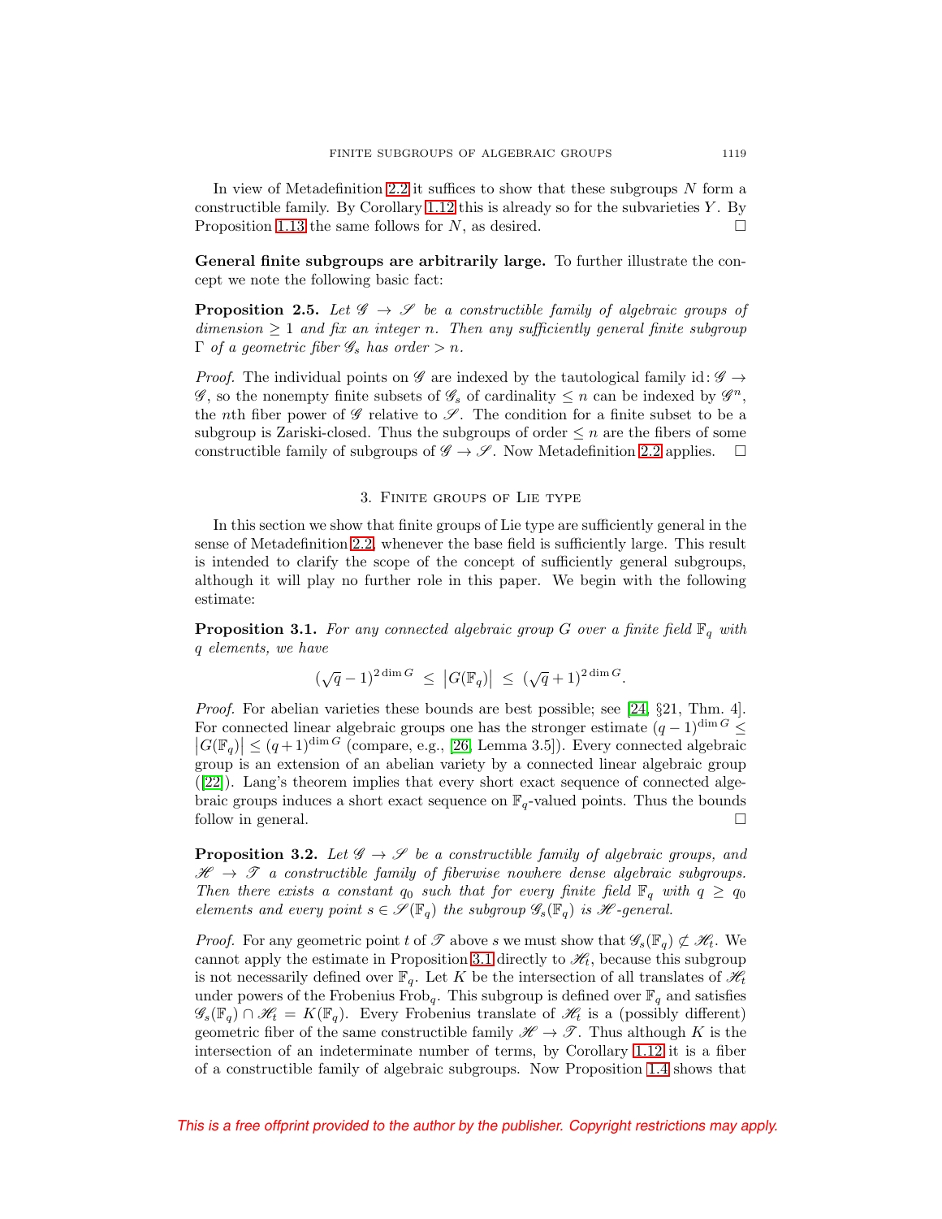In view of Metadefinition 2.2 it suffices to show that these subgroups $N$ form a constructible family. By Corollary 1.12 this is already so for the subvarieties $Y$. By Proposition 1.13 the same follows for $N$, as desired. $\square$

**General finite subgroups are arbitrarily large.** To further illustrate the concept we note the following basic fact:

**Proposition 2.5.** *Let $\mathscr{G} \to \mathscr{S}$ be a constructible family of algebraic groups of dimension $\geq 1$ and fix an integer $n$. Then any sufficiently general finite subgroup $\Gamma$ of a geometric fiber $\mathscr{G}_s$ has order $> n$.*

*Proof.* The individual points on $\mathscr{G}$ are indexed by the tautological family $\mathrm{id}\colon \mathscr{G} \to \mathscr{G}$, so the nonempty finite subsets of $\mathscr{G}_s$ of cardinality $\leq n$ can be indexed by $\mathscr{G}^n$, the $n$th fiber power of $\mathscr{G}$ relative to $\mathscr{S}$. The condition for a finite subset to be a subgroup is Zariski-closed. Thus the subgroups of order $\leq n$ are the fibers of some constructible family of subgroups of $\mathscr{G} \to \mathscr{S}$. Now Metadefinition 2.2 applies. $\square$

## 3. Finite groups of Lie type

In this section we show that finite groups of Lie type are sufficiently general in the sense of Metadefinition 2.2, whenever the base field is sufficiently large. This result is intended to clarify the scope of the concept of sufficiently general subgroups, although it will play no further role in this paper. We begin with the following estimate:

**Proposition 3.1.** *For any connected algebraic group $G$ over a finite field $\mathbb{F}_q$ with $q$ elements, we have*

$$(\sqrt{q}-1)^{2\dim G} \;\leq\; \big|G(\mathbb{F}_q)\big| \;\leq\; (\sqrt{q}+1)^{2\dim G}.$$

*Proof.* For abelian varieties these bounds are best possible; see [24, §21, Thm. 4]. For connected linear algebraic groups one has the stronger estimate $(q-1)^{\dim G} \leq \big|G(\mathbb{F}_q)\big| \leq (q+1)^{\dim G}$ (compare, e.g., [26, Lemma 3.5]). Every connected algebraic group is an extension of an abelian variety by a connected linear algebraic group ([22]). Lang's theorem implies that every short exact sequence of connected algebraic groups induces a short exact sequence on $\mathbb{F}_q$-valued points. Thus the bounds follow in general. $\square$

**Proposition 3.2.** *Let $\mathscr{G} \to \mathscr{S}$ be a constructible family of algebraic groups, and $\mathscr{H} \to \mathscr{T}$ a constructible family of fiberwise nowhere dense algebraic subgroups. Then there exists a constant $q_0$ such that for every finite field $\mathbb{F}_q$ with $q \geq q_0$ elements and every point $s \in \mathscr{S}(\mathbb{F}_q)$ the subgroup $\mathscr{G}_s(\mathbb{F}_q)$ is $\mathscr{H}$-general.*

*Proof.* For any geometric point $t$ of $\mathscr{T}$ above $s$ we must show that $\mathscr{G}_s(\mathbb{F}_q) \not\subset \mathscr{H}_t$. We cannot apply the estimate in Proposition 3.1 directly to $\mathscr{H}_t$, because this subgroup is not necessarily defined over $\mathbb{F}_q$. Let $K$ be the intersection of all translates of $\mathscr{H}_t$ under powers of the Frobenius $\mathrm{Frob}_q$. This subgroup is defined over $\mathbb{F}_q$ and satisfies $\mathscr{G}_s(\mathbb{F}_q) \cap \mathscr{H}_t = K(\mathbb{F}_q)$. Every Frobenius translate of $\mathscr{H}_t$ is a (possibly different) geometric fiber of the same constructible family $\mathscr{H} \to \mathscr{T}$. Thus although $K$ is the intersection of an indeterminate number of terms, by Corollary 1.12 it is a fiber of a constructible family of algebraic subgroups. Now Proposition 1.4 shows that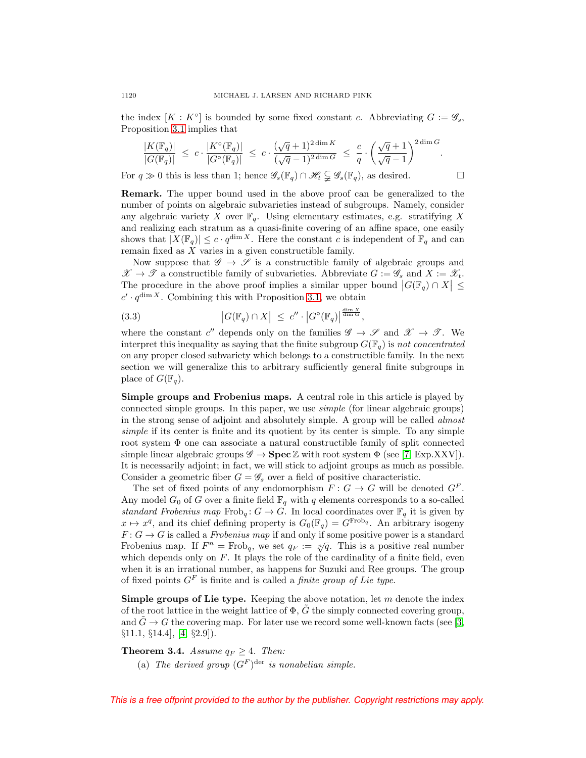the index $[K : K^\circ]$ is bounded by some fixed constant $c$. Abbreviating $G := \mathscr{G}_s$, Proposition 3.1 implies that

$$\frac{|K(\mathbb{F}_q)|}{|G(\mathbb{F}_q)|} \;\leq\; c \cdot \frac{|K^\circ(\mathbb{F}_q)|}{|G^\circ(\mathbb{F}_q)|} \;\leq\; c \cdot \frac{(\sqrt{q}+1)^{2\dim K}}{(\sqrt{q}-1)^{2\dim G}} \;\leq\; \frac{c}{q} \cdot \left(\frac{\sqrt{q}+1}{\sqrt{q}-1}\right)^{2\dim G}.$$

For $q \gg 0$ this is less than 1; hence $\mathscr{G}_s(\mathbb{F}_q) \cap \mathscr{H}_t \subsetneqq \mathscr{G}_s(\mathbb{F}_q)$, as desired. $\square$

**Remark.** The upper bound used in the above proof can be generalized to the number of points on algebraic subvarieties instead of subgroups. Namely, consider any algebraic variety $X$ over $\mathbb{F}_q$. Using elementary estimates, e.g. stratifying $X$ and realizing each stratum as a quasi-finite covering of an affine space, one easily shows that $|X(\mathbb{F}_q)| \leq c \cdot q^{\dim X}$. Here the constant $c$ is independent of $\mathbb{F}_q$ and can remain fixed as $X$ varies in a given constructible family.

Now suppose that $\mathscr{G} \to \mathscr{S}$ is a constructible family of algebraic groups and $\mathscr{X} \to \mathscr{T}$ a constructible family of subvarieties. Abbreviate $G := \mathscr{G}_s$ and $X := \mathscr{X}_t$. The procedure in the above proof implies a similar upper bound $\left|G(\mathbb{F}_q) \cap X\right| \leq c' \cdot q^{\dim X}$. Combining this with Proposition 3.1, we obtain

$$\left|G(\mathbb{F}_q) \cap X\right| \;\leq\; c'' \cdot \left|G^\circ(\mathbb{F}_q)\right|^{\frac{\dim X}{\dim G}}, \tag{3.3}$$

where the constant $c''$ depends only on the families $\mathscr{G} \to \mathscr{S}$ and $\mathscr{X} \to \mathscr{T}$. We interpret this inequality as saying that the finite subgroup $G(\mathbb{F}_q)$ is *not concentrated* on any proper closed subvariety which belongs to a constructible family. In the next section we will generalize this to arbitrary sufficiently general finite subgroups in place of $G(\mathbb{F}_q)$.

**Simple groups and Frobenius maps.** A central role in this article is played by connected simple groups. In this paper, we use *simple* (for linear algebraic groups) in the strong sense of adjoint and absolutely simple. A group will be called *almost simple* if its center is finite and its quotient by its center is simple. To any simple root system $\Phi$ one can associate a natural constructible family of split connected simple linear algebraic groups $\mathscr{G} \to \mathbf{Spec}\,\mathbb{Z}$ with root system $\Phi$ (see [7, Exp.XXV]). It is necessarily adjoint; in fact, we will stick to adjoint groups as much as possible. Consider a geometric fiber $G = \mathscr{G}_s$ over a field of positive characteristic.

The set of fixed points of any endomorphism $F : G \to G$ will be denoted $G^F$. Any model $G_0$ of $G$ over a finite field $\mathbb{F}_q$ with $q$ elements corresponds to a so-called *standard Frobenius map* $\mathrm{Frob}_q \colon G \to G$. In local coordinates over $\mathbb{F}_q$ it is given by $x \mapsto x^q$, and its chief defining property is $G_0(\mathbb{F}_q) = G^{\mathrm{Frob}_q}$. An arbitrary isogeny $F \colon G \to G$ is called a *Frobenius map* if and only if some positive power is a standard Frobenius map. If $F^n = \mathrm{Frob}_q$, we set $q_F := \sqrt[n]{q}$. This is a positive real number which depends only on $F$. It plays the role of the cardinality of a finite field, even when it is an irrational number, as happens for Suzuki and Ree groups. The group of fixed points $G^F$ is finite and is called a *finite group of Lie type*.

**Simple groups of Lie type.** Keeping the above notation, let $m$ denote the index of the root lattice in the weight lattice of $\Phi$, $\tilde{G}$ the simply connected covering group, and $\tilde{G} \to G$ the covering map. For later use we record some well-known facts (see [3, §11.1, §14.4], [4, §2.9]).

**Theorem 3.4.** *Assume $q_F \geq 4$. Then:*

(a) *The derived group $(G^F)^{\mathrm{der}}$ is nonabelian simple.*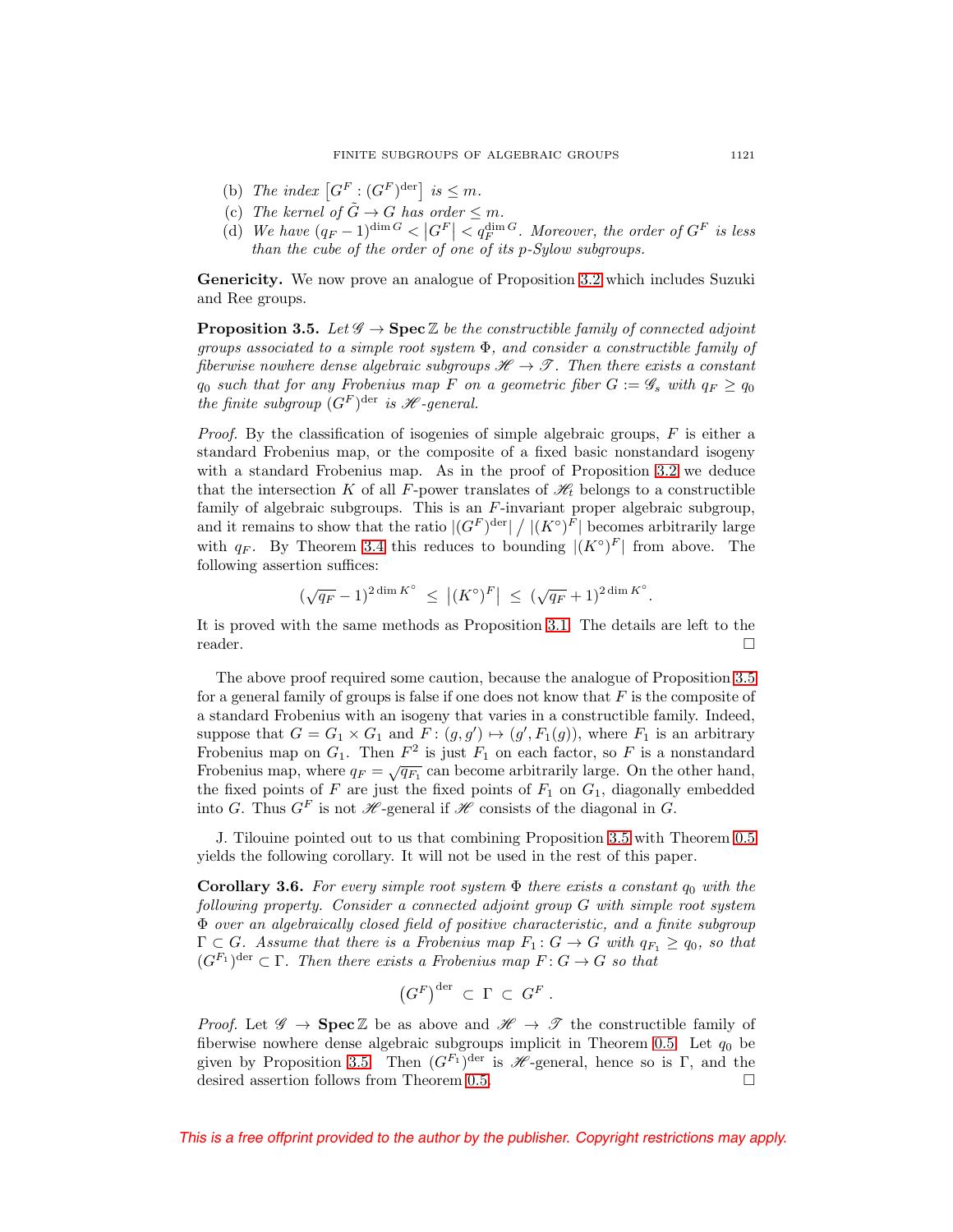(b) *The index* $\left[G^F : (G^F)^{\mathrm{der}}\right]$ *is* $\leq m$.

(c) *The kernel of* $\tilde{G} \to G$ *has order* $\leq m$.

(d) *We have* $(q_F - 1)^{\dim G} < \left|G^F\right| < q_F^{\dim G}$. *Moreover, the order of* $G^F$ *is less than the cube of the order of one of its* $p$*-Sylow subgroups.*

**Genericity.** We now prove an analogue of Proposition 3.2 which includes Suzuki and Ree groups.

**Proposition 3.5.** *Let* $\mathscr{G} \to \mathbf{Spec}\,\mathbb{Z}$ *be the constructible family of connected adjoint groups associated to a simple root system* $\Phi$*, and consider a constructible family of fiberwise nowhere dense algebraic subgroups* $\mathscr{H} \to \mathscr{T}$*. Then there exists a constant* $q_0$ *such that for any Frobenius map* $F$ *on a geometric fiber* $G := \mathscr{G}_s$ *with* $q_F \geq q_0$ *the finite subgroup* $(G^F)^{\mathrm{der}}$ *is* $\mathscr{H}$*-general.*

*Proof.* By the classification of isogenies of simple algebraic groups, $F$ is either a standard Frobenius map, or the composite of a fixed basic nonstandard isogeny with a standard Frobenius map. As in the proof of Proposition 3.2 we deduce that the intersection $K$ of all $F$-power translates of $\mathscr{H}_t$ belongs to a constructible family of algebraic subgroups. This is an $F$-invariant proper algebraic subgroup, and it remains to show that the ratio $|(G^F)^{\mathrm{der}}| \,/\, |(K^\circ)^F|$ becomes arbitrarily large with $q_F$. By Theorem 3.4 this reduces to bounding $|(K^\circ)^F|$ from above. The following assertion suffices:

$$(\sqrt{q_F} - 1)^{2\dim K^\circ} \;\leq\; \left|(K^\circ)^F\right| \;\leq\; (\sqrt{q_F} + 1)^{2\dim K^\circ}.$$

It is proved with the same methods as Proposition 3.1. The details are left to the reader. $\square$

The above proof required some caution, because the analogue of Proposition 3.5 for a general family of groups is false if one does not know that $F$ is the composite of a standard Frobenius with an isogeny that varies in a constructible family. Indeed, suppose that $G = G_1 \times G_1$ and $F\colon (g, g') \mapsto (g', F_1(g))$, where $F_1$ is an arbitrary Frobenius map on $G_1$. Then $F^2$ is just $F_1$ on each factor, so $F$ is a nonstandard Frobenius map, where $q_F = \sqrt{q_{F_1}}$ can become arbitrarily large. On the other hand, the fixed points of $F$ are just the fixed points of $F_1$ on $G_1$, diagonally embedded into $G$. Thus $G^F$ is not $\mathscr{H}$-general if $\mathscr{H}$ consists of the diagonal in $G$.

J. Tilouine pointed out to us that combining Proposition 3.5 with Theorem 0.5 yields the following corollary. It will not be used in the rest of this paper.

**Corollary 3.6.** *For every simple root system* $\Phi$ *there exists a constant* $q_0$ *with the following property. Consider a connected adjoint group* $G$ *with simple root system* $\Phi$ *over an algebraically closed field of positive characteristic, and a finite subgroup* $\Gamma \subset G$*. Assume that there is a Frobenius map* $F_1\colon G \to G$ *with* $q_{F_1} \geq q_0$*, so that* $(G^{F_1})^{\mathrm{der}} \subset \Gamma$*. Then there exists a Frobenius map* $F\colon G \to G$ *so that*

$$\left(G^F\right)^{\mathrm{der}} \;\subset\; \Gamma \;\subset\; G^F\,.$$

*Proof.* Let $\mathscr{G} \to \mathbf{Spec}\,\mathbb{Z}$ be as above and $\mathscr{H} \to \mathscr{T}$ the constructible family of fiberwise nowhere dense algebraic subgroups implicit in Theorem 0.5. Let $q_0$ be given by Proposition 3.5. Then $(G^{F_1})^{\mathrm{der}}$ is $\mathscr{H}$-general, hence so is $\Gamma$, and the desired assertion follows from Theorem 0.5. $\square$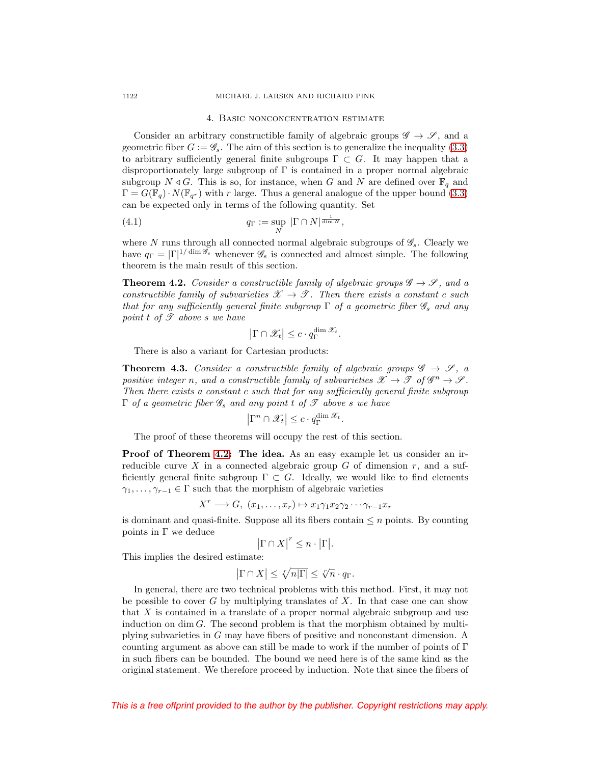## 4. Basic nonconcentration estimate

Consider an arbitrary constructible family of algebraic groups $\mathscr{G} \to \mathscr{S}$, and a geometric fiber $G := \mathscr{G}_s$. The aim of this section is to generalize the inequality (3.3) to arbitrary sufficiently general finite subgroups $\Gamma \subset G$. It may happen that a disproportionately large subgroup of $\Gamma$ is contained in a proper normal algebraic subgroup $N \triangleleft G$. This is so, for instance, when $G$ and $N$ are defined over $\mathbb{F}_q$ and $\Gamma = G(\mathbb{F}_q) \cdot N(\mathbb{F}_{q^r})$ with $r$ large. Thus a general analogue of the upper bound (3.3) can be expected only in terms of the following quantity. Set

$$q_\Gamma := \sup_N \; |\Gamma \cap N|^{\frac{1}{\dim N}}, \tag{4.1}$$

where $N$ runs through all connected normal algebraic subgroups of $\mathscr{G}_s$. Clearly we have $q_\Gamma = |\Gamma|^{1/\dim \mathscr{G}_s}$ whenever $\mathscr{G}_s$ is connected and almost simple. The following theorem is the main result of this section.

**Theorem 4.2.** *Consider a constructible family of algebraic groups $\mathscr{G} \to \mathscr{S}$, and a constructible family of subvarieties $\mathscr{X} \to \mathscr{T}$. Then there exists a constant $c$ such that for any sufficiently general finite subgroup $\Gamma$ of a geometric fiber $\mathscr{G}_s$ and any point $t$ of $\mathscr{T}$ above $s$ we have*

$$\big|\Gamma \cap \mathscr{X}_t\big| \leq c \cdot q_\Gamma^{\dim \mathscr{X}_t}.$$

There is also a variant for Cartesian products:

**Theorem 4.3.** *Consider a constructible family of algebraic groups $\mathscr{G} \to \mathscr{S}$, a positive integer $n$, and a constructible family of subvarieties $\mathscr{X} \to \mathscr{T}$ of $\mathscr{G}^n \to \mathscr{S}$. Then there exists a constant $c$ such that for any sufficiently general finite subgroup $\Gamma$ of a geometric fiber $\mathscr{G}_s$ and any point $t$ of $\mathscr{T}$ above $s$ we have*

$$\big|\Gamma^n \cap \mathscr{X}_t\big| \leq c \cdot q_\Gamma^{\dim \mathscr{X}_t}.$$

The proof of these theorems will occupy the rest of this section.

**Proof of Theorem 4.2: The idea.** As an easy example let us consider an irreducible curve $X$ in a connected algebraic group $G$ of dimension $r$, and a sufficiently general finite subgroup $\Gamma \subset G$. Ideally, we would like to find elements $\gamma_1, \ldots, \gamma_{r-1} \in \Gamma$ such that the morphism of algebraic varieties

$$X^r \longrightarrow G,\ (x_1, \ldots, x_r) \mapsto x_1\gamma_1 x_2\gamma_2 \cdots \gamma_{r-1}x_r$$

is dominant and quasi-finite. Suppose all its fibers contain $\leq n$ points. By counting points in $\Gamma$ we deduce

$$\big|\Gamma \cap X\big|^r \leq n \cdot \big|\Gamma\big|.$$

This implies the desired estimate:

$$\big|\Gamma \cap X\big| \leq \sqrt[r]{n|\Gamma|} \leq \sqrt[r]{n} \cdot q_\Gamma.$$

In general, there are two technical problems with this method. First, it may not be possible to cover $G$ by multiplying translates of $X$. In that case one can show that $X$ is contained in a translate of a proper normal algebraic subgroup and use induction on $\dim G$. The second problem is that the morphism obtained by multiplying subvarieties in $G$ may have fibers of positive and nonconstant dimension. A counting argument as above can still be made to work if the number of points of $\Gamma$ in such fibers can be bounded. The bound we need here is of the same kind as the original statement. We therefore proceed by induction. Note that since the fibers of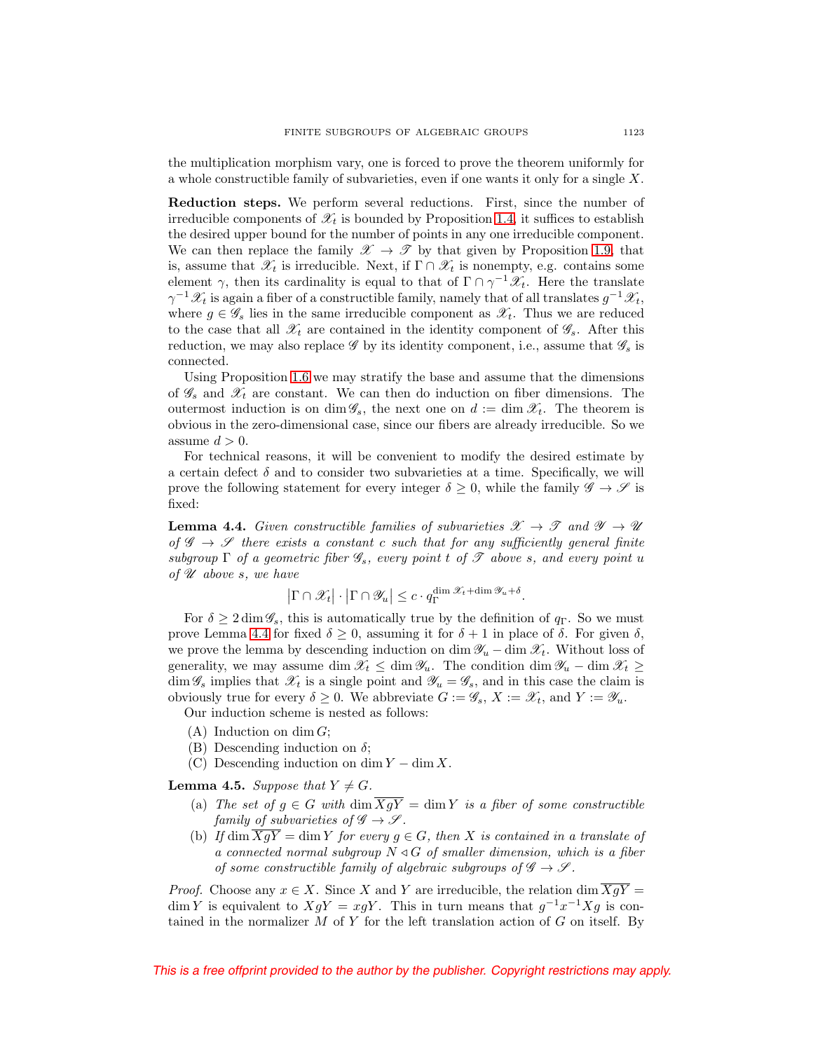the multiplication morphism vary, one is forced to prove the theorem uniformly for a whole constructible family of subvarieties, even if one wants it only for a single $X$.

**Reduction steps.** We perform several reductions. First, since the number of irreducible components of $\mathscr{X}_t$ is bounded by Proposition 1.4, it suffices to establish the desired upper bound for the number of points in any one irreducible component. We can then replace the family $\mathscr{X} \to \mathscr{T}$ by that given by Proposition 1.9, that is, assume that $\mathscr{X}_t$ is irreducible. Next, if $\Gamma \cap \mathscr{X}_t$ is nonempty, e.g. contains some element $\gamma$, then its cardinality is equal to that of $\Gamma \cap \gamma^{-1}\mathscr{X}_t$. Here the translate $\gamma^{-1}\mathscr{X}_t$ is again a fiber of a constructible family, namely that of all translates $g^{-1}\mathscr{X}_t$, where $g \in \mathscr{G}_s$ lies in the same irreducible component as $\mathscr{X}_t$. Thus we are reduced to the case that all $\mathscr{X}_t$ are contained in the identity component of $\mathscr{G}_s$. After this reduction, we may also replace $\mathscr{G}$ by its identity component, i.e., assume that $\mathscr{G}_s$ is connected.

Using Proposition 1.6 we may stratify the base and assume that the dimensions of $\mathscr{G}_s$ and $\mathscr{X}_t$ are constant. We can then do induction on fiber dimensions. The outermost induction is on $\dim \mathscr{G}_s$, the next one on $d := \dim \mathscr{X}_t$. The theorem is obvious in the zero-dimensional case, since our fibers are already irreducible. So we assume $d > 0$.

For technical reasons, it will be convenient to modify the desired estimate by a certain defect $\delta$ and to consider two subvarieties at a time. Specifically, we will prove the following statement for every integer $\delta \geq 0$, while the family $\mathscr{G} \to \mathscr{S}$ is fixed:

**Lemma 4.4.** *Given constructible families of subvarieties $\mathscr{X} \to \mathscr{T}$ and $\mathscr{Y} \to \mathscr{U}$ of $\mathscr{G} \to \mathscr{S}$ there exists a constant $c$ such that for any sufficiently general finite subgroup $\Gamma$ of a geometric fiber $\mathscr{G}_s$, every point $t$ of $\mathscr{T}$ above $s$, and every point $u$ of $\mathscr{U}$ above $s$, we have*

$$\left|\Gamma \cap \mathscr{X}_t\right| \cdot \left|\Gamma \cap \mathscr{Y}_u\right| \leq c \cdot q_\Gamma^{\dim \mathscr{X}_t + \dim \mathscr{Y}_u + \delta}.$$

For $\delta \geq 2\dim \mathscr{G}_s$, this is automatically true by the definition of $q_\Gamma$. So we must prove Lemma 4.4 for fixed $\delta \geq 0$, assuming it for $\delta + 1$ in place of $\delta$. For given $\delta$, we prove the lemma by descending induction on $\dim \mathscr{Y}_u - \dim \mathscr{X}_t$. Without loss of generality, we may assume $\dim \mathscr{X}_t \leq \dim \mathscr{Y}_u$. The condition $\dim \mathscr{Y}_u - \dim \mathscr{X}_t \geq \dim \mathscr{G}_s$ implies that $\mathscr{X}_t$ is a single point and $\mathscr{Y}_u = \mathscr{G}_s$, and in this case the claim is obviously true for every $\delta \geq 0$. We abbreviate $G := \mathscr{G}_s$, $X := \mathscr{X}_t$, and $Y := \mathscr{Y}_u$.

Our induction scheme is nested as follows:

(A) Induction on $\dim G$;
(B) Descending induction on $\delta$;
(C) Descending induction on $\dim Y - \dim X$.

**Lemma 4.5.** *Suppose that $Y \neq G$.*

(a) *The set of $g \in G$ with $\dim \overline{XgY} = \dim Y$ is a fiber of some constructible family of subvarieties of $\mathscr{G} \to \mathscr{S}$.*
(b) *If $\dim \overline{XgY} = \dim Y$ for every $g \in G$, then $X$ is contained in a translate of a connected normal subgroup $N \triangleleft G$ of smaller dimension, which is a fiber of some constructible family of algebraic subgroups of $\mathscr{G} \to \mathscr{S}$.*

*Proof.* Choose any $x \in X$. Since $X$ and $Y$ are irreducible, the relation $\dim \overline{XgY} = \dim Y$ is equivalent to $\overline{XgY} = \overline{xgY}$. This in turn means that $g^{-1}x^{-1}Xg$ is contained in the normalizer $M$ of $Y$ for the left translation action of $G$ on itself. By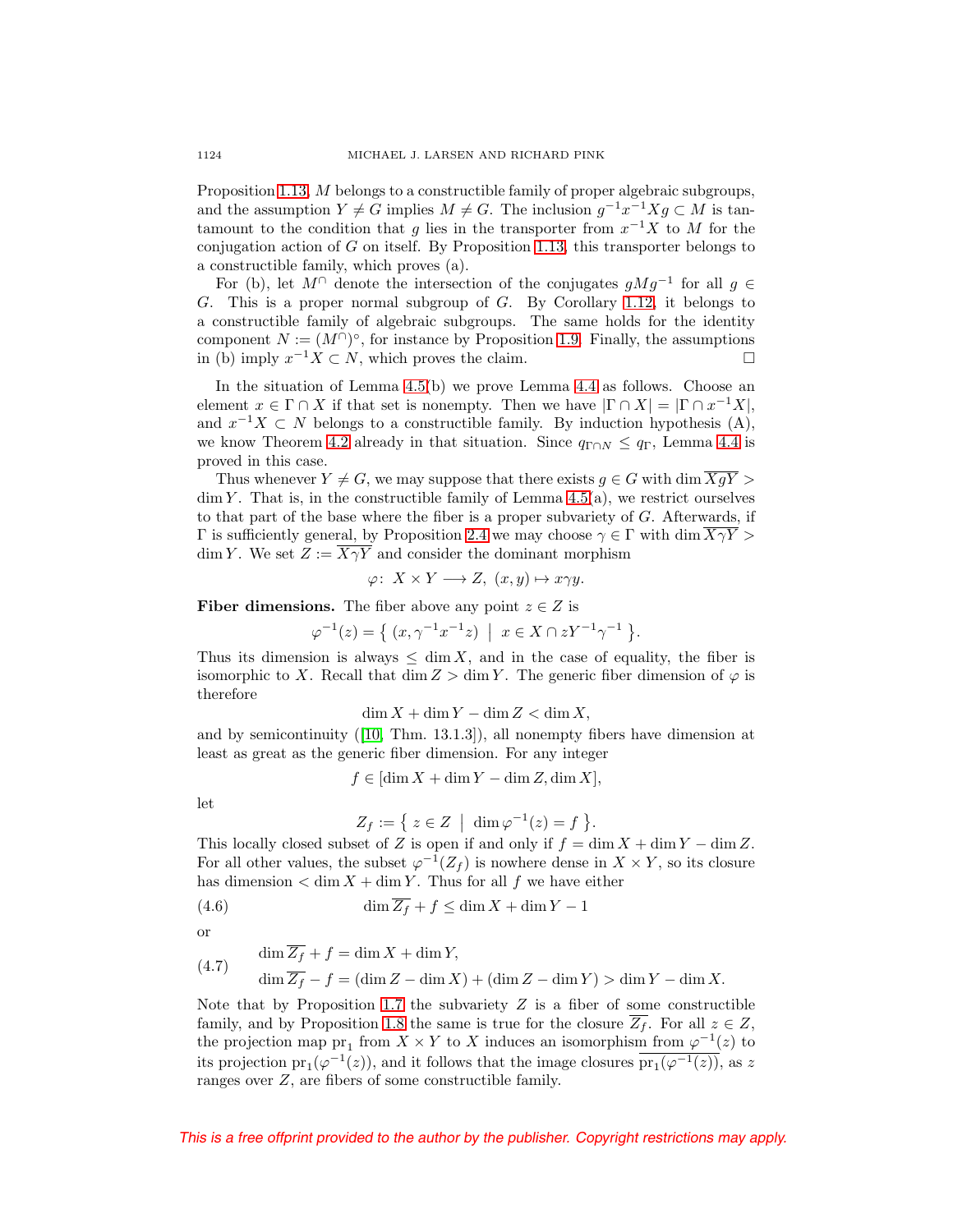Proposition 1.13, $M$ belongs to a constructible family of proper algebraic subgroups, and the assumption $Y \neq G$ implies $M \neq G$. The inclusion $g^{-1}x^{-1}Xg \subset M$ is tantamount to the condition that $g$ lies in the transporter from $x^{-1}X$ to $M$ for the conjugation action of $G$ on itself. By Proposition 1.13, this transporter belongs to a constructible family, which proves (a).

For (b), let $M^\cap$ denote the intersection of the conjugates $gMg^{-1}$ for all $g \in G$. This is a proper normal subgroup of $G$. By Corollary 1.12, it belongs to a constructible family of algebraic subgroups. The same holds for the identity component $N := (M^\cap)^\circ$, for instance by Proposition 1.9. Finally, the assumptions in (b) imply $x^{-1}X \subset N$, which proves the claim. $\square$

In the situation of Lemma 4.5(b) we prove Lemma 4.4 as follows. Choose an element $x \in \Gamma \cap X$ if that set is nonempty. Then we have $|\Gamma \cap X| = |\Gamma \cap x^{-1}X|$, and $x^{-1}X \subset N$ belongs to a constructible family. By induction hypothesis (A), we know Theorem 4.2 already in that situation. Since $q_{\Gamma \cap N} \leq q_\Gamma$, Lemma 4.4 is proved in this case.

Thus whenever $Y \neq G$, we may suppose that there exists $g \in G$ with $\dim \overline{XgY} > \dim Y$. That is, in the constructible family of Lemma 4.5(a), we restrict ourselves to that part of the base where the fiber is a proper subvariety of $G$. Afterwards, if $\Gamma$ is sufficiently general, by Proposition 2.4 we may choose $\gamma \in \Gamma$ with $\dim \overline{X\gamma Y} > \dim Y$. We set $Z := \overline{X\gamma Y}$ and consider the dominant morphism

$$\varphi\colon\ X \times Y \longrightarrow Z,\ (x,y) \mapsto x\gamma y.$$

**Fiber dimensions.** The fiber above any point $z \in Z$ is

$$\varphi^{-1}(z) = \left\{\, (x, \gamma^{-1}x^{-1}z) \ \middle|\ x \in X \cap zY^{-1}\gamma^{-1} \,\right\}.$$

Thus its dimension is always $\leq \dim X$, and in the case of equality, the fiber is isomorphic to $X$. Recall that $\dim Z > \dim Y$. The generic fiber dimension of $\varphi$ is therefore

$$\dim X + \dim Y - \dim Z < \dim X,$$

and by semicontinuity ([10, Thm. 13.1.3]), all nonempty fibers have dimension at least as great as the generic fiber dimension. For any integer

$$f \in [\dim X + \dim Y - \dim Z, \dim X],$$

let

$$Z_f := \left\{\, z \in Z \ \middle|\ \dim \varphi^{-1}(z) = f \,\right\}.$$

This locally closed subset of $Z$ is open if and only if $f = \dim X + \dim Y - \dim Z$. For all other values, the subset $\varphi^{-1}(Z_f)$ is nowhere dense in $X \times Y$, so its closure has dimension $< \dim X + \dim Y$. Thus for all $f$ we have either

$$\dim \overline{Z_f} + f \leq \dim X + \dim Y - 1 \tag{4.6}$$

or

$$\begin{aligned} &\dim \overline{Z_f} + f = \dim X + \dim Y, \\ &\dim \overline{Z_f} - f = (\dim Z - \dim X) + (\dim Z - \dim Y) > \dim Y - \dim X. \end{aligned} \tag{4.7}$$

Note that by Proposition 1.7 the subvariety $Z$ is a fiber of some constructible family, and by Proposition 1.8 the same is true for the closure $\overline{Z_f}$. For all $z \in Z$, the projection map $\mathrm{pr}_1$ from $X \times Y$ to $X$ induces an isomorphism from $\varphi^{-1}(z)$ to its projection $\mathrm{pr}_1(\varphi^{-1}(z))$, and it follows that the image closures $\overline{\mathrm{pr}_1(\varphi^{-1}(z))}$, as $z$ ranges over $Z$, are fibers of some constructible family.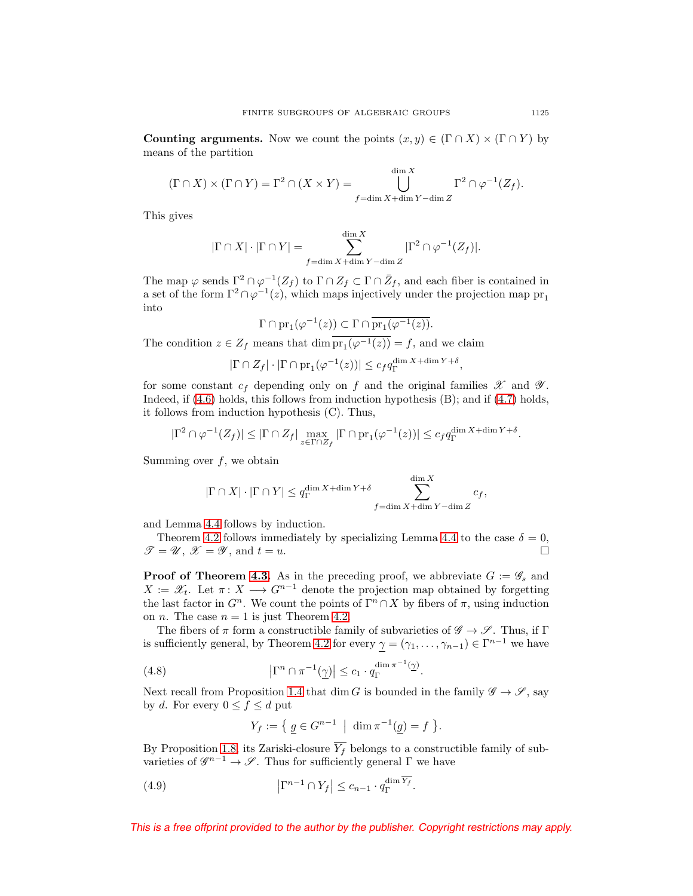**Counting arguments.** Now we count the points $(x, y) \in (\Gamma \cap X) \times (\Gamma \cap Y)$ by means of the partition

$$(\Gamma \cap X) \times (\Gamma \cap Y) = \Gamma^2 \cap (X \times Y) = \bigcup_{f=\dim X+\dim Y-\dim Z}^{\dim X} \Gamma^2 \cap \varphi^{-1}(Z_f).$$

This gives

$$|\Gamma \cap X| \cdot |\Gamma \cap Y| = \sum_{f=\dim X+\dim Y-\dim Z}^{\dim X} |\Gamma^2 \cap \varphi^{-1}(Z_f)|.$$

The map $\varphi$ sends $\Gamma^2 \cap \varphi^{-1}(Z_f)$ to $\Gamma \cap Z_f \subset \Gamma \cap \bar{Z}_f$, and each fiber is contained in a set of the form $\Gamma^2 \cap \varphi^{-1}(z)$, which maps injectively under the projection map $\mathrm{pr}_1$ into

$$\Gamma \cap \mathrm{pr}_1(\varphi^{-1}(z)) \subset \Gamma \cap \overline{\mathrm{pr}_1(\varphi^{-1}(z))}.$$

The condition $z \in Z_f$ means that $\dim \overline{\mathrm{pr}_1(\varphi^{-1}(z))} = f$, and we claim

$$|\Gamma \cap Z_f| \cdot |\Gamma \cap \mathrm{pr}_1(\varphi^{-1}(z))| \leq c_f q_\Gamma^{\dim X+\dim Y+\delta},$$

for some constant $c_f$ depending only on $f$ and the original families $\mathscr{X}$ and $\mathscr{Y}$. Indeed, if (4.6) holds, this follows from induction hypothesis (B); and if (4.7) holds, it follows from induction hypothesis (C). Thus,

$$|\Gamma^2 \cap \varphi^{-1}(Z_f)| \leq |\Gamma \cap Z_f| \max_{z \in \Gamma \cap Z_f} |\Gamma \cap \mathrm{pr}_1(\varphi^{-1}(z))| \leq c_f q_\Gamma^{\dim X+\dim Y+\delta}.$$

Summing over $f$, we obtain

$$|\Gamma \cap X| \cdot |\Gamma \cap Y| \leq q_\Gamma^{\dim X+\dim Y+\delta} \sum_{f=\dim X+\dim Y-\dim Z}^{\dim X} c_f,$$

and Lemma 4.4 follows by induction.

Theorem 4.2 follows immediately by specializing Lemma 4.4 to the case $\delta = 0$, $\mathscr{T} = \mathscr{U}$, $\mathscr{X} = \mathscr{Y}$, and $t = u$. $\square$

**Proof of Theorem 4.3.** As in the preceding proof, we abbreviate $G := \mathscr{G}_s$ and $X := \mathscr{X}_t$. Let $\pi \colon X \longrightarrow G^{n-1}$ denote the projection map obtained by forgetting the last factor in $G^n$. We count the points of $\Gamma^n \cap X$ by fibers of $\pi$, using induction on $n$. The case $n = 1$ is just Theorem 4.2.

The fibers of $\pi$ form a constructible family of subvarieties of $\mathscr{G} \to \mathscr{S}$. Thus, if $\Gamma$ is sufficiently general, by Theorem 4.2 for every $\underline{\gamma} = (\gamma_1, \ldots, \gamma_{n-1}) \in \Gamma^{n-1}$ we have

$$\left|\Gamma^n \cap \pi^{-1}(\underline{\gamma})\right| \leq c_1 \cdot q_\Gamma^{\dim \pi^{-1}(\underline{\gamma})}. \tag{4.8}$$

Next recall from Proposition 1.4 that $\dim G$ is bounded in the family $\mathscr{G} \to \mathscr{S}$, say by $d$. For every $0 \leq f \leq d$ put

$$Y_f := \left\{ \underline{g} \in G^{n-1} \;\middle|\; \dim \pi^{-1}(\underline{g}) = f \right\}.$$

By Proposition 1.8, its Zariski-closure $\overline{Y_f}$ belongs to a constructible family of subvarieties of $\mathscr{G}^{n-1} \to \mathscr{S}$. Thus for sufficiently general $\Gamma$ we have

$$\left|\Gamma^{n-1} \cap Y_f\right| \leq c_{n-1} \cdot q_\Gamma^{\dim \overline{Y_f}}. \tag{4.9}$$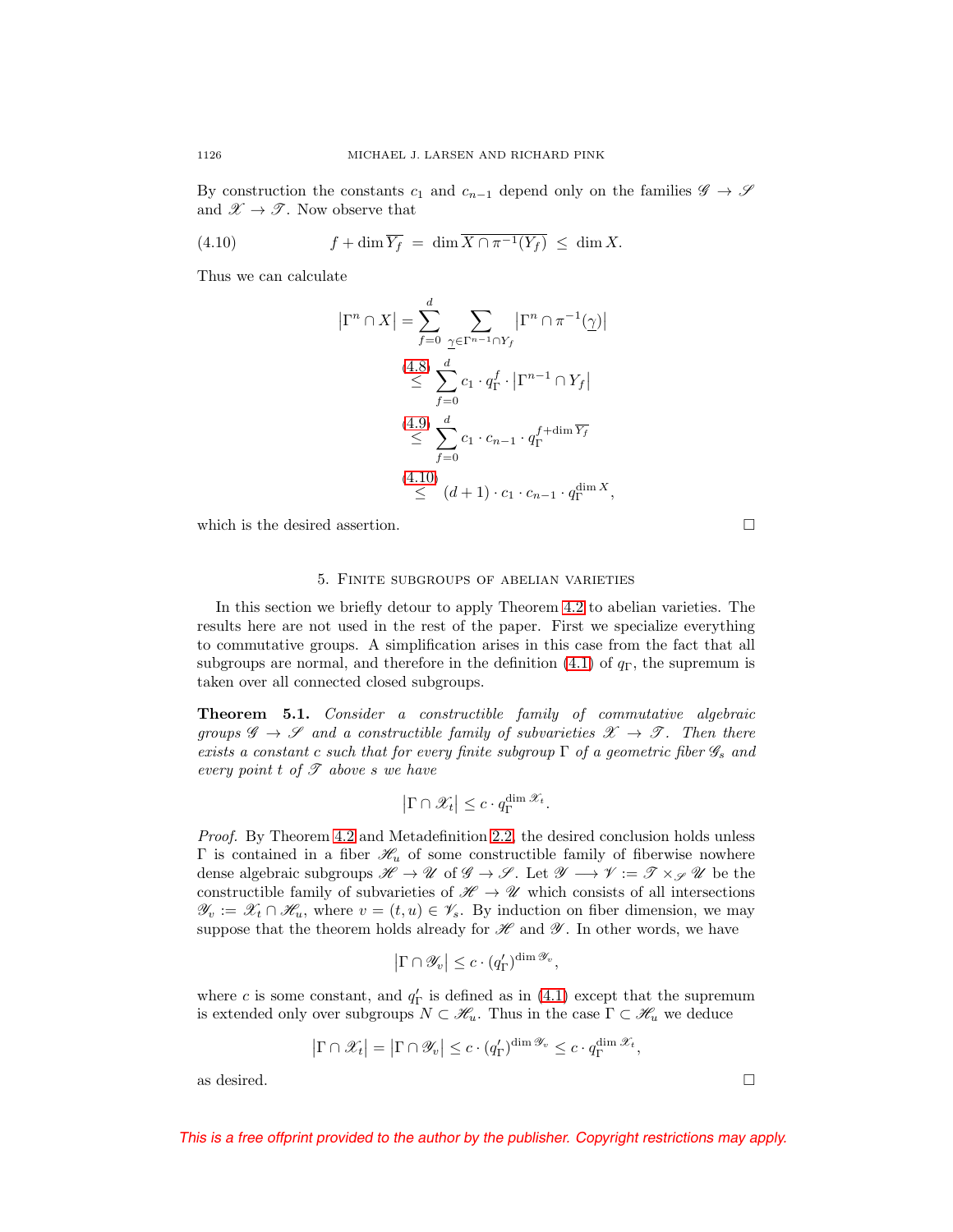By construction the constants $c_1$ and $c_{n-1}$ depend only on the families $\mathscr{G} \to \mathscr{S}$ and $\mathscr{X} \to \mathscr{T}$. Now observe that

$$f + \dim \overline{Y_f} \;=\; \dim \overline{X \cap \pi^{-1}(Y_f)} \;\leq\; \dim X. \tag{4.10}$$

Thus we can calculate

$$\begin{aligned}
\left|\Gamma^n \cap X\right| &= \sum_{f=0}^{d} \sum_{\underline{\gamma} \in \Gamma^{n-1} \cap Y_f} \left|\Gamma^n \cap \pi^{-1}(\underline{\gamma})\right| \\
&\overset{(4.8)}{\leq} \sum_{f=0}^{d} c_1 \cdot q_\Gamma^f \cdot \left|\Gamma^{n-1} \cap Y_f\right| \\
&\overset{(4.9)}{\leq} \sum_{f=0}^{d} c_1 \cdot c_{n-1} \cdot q_\Gamma^{f + \dim \overline{Y_f}} \\
&\overset{(4.10)}{\leq} (d+1) \cdot c_1 \cdot c_{n-1} \cdot q_\Gamma^{\dim X},
\end{aligned}$$

which is the desired assertion. □

## 5. Finite subgroups of abelian varieties

In this section we briefly detour to apply Theorem 4.2 to abelian varieties. The results here are not used in the rest of the paper. First we specialize everything to commutative groups. A simplification arises in this case from the fact that all subgroups are normal, and therefore in the definition (4.1) of $q_\Gamma$, the supremum is taken over all connected closed subgroups.

**Theorem 5.1.** *Consider a constructible family of commutative algebraic groups $\mathscr{G} \to \mathscr{S}$ and a constructible family of subvarieties $\mathscr{X} \to \mathscr{T}$. Then there exists a constant $c$ such that for every finite subgroup $\Gamma$ of a geometric fiber $\mathscr{G}_s$ and every point $t$ of $\mathscr{T}$ above $s$ we have*

$$\left|\Gamma \cap \mathscr{X}_t\right| \leq c \cdot q_\Gamma^{\dim \mathscr{X}_t}.$$

*Proof.* By Theorem 4.2 and Metadefinition 2.2, the desired conclusion holds unless $\Gamma$ is contained in a fiber $\mathscr{H}_u$ of some constructible family of fiberwise nowhere dense algebraic subgroups $\mathscr{H} \to \mathscr{U}$ of $\mathscr{G} \to \mathscr{S}$. Let $\mathscr{Y} \longrightarrow \mathscr{V} := \mathscr{T} \times_{\mathscr{S}} \mathscr{U}$ be the constructible family of subvarieties of $\mathscr{H} \to \mathscr{U}$ which consists of all intersections $\mathscr{Y}_v := \mathscr{X}_t \cap \mathscr{H}_u$, where $v = (t, u) \in \mathscr{V}_s$. By induction on fiber dimension, we may suppose that the theorem holds already for $\mathscr{H}$ and $\mathscr{Y}$. In other words, we have

$$\left|\Gamma \cap \mathscr{Y}_v\right| \leq c \cdot (q'_\Gamma)^{\dim \mathscr{Y}_v},$$

where $c$ is some constant, and $q'_\Gamma$ is defined as in (4.1) except that the supremum is extended only over subgroups $N \subset \mathscr{H}_u$. Thus in the case $\Gamma \subset \mathscr{H}_u$ we deduce

$$\left|\Gamma \cap \mathscr{X}_t\right| = \left|\Gamma \cap \mathscr{Y}_v\right| \leq c \cdot (q'_\Gamma)^{\dim \mathscr{Y}_v} \leq c \cdot q_\Gamma^{\dim \mathscr{X}_t},$$

as desired. □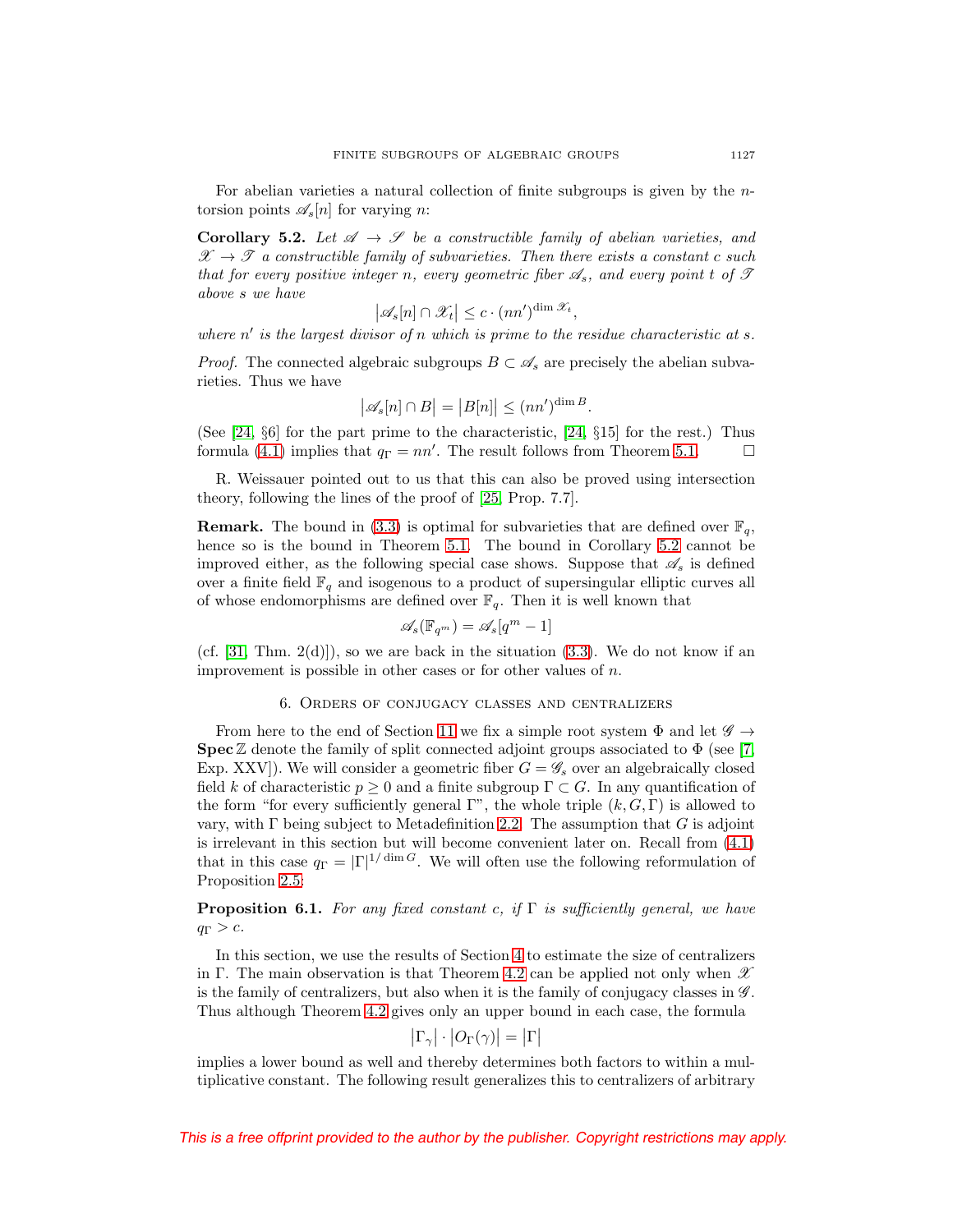For abelian varieties a natural collection of finite subgroups is given by the $n$-torsion points $\mathscr{A}_s[n]$ for varying $n$:

**Corollary 5.2.** *Let $\mathscr{A} \to \mathscr{S}$ be a constructible family of abelian varieties, and $\mathscr{X} \to \mathscr{T}$ a constructible family of subvarieties. Then there exists a constant $c$ such that for every positive integer $n$, every geometric fiber $\mathscr{A}_s$, and every point $t$ of $\mathscr{T}$ above $s$ we have*

$$\left|\mathscr{A}_s[n] \cap \mathscr{X}_t\right| \leq c \cdot (nn')^{\dim \mathscr{X}_t},$$

*where $n'$ is the largest divisor of $n$ which is prime to the residue characteristic at $s$.*

*Proof.* The connected algebraic subgroups $B \subset \mathscr{A}_s$ are precisely the abelian subvarieties. Thus we have

$$\left|\mathscr{A}_s[n] \cap B\right| = \left|B[n]\right| \leq (nn')^{\dim B}.$$

(See [24, §6] for the part prime to the characteristic, [24, §15] for the rest.) Thus formula (4.1) implies that $q_\Gamma = nn'$. The result follows from Theorem 5.1. $\square$

R. Weissauer pointed out to us that this can also be proved using intersection theory, following the lines of the proof of [25, Prop. 7.7].

**Remark.** The bound in (3.3) is optimal for subvarieties that are defined over $\mathbb{F}_q$, hence so is the bound in Theorem 5.1. The bound in Corollary 5.2 cannot be improved either, as the following special case shows. Suppose that $\mathscr{A}_s$ is defined over a finite field $\mathbb{F}_q$ and isogenous to a product of supersingular elliptic curves all of whose endomorphisms are defined over $\mathbb{F}_q$. Then it is well known that

$$\mathscr{A}_s(\mathbb{F}_{q^m}) = \mathscr{A}_s[q^m - 1]$$

(cf. [31, Thm. 2(d)]), so we are back in the situation (3.3). We do not know if an improvement is possible in other cases or for other values of $n$.

## 6. Orders of conjugacy classes and centralizers

From here to the end of Section 11 we fix a simple root system $\Phi$ and let $\mathscr{G} \to \mathbf{Spec}\,\mathbb{Z}$ denote the family of split connected adjoint groups associated to $\Phi$ (see [7, Exp. XXV]). We will consider a geometric fiber $G = \mathscr{G}_s$ over an algebraically closed field $k$ of characteristic $p \geq 0$ and a finite subgroup $\Gamma \subset G$. In any quantification of the form "for every sufficiently general $\Gamma$", the whole triple $(k, G, \Gamma)$ is allowed to vary, with $\Gamma$ being subject to Metadefinition 2.2. The assumption that $G$ is adjoint is irrelevant in this section but will become convenient later on. Recall from (4.1) that in this case $q_\Gamma = |\Gamma|^{1/\dim G}$. We will often use the following reformulation of Proposition 2.5:

**Proposition 6.1.** *For any fixed constant $c$, if $\Gamma$ is sufficiently general, we have $q_\Gamma > c$.*

In this section, we use the results of Section 4 to estimate the size of centralizers in $\Gamma$. The main observation is that Theorem 4.2 can be applied not only when $\mathscr{X}$ is the family of centralizers, but also when it is the family of conjugacy classes in $\mathscr{G}$. Thus although Theorem 4.2 gives only an upper bound in each case, the formula

$$\left|\Gamma_\gamma\right| \cdot \left|O_\Gamma(\gamma)\right| = \left|\Gamma\right|$$

implies a lower bound as well and thereby determines both factors to within a multiplicative constant. The following result generalizes this to centralizers of arbitrary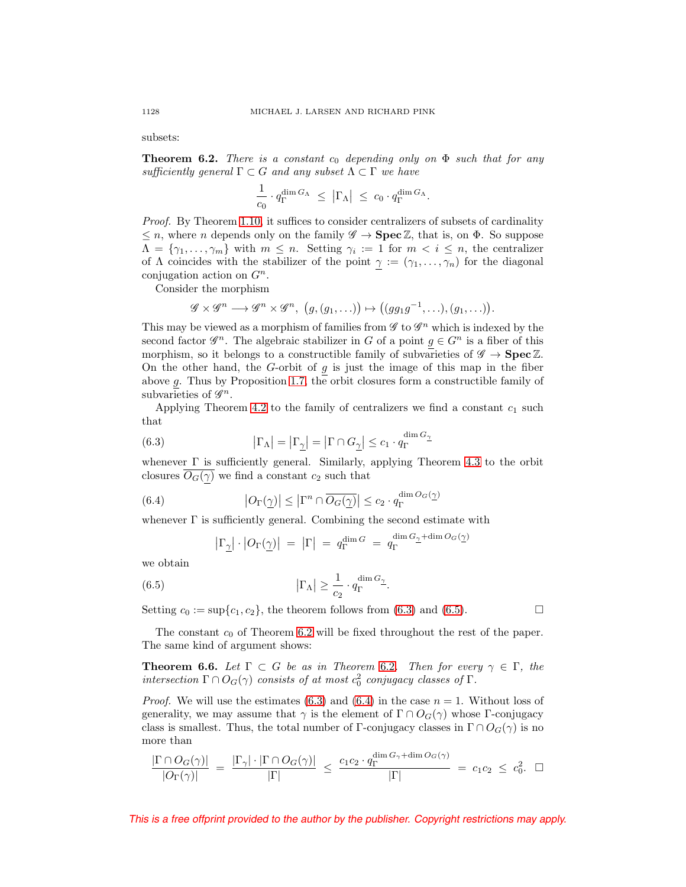subsets:

**Theorem 6.2.** *There is a constant $c_0$ depending only on $\Phi$ such that for any sufficiently general $\Gamma \subset G$ and any subset $\Lambda \subset \Gamma$ we have*

$$\frac{1}{c_0} \cdot q_\Gamma^{\dim G_\Lambda} \;\leq\; \left|\Gamma_\Lambda\right| \;\leq\; c_0 \cdot q_\Gamma^{\dim G_\Lambda}.$$

*Proof.* By Theorem 1.10, it suffices to consider centralizers of subsets of cardinality $\leq n$, where $n$ depends only on the family $\mathscr{G} \to \mathbf{Spec}\,\mathbb{Z}$, that is, on $\Phi$. So suppose $\Lambda = \{\gamma_1, \ldots, \gamma_m\}$ with $m \leq n$. Setting $\gamma_i := 1$ for $m < i \leq n$, the centralizer of $\Lambda$ coincides with the stabilizer of the point $\underline{\gamma} := (\gamma_1, \ldots, \gamma_n)$ for the diagonal conjugation action on $G^n$.

Consider the morphism

$$\mathscr{G} \times \mathscr{G}^n \longrightarrow \mathscr{G}^n \times \mathscr{G}^n,\; \big(g, (g_1, \ldots)\big) \mapsto \big((gg_1g^{-1}, \ldots), (g_1, \ldots)\big).$$

This may be viewed as a morphism of families from $\mathscr{G}$ to $\mathscr{G}^n$ which is indexed by the second factor $\mathscr{G}^n$. The algebraic stabilizer in $G$ of a point $\underline{g} \in G^n$ is a fiber of this morphism, so it belongs to a constructible family of subvarieties of $\mathscr{G} \to \mathbf{Spec}\,\mathbb{Z}$. On the other hand, the $G$-orbit of $\underline{g}$ is just the image of this map in the fiber above $\underline{g}$. Thus by Proposition 1.7, the orbit closures form a constructible family of subvarieties of $\mathscr{G}^n$.

Applying Theorem 4.2 to the family of centralizers we find a constant $c_1$ such that

$$\left|\Gamma_\Lambda\right| = \left|\Gamma_{\underline{\gamma}}\right| = \left|\Gamma \cap G_{\underline{\gamma}}\right| \leq c_1 \cdot q_\Gamma^{\dim G_{\underline{\gamma}}} \tag{6.3}$$

whenever $\Gamma$ is sufficiently general. Similarly, applying Theorem 4.3 to the orbit closures $\overline{O_G(\underline{\gamma})}$ we find a constant $c_2$ such that

$$\left|O_\Gamma(\underline{\gamma})\right| \leq \left|\Gamma^n \cap \overline{O_G(\underline{\gamma})}\right| \leq c_2 \cdot q_\Gamma^{\dim O_G(\underline{\gamma})} \tag{6.4}$$

whenever $\Gamma$ is sufficiently general. Combining the second estimate with

$$\left|\Gamma_{\underline{\gamma}}\right| \cdot \left|O_\Gamma(\underline{\gamma})\right| \;=\; \left|\Gamma\right| \;=\; q_\Gamma^{\dim G} \;=\; q_\Gamma^{\dim G_{\underline{\gamma}} + \dim O_G(\underline{\gamma})}$$

we obtain

$$\left|\Gamma_\Lambda\right| \geq \frac{1}{c_2} \cdot q_\Gamma^{\dim G_{\underline{\gamma}}}. \tag{6.5}$$

Setting $c_0 := \sup\{c_1, c_2\}$, the theorem follows from (6.3) and (6.5). $\square$

The constant $c_0$ of Theorem 6.2 will be fixed throughout the rest of the paper. The same kind of argument shows:

**Theorem 6.6.** *Let $\Gamma \subset G$ be as in Theorem 6.2. Then for every $\gamma \in \Gamma$, the intersection $\Gamma \cap O_G(\gamma)$ consists of at most $c_0^2$ conjugacy classes of $\Gamma$.*

*Proof.* We will use the estimates (6.3) and (6.4) in the case $n = 1$. Without loss of generality, we may assume that $\gamma$ is the element of $\Gamma \cap O_G(\gamma)$ whose $\Gamma$-conjugacy class is smallest. Thus, the total number of $\Gamma$-conjugacy classes in $\Gamma \cap O_G(\gamma)$ is no more than

$$\frac{|\Gamma \cap O_G(\gamma)|}{|O_\Gamma(\gamma)|} \;=\; \frac{|\Gamma_\gamma| \cdot |\Gamma \cap O_G(\gamma)|}{|\Gamma|} \;\leq\; \frac{c_1 c_2 \cdot q_\Gamma^{\dim G_\gamma + \dim O_G(\gamma)}}{|\Gamma|} \;=\; c_1 c_2 \;\leq\; c_0^2. \;\square$$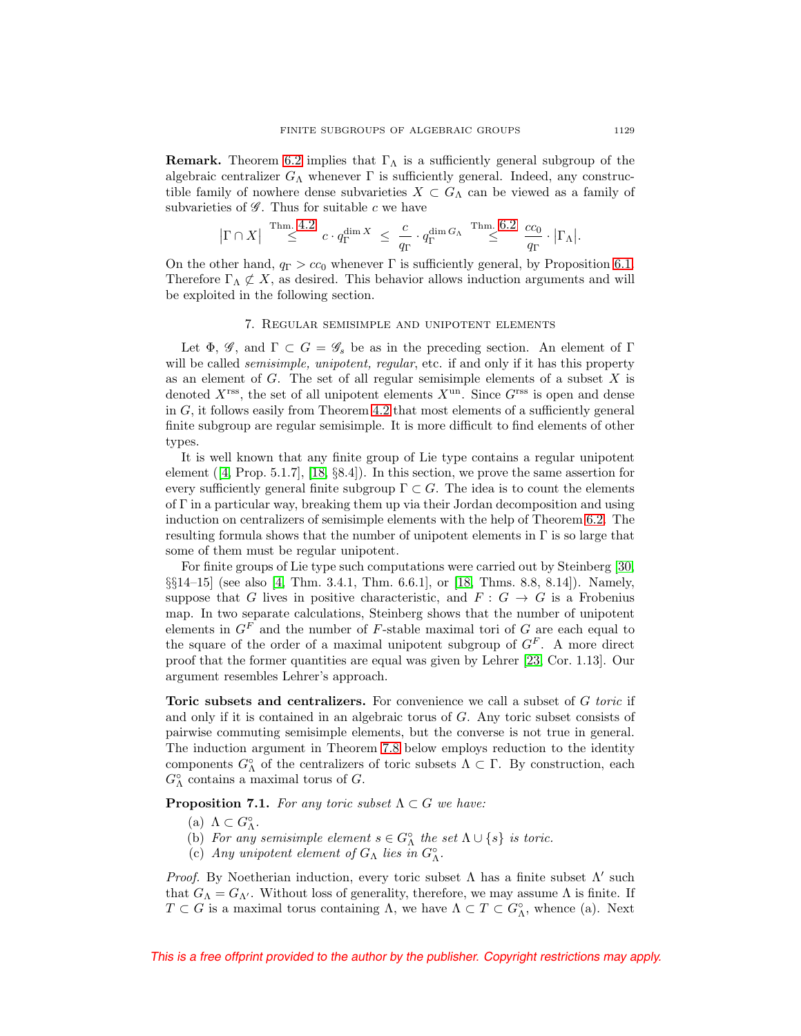**Remark.** Theorem 6.2 implies that $\Gamma_\Lambda$ is a sufficiently general subgroup of the algebraic centralizer $G_\Lambda$ whenever $\Gamma$ is sufficiently general. Indeed, any constructible family of nowhere dense subvarieties $X \subset G_\Lambda$ can be viewed as a family of subvarieties of $\mathscr{G}$. Thus for suitable $c$ we have

$$\big|\Gamma \cap X\big| \overset{\text{Thm. 4.2}}{\leq} c \cdot q_\Gamma^{\dim X} \;\leq\; \frac{c}{q_\Gamma} \cdot q_\Gamma^{\dim G_\Lambda} \overset{\text{Thm. 6.2}}{\leq} \frac{cc_0}{q_\Gamma} \cdot \big|\Gamma_\Lambda\big|.$$

On the other hand, $q_\Gamma > cc_0$ whenever $\Gamma$ is sufficiently general, by Proposition 6.1. Therefore $\Gamma_\Lambda \not\subset X$, as desired. This behavior allows induction arguments and will be exploited in the following section.

## 7. Regular semisimple and unipotent elements

Let $\Phi$, $\mathscr{G}$, and $\Gamma \subset G = \mathscr{G}_s$ be as in the preceding section. An element of $\Gamma$ will be called *semisimple, unipotent, regular*, etc. if and only if it has this property as an element of $G$. The set of all regular semisimple elements of a subset $X$ is denoted $X^{\text{rss}}$, the set of all unipotent elements $X^{\text{un}}$. Since $G^{\text{rss}}$ is open and dense in $G$, it follows easily from Theorem 4.2 that most elements of a sufficiently general finite subgroup are regular semisimple. It is more difficult to find elements of other types.

It is well known that any finite group of Lie type contains a regular unipotent element ([4, Prop. 5.1.7], [18, §8.4]). In this section, we prove the same assertion for every sufficiently general finite subgroup $\Gamma \subset G$. The idea is to count the elements of $\Gamma$ in a particular way, breaking them up via their Jordan decomposition and using induction on centralizers of semisimple elements with the help of Theorem 6.2. The resulting formula shows that the number of unipotent elements in $\Gamma$ is so large that some of them must be regular unipotent.

For finite groups of Lie type such computations were carried out by Steinberg [30, §§14–15] (see also [4, Thm. 3.4.1, Thm. 6.6.1], or [18, Thms. 8.8, 8.14]). Namely, suppose that $G$ lives in positive characteristic, and $F : G \to G$ is a Frobenius map. In two separate calculations, Steinberg shows that the number of unipotent elements in $G^F$ and the number of $F$-stable maximal tori of $G$ are each equal to the square of the order of a maximal unipotent subgroup of $G^F$. A more direct proof that the former quantities are equal was given by Lehrer [23, Cor. 1.13]. Our argument resembles Lehrer's approach.

**Toric subsets and centralizers.** For convenience we call a subset of $G$ *toric* if and only if it is contained in an algebraic torus of $G$. Any toric subset consists of pairwise commuting semisimple elements, but the converse is not true in general. The induction argument in Theorem 7.8 below employs reduction to the identity components $G_\Lambda^\circ$ of the centralizers of toric subsets $\Lambda \subset \Gamma$. By construction, each $G_\Lambda^\circ$ contains a maximal torus of $G$.

**Proposition 7.1.** *For any toric subset $\Lambda \subset G$ we have:*

(a) $\Lambda \subset G_\Lambda^\circ$.
(b) *For any semisimple element $s \in G_\Lambda^\circ$ the set $\Lambda \cup \{s\}$ is toric.*
(c) *Any unipotent element of $G_\Lambda$ lies in $G_\Lambda^\circ$.*

*Proof.* By Noetherian induction, every toric subset $\Lambda$ has a finite subset $\Lambda'$ such that $G_\Lambda = G_{\Lambda'}$. Without loss of generality, therefore, we may assume $\Lambda$ is finite. If $T \subset G$ is a maximal torus containing $\Lambda$, we have $\Lambda \subset T \subset G_\Lambda^\circ$, whence (a). Next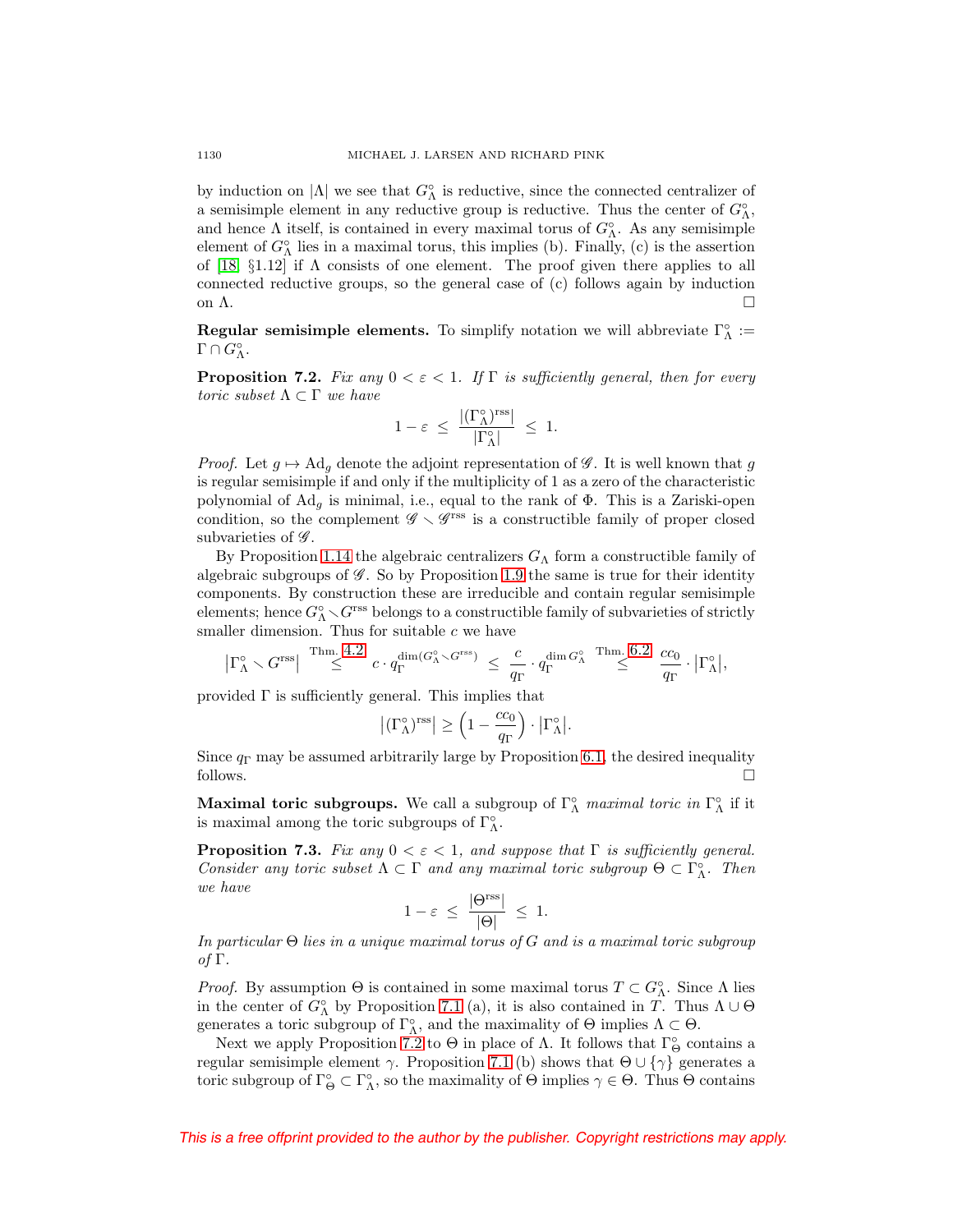by induction on $|\Lambda|$ we see that $G_\Lambda^\circ$ is reductive, since the connected centralizer of a semisimple element in any reductive group is reductive. Thus the center of $G_\Lambda^\circ$, and hence $\Lambda$ itself, is contained in every maximal torus of $G_\Lambda^\circ$. As any semisimple element of $G_\Lambda^\circ$ lies in a maximal torus, this implies (b). Finally, (c) is the assertion of [18, §1.12] if $\Lambda$ consists of one element. The proof given there applies to all connected reductive groups, so the general case of (c) follows again by induction on $\Lambda$. $\square$

**Regular semisimple elements.** To simplify notation we will abbreviate $\Gamma_\Lambda^\circ := \Gamma \cap G_\Lambda^\circ$.

**Proposition 7.2.** *Fix any $0 < \varepsilon < 1$. If $\Gamma$ is sufficiently general, then for every toric subset $\Lambda \subset \Gamma$ we have*

$$1 - \varepsilon \ \leq \ \frac{|(\Gamma_\Lambda^\circ)^{\mathrm{rss}}|}{|\Gamma_\Lambda^\circ|} \ \leq \ 1.$$

*Proof.* Let $g \mapsto \mathrm{Ad}_g$ denote the adjoint representation of $\mathscr{G}$. It is well known that $g$ is regular semisimple if and only if the multiplicity of 1 as a zero of the characteristic polynomial of $\mathrm{Ad}_g$ is minimal, i.e., equal to the rank of $\Phi$. This is a Zariski-open condition, so the complement $\mathscr{G} \smallsetminus \mathscr{G}^{\mathrm{rss}}$ is a constructible family of proper closed subvarieties of $\mathscr{G}$.

By Proposition 1.14 the algebraic centralizers $G_\Lambda$ form a constructible family of algebraic subgroups of $\mathscr{G}$. So by Proposition 1.9 the same is true for their identity components. By construction these are irreducible and contain regular semisimple elements; hence $G_\Lambda^\circ \smallsetminus G^{\mathrm{rss}}$ belongs to a constructible family of subvarieties of strictly smaller dimension. Thus for suitable $c$ we have

$$\left|\Gamma_\Lambda^\circ \smallsetminus G^{\mathrm{rss}}\right| \ \overset{\text{Thm. 4.2}}{\leq} \ c \cdot q_\Gamma^{\dim(G_\Lambda^\circ \smallsetminus G^{\mathrm{rss}})} \ \leq \ \frac{c}{q_\Gamma} \cdot q_\Gamma^{\dim G_\Lambda^\circ} \ \overset{\text{Thm. 6.2}}{\leq} \ \frac{cc_0}{q_\Gamma} \cdot \left|\Gamma_\Lambda^\circ\right|,$$

provided $\Gamma$ is sufficiently general. This implies that

$$\left|(\Gamma_\Lambda^\circ)^{\mathrm{rss}}\right| \geq \left(1 - \frac{cc_0}{q_\Gamma}\right) \cdot \left|\Gamma_\Lambda^\circ\right|.$$

Since $q_\Gamma$ may be assumed arbitrarily large by Proposition 6.1, the desired inequality follows. $\square$

**Maximal toric subgroups.** We call a subgroup of $\Gamma_\Lambda^\circ$ *maximal toric in* $\Gamma_\Lambda^\circ$ if it is maximal among the toric subgroups of $\Gamma_\Lambda^\circ$.

**Proposition 7.3.** *Fix any $0 < \varepsilon < 1$, and suppose that $\Gamma$ is sufficiently general. Consider any toric subset $\Lambda \subset \Gamma$ and any maximal toric subgroup $\Theta \subset \Gamma_\Lambda^\circ$. Then we have*

$$1 - \varepsilon \ \leq \ \frac{|\Theta^{\mathrm{rss}}|}{|\Theta|} \ \leq \ 1.$$

*In particular $\Theta$ lies in a unique maximal torus of $G$ and is a maximal toric subgroup of $\Gamma$.*

*Proof.* By assumption $\Theta$ is contained in some maximal torus $T \subset G_\Lambda^\circ$. Since $\Lambda$ lies in the center of $G_\Lambda^\circ$ by Proposition 7.1 (a), it is also contained in $T$. Thus $\Lambda \cup \Theta$ generates a toric subgroup of $\Gamma_\Lambda^\circ$, and the maximality of $\Theta$ implies $\Lambda \subset \Theta$.

Next we apply Proposition 7.2 to $\Theta$ in place of $\Lambda$. It follows that $\Gamma_\Theta^\circ$ contains a regular semisimple element $\gamma$. Proposition 7.1 (b) shows that $\Theta \cup \{\gamma\}$ generates a toric subgroup of $\Gamma_\Theta^\circ \subset \Gamma_\Lambda^\circ$, so the maximality of $\Theta$ implies $\gamma \in \Theta$. Thus $\Theta$ contains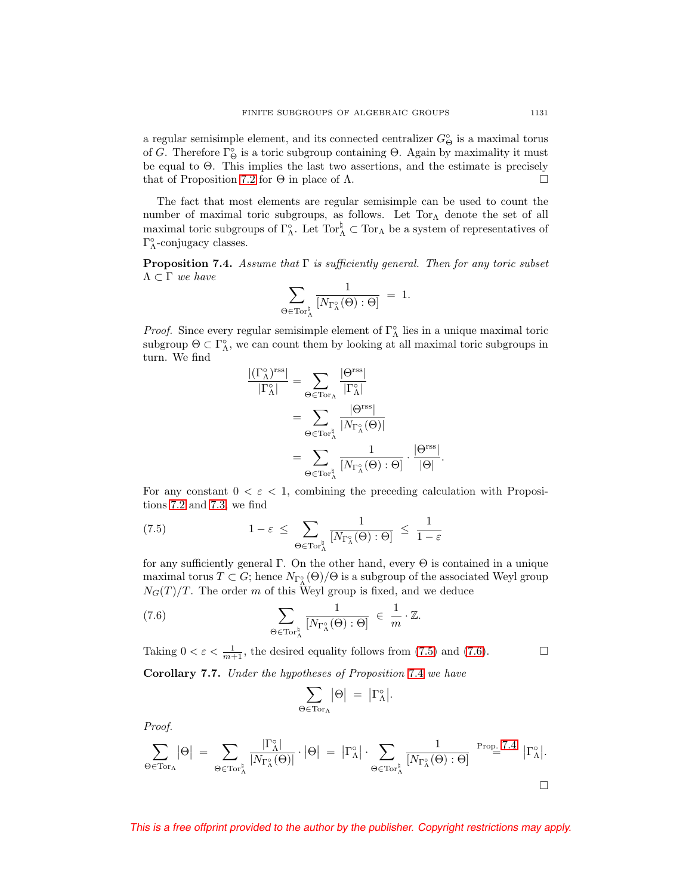a regular semisimple element, and its connected centralizer $G_\Theta^\circ$ is a maximal torus of $G$. Therefore $\Gamma_\Theta^\circ$ is a toric subgroup containing $\Theta$. Again by maximality it must be equal to $\Theta$. This implies the last two assertions, and the estimate is precisely that of Proposition 7.2 for $\Theta$ in place of $\Lambda$. □

The fact that most elements are regular semisimple can be used to count the number of maximal toric subgroups, as follows. Let $\mathrm{Tor}_\Lambda$ denote the set of all maximal toric subgroups of $\Gamma_\Lambda^\circ$. Let $\mathrm{Tor}_\Lambda^\natural \subset \mathrm{Tor}_\Lambda$ be a system of representatives of $\Gamma_\Lambda^\circ$-conjugacy classes.

**Proposition 7.4.** *Assume that $\Gamma$ is sufficiently general. Then for any toric subset $\Lambda \subset \Gamma$ we have*

$$\sum_{\Theta \in \mathrm{Tor}_\Lambda^\natural} \frac{1}{[N_{\Gamma_\Lambda^\circ}(\Theta) : \Theta]} \;=\; 1.$$

*Proof.* Since every regular semisimple element of $\Gamma_\Lambda^\circ$ lies in a unique maximal toric subgroup $\Theta \subset \Gamma_\Lambda^\circ$, we can count them by looking at all maximal toric subgroups in turn. We find

$$\begin{aligned}
\frac{|(\Gamma_\Lambda^\circ)^{\mathrm{rss}}|}{|\Gamma_\Lambda^\circ|} &= \sum_{\Theta \in \mathrm{Tor}_\Lambda} \frac{|\Theta^{\mathrm{rss}}|}{|\Gamma_\Lambda^\circ|} \\
&= \sum_{\Theta \in \mathrm{Tor}_\Lambda^\natural} \frac{|\Theta^{\mathrm{rss}}|}{|N_{\Gamma_\Lambda^\circ}(\Theta)|} \\
&= \sum_{\Theta \in \mathrm{Tor}_\Lambda^\natural} \frac{1}{[N_{\Gamma_\Lambda^\circ}(\Theta) : \Theta]} \cdot \frac{|\Theta^{\mathrm{rss}}|}{|\Theta|}.
\end{aligned}$$

For any constant $0 < \varepsilon < 1$, combining the preceding calculation with Propositions 7.2 and 7.3, we find

$$1 - \varepsilon \;\leq\; \sum_{\Theta \in \mathrm{Tor}_\Lambda^\natural} \frac{1}{[N_{\Gamma_\Lambda^\circ}(\Theta) : \Theta]} \;\leq\; \frac{1}{1-\varepsilon} \tag{7.5}$$

for any sufficiently general $\Gamma$. On the other hand, every $\Theta$ is contained in a unique maximal torus $T \subset G$; hence $N_{\Gamma_\Lambda^\circ}(\Theta)/\Theta$ is a subgroup of the associated Weyl group $N_G(T)/T$. The order $m$ of this Weyl group is fixed, and we deduce

$$\sum_{\Theta \in \mathrm{Tor}_\Lambda^\natural} \frac{1}{[N_{\Gamma_\Lambda^\circ}(\Theta) : \Theta]} \;\in\; \frac{1}{m} \cdot \mathbb{Z}. \tag{7.6}$$

Taking $0 < \varepsilon < \frac{1}{m+1}$, the desired equality follows from (7.5) and (7.6). □

**Corollary 7.7.** *Under the hypotheses of Proposition 7.4 we have*

$$\sum_{\Theta \in \mathrm{Tor}_\Lambda} |\Theta| \;=\; |\Gamma_\Lambda^\circ|.$$

*Proof.*

$$\sum_{\Theta \in \mathrm{Tor}_\Lambda} |\Theta| \;=\; \sum_{\Theta \in \mathrm{Tor}_\Lambda^\natural} \frac{|\Gamma_\Lambda^\circ|}{|N_{\Gamma_\Lambda^\circ}(\Theta)|} \cdot |\Theta| \;=\; |\Gamma_\Lambda^\circ| \cdot \sum_{\Theta \in \mathrm{Tor}_\Lambda^\natural} \frac{1}{[N_{\Gamma_\Lambda^\circ}(\Theta) : \Theta]} \;\overset{\text{Prop. 7.4}}{=}\; |\Gamma_\Lambda^\circ|.$$

□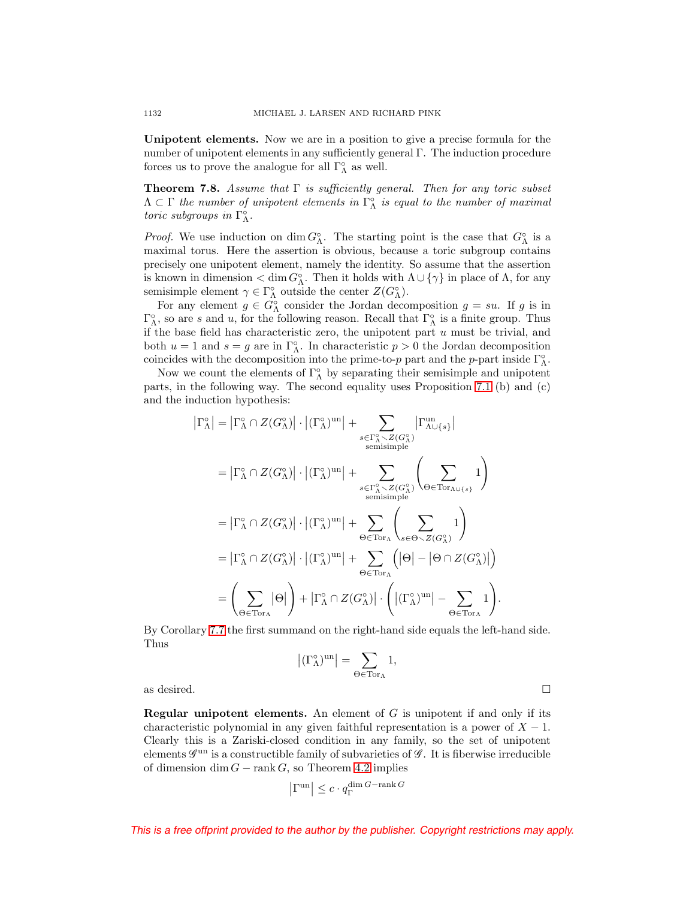**Unipotent elements.** Now we are in a position to give a precise formula for the number of unipotent elements in any sufficiently general $\Gamma$. The induction procedure forces us to prove the analogue for all $\Gamma_\Lambda^\circ$ as well.

**Theorem 7.8.** *Assume that $\Gamma$ is sufficiently general. Then for any toric subset $\Lambda \subset \Gamma$ the number of unipotent elements in $\Gamma_\Lambda^\circ$ is equal to the number of maximal toric subgroups in $\Gamma_\Lambda^\circ$.*

*Proof.* We use induction on $\dim G_\Lambda^\circ$. The starting point is the case that $G_\Lambda^\circ$ is a maximal torus. Here the assertion is obvious, because a toric subgroup contains precisely one unipotent element, namely the identity. So assume that the assertion is known in dimension $< \dim G_\Lambda^\circ$. Then it holds with $\Lambda \cup \{\gamma\}$ in place of $\Lambda$, for any semisimple element $\gamma \in \Gamma_\Lambda^\circ$ outside the center $Z(G_\Lambda^\circ)$.

For any element $g \in G_\Lambda^\circ$ consider the Jordan decomposition $g = su$. If $g$ is in $\Gamma_\Lambda^\circ$, so are $s$ and $u$, for the following reason. Recall that $\Gamma_\Lambda^\circ$ is a finite group. Thus if the base field has characteristic zero, the unipotent part $u$ must be trivial, and both $u = 1$ and $s = g$ are in $\Gamma_\Lambda^\circ$. In characteristic $p > 0$ the Jordan decomposition coincides with the decomposition into the prime-to-$p$ part and the $p$-part inside $\Gamma_\Lambda^\circ$.

Now we count the elements of $\Gamma_\Lambda^\circ$ by separating their semisimple and unipotent parts, in the following way. The second equality uses Proposition 7.1 (b) and (c) and the induction hypothesis:

$$
\begin{aligned}
\left|\Gamma_\Lambda^\circ\right| &= \left|\Gamma_\Lambda^\circ \cap Z(G_\Lambda^\circ)\right| \cdot \left|(\Gamma_\Lambda^\circ)^{\mathrm{un}}\right| + \sum_{\substack{s \in \Gamma_\Lambda^\circ \smallsetminus Z(G_\Lambda^\circ) \\ \text{semisimple}}} \left|\Gamma_{\Lambda \cup \{s\}}^{\mathrm{un}}\right| \\
&= \left|\Gamma_\Lambda^\circ \cap Z(G_\Lambda^\circ)\right| \cdot \left|(\Gamma_\Lambda^\circ)^{\mathrm{un}}\right| + \sum_{\substack{s \in \Gamma_\Lambda^\circ \smallsetminus Z(G_\Lambda^\circ) \\ \text{semisimple}}} \left( \sum_{\Theta \in \mathrm{Tor}_{\Lambda \cup \{s\}}} 1 \right) \\
&= \left|\Gamma_\Lambda^\circ \cap Z(G_\Lambda^\circ)\right| \cdot \left|(\Gamma_\Lambda^\circ)^{\mathrm{un}}\right| + \sum_{\Theta \in \mathrm{Tor}_\Lambda} \left( \sum_{s \in \Theta \smallsetminus Z(G_\Lambda^\circ)} 1 \right) \\
&= \left|\Gamma_\Lambda^\circ \cap Z(G_\Lambda^\circ)\right| \cdot \left|(\Gamma_\Lambda^\circ)^{\mathrm{un}}\right| + \sum_{\Theta \in \mathrm{Tor}_\Lambda} \Big( |\Theta| - \left|\Theta \cap Z(G_\Lambda^\circ)\right| \Big) \\
&= \left( \sum_{\Theta \in \mathrm{Tor}_\Lambda} |\Theta| \right) + \left|\Gamma_\Lambda^\circ \cap Z(G_\Lambda^\circ)\right| \cdot \left( \left|(\Gamma_\Lambda^\circ)^{\mathrm{un}}\right| - \sum_{\Theta \in \mathrm{Tor}_\Lambda} 1 \right).
\end{aligned}
$$

By Corollary 7.7 the first summand on the right-hand side equals the left-hand side. Thus

$$
\left|(\Gamma_\Lambda^\circ)^{\mathrm{un}}\right| = \sum_{\Theta \in \mathrm{Tor}_\Lambda} 1,
$$

as desired. □

**Regular unipotent elements.** An element of $G$ is unipotent if and only if its characteristic polynomial in any given faithful representation is a power of $X - 1$. Clearly this is a Zariski-closed condition in any family, so the set of unipotent elements $\mathscr{G}^{\mathrm{un}}$ is a constructible family of subvarieties of $\mathscr{G}$. It is fiberwise irreducible of dimension $\dim G - \operatorname{rank} G$, so Theorem 4.2 implies

$$
\left|\Gamma^{\mathrm{un}}\right| \leq c \cdot q_\Gamma^{\dim G - \operatorname{rank} G}
$$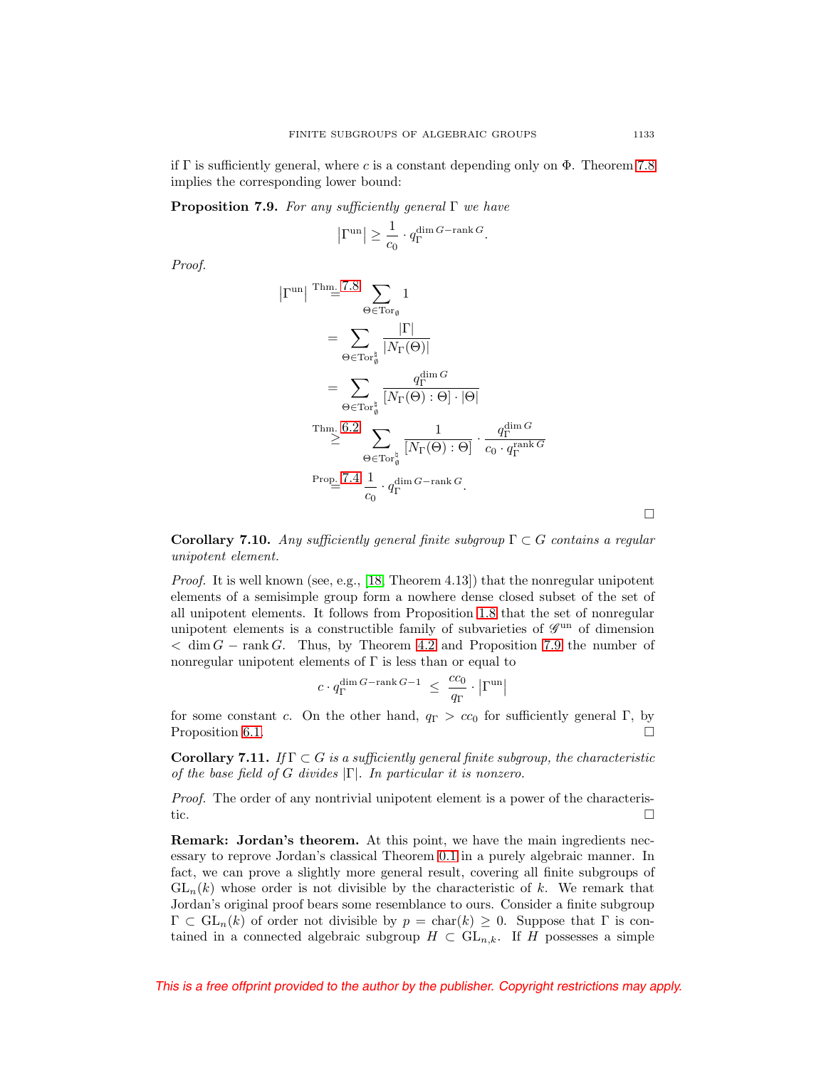if $\Gamma$ is sufficiently general, where $c$ is a constant depending only on $\Phi$. Theorem 7.8 implies the corresponding lower bound:

**Proposition 7.9.** *For any sufficiently general $\Gamma$ we have*

$$\left|\Gamma^{\mathrm{un}}\right| \geq \frac{1}{c_0} \cdot q_\Gamma^{\dim G - \operatorname{rank} G}.$$

*Proof.*

$$\begin{aligned}
\left|\Gamma^{\mathrm{un}}\right| &\overset{\text{Thm. 7.8}}{=} \sum_{\Theta \in \mathrm{Tor}_\emptyset} 1 \\
&= \sum_{\Theta \in \mathrm{Tor}_\emptyset^\natural} \frac{|\Gamma|}{|N_\Gamma(\Theta)|} \\
&= \sum_{\Theta \in \mathrm{Tor}_\emptyset^\natural} \frac{q_\Gamma^{\dim G}}{[N_\Gamma(\Theta) : \Theta] \cdot |\Theta|} \\
&\overset{\text{Thm. 6.2}}{\geq} \sum_{\Theta \in \mathrm{Tor}_\emptyset^\natural} \frac{1}{[N_\Gamma(\Theta) : \Theta]} \cdot \frac{q_\Gamma^{\dim G}}{c_0 \cdot q_\Gamma^{\operatorname{rank} G}} \\
&\overset{\text{Prop. 7.4}}{=} \frac{1}{c_0} \cdot q_\Gamma^{\dim G - \operatorname{rank} G}.
\end{aligned}$$

□

**Corollary 7.10.** *Any sufficiently general finite subgroup $\Gamma \subset G$ contains a regular unipotent element.*

*Proof.* It is well known (see, e.g., [18, Theorem 4.13]) that the nonregular unipotent elements of a semisimple group form a nowhere dense closed subset of the set of all unipotent elements. It follows from Proposition 1.8 that the set of nonregular unipotent elements is a constructible family of subvarieties of $\mathscr{G}^{\mathrm{un}}$ of dimension $< \dim G - \operatorname{rank} G$. Thus, by Theorem 4.2 and Proposition 7.9 the number of nonregular unipotent elements of $\Gamma$ is less than or equal to

$$c \cdot q_\Gamma^{\dim G - \operatorname{rank} G - 1} \;\leq\; \frac{cc_0}{q_\Gamma} \cdot \left|\Gamma^{\mathrm{un}}\right|$$

for some constant $c$. On the other hand, $q_\Gamma > cc_0$ for sufficiently general $\Gamma$, by Proposition 6.1. □

**Corollary 7.11.** *If $\Gamma \subset G$ is a sufficiently general finite subgroup, the characteristic of the base field of $G$ divides $|\Gamma|$. In particular it is nonzero.*

*Proof.* The order of any nontrivial unipotent element is a power of the characteristic. □

**Remark: Jordan's theorem.** At this point, we have the main ingredients necessary to reprove Jordan's classical Theorem 0.1 in a purely algebraic manner. In fact, we can prove a slightly more general result, covering all finite subgroups of $\mathrm{GL}_n(k)$ whose order is not divisible by the characteristic of $k$. We remark that Jordan's original proof bears some resemblance to ours. Consider a finite subgroup $\Gamma \subset \mathrm{GL}_n(k)$ of order not divisible by $p = \operatorname{char}(k) \geq 0$. Suppose that $\Gamma$ is contained in a connected algebraic subgroup $H \subset \mathrm{GL}_{n,k}$. If $H$ possesses a simple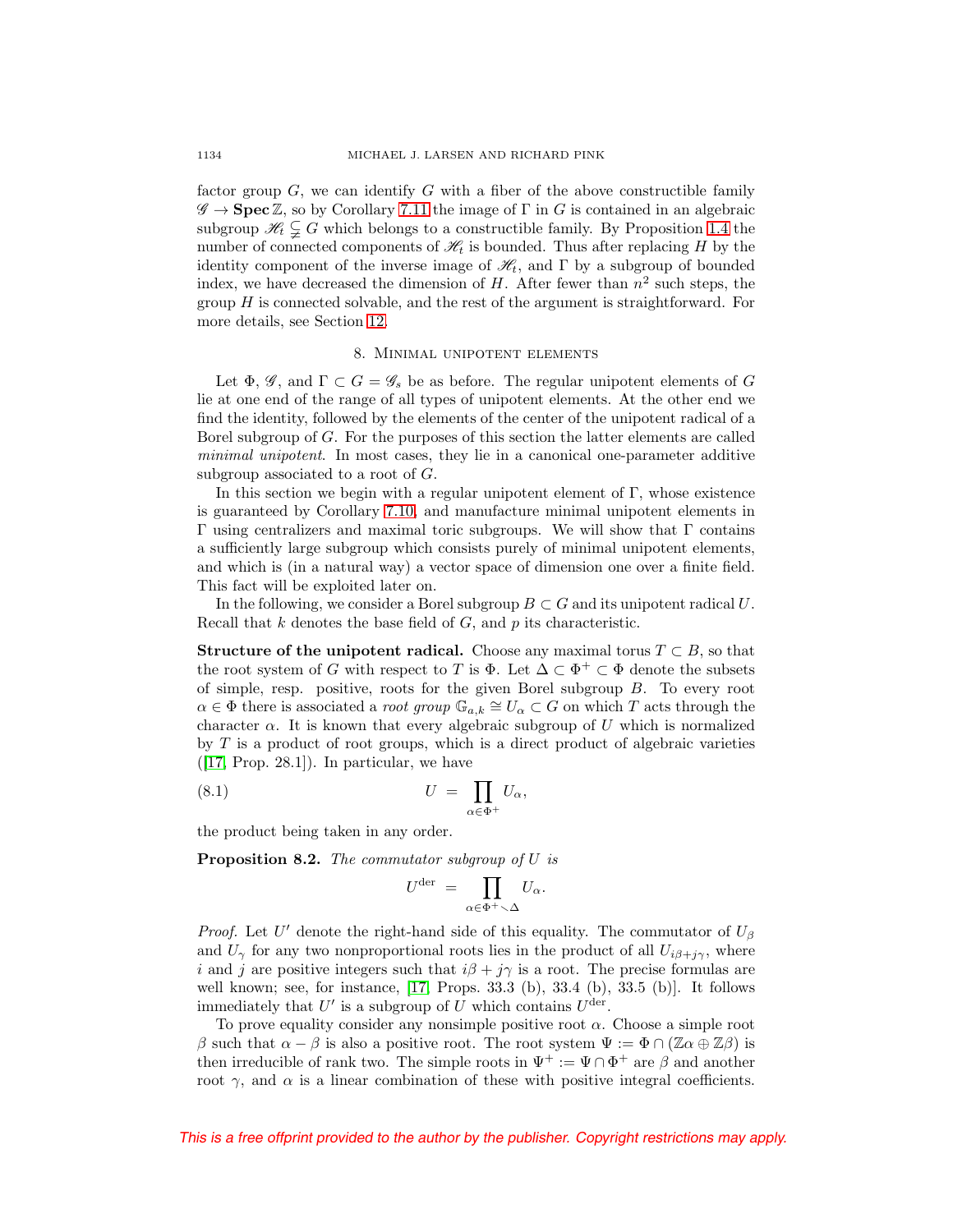factor group $G$, we can identify $G$ with a fiber of the above constructible family $\mathscr{G} \to \mathbf{Spec}\,\mathbb{Z}$, so by Corollary 7.11 the image of $\Gamma$ in $G$ is contained in an algebraic subgroup $\mathscr{H}_t \subsetneq G$ which belongs to a constructible family. By Proposition 1.4 the number of connected components of $\mathscr{H}_t$ is bounded. Thus after replacing $H$ by the identity component of the inverse image of $\mathscr{H}_t$, and $\Gamma$ by a subgroup of bounded index, we have decreased the dimension of $H$. After fewer than $n^2$ such steps, the group $H$ is connected solvable, and the rest of the argument is straightforward. For more details, see Section 12.

## 8. Minimal unipotent elements

Let $\Phi$, $\mathscr{G}$, and $\Gamma \subset G = \mathscr{G}_s$ be as before. The regular unipotent elements of $G$ lie at one end of the range of all types of unipotent elements. At the other end we find the identity, followed by the elements of the center of the unipotent radical of a Borel subgroup of $G$. For the purposes of this section the latter elements are called *minimal unipotent*. In most cases, they lie in a canonical one-parameter additive subgroup associated to a root of $G$.

In this section we begin with a regular unipotent element of $\Gamma$, whose existence is guaranteed by Corollary 7.10, and manufacture minimal unipotent elements in $\Gamma$ using centralizers and maximal toric subgroups. We will show that $\Gamma$ contains a sufficiently large subgroup which consists purely of minimal unipotent elements, and which is (in a natural way) a vector space of dimension one over a finite field. This fact will be exploited later on.

In the following, we consider a Borel subgroup $B \subset G$ and its unipotent radical $U$. Recall that $k$ denotes the base field of $G$, and $p$ its characteristic.

**Structure of the unipotent radical.** Choose any maximal torus $T \subset B$, so that the root system of $G$ with respect to $T$ is $\Phi$. Let $\Delta \subset \Phi^+ \subset \Phi$ denote the subsets of simple, resp. positive, roots for the given Borel subgroup $B$. To every root $\alpha \in \Phi$ there is associated a *root group* $\mathbb{G}_{a,k} \cong U_\alpha \subset G$ on which $T$ acts through the character $\alpha$. It is known that every algebraic subgroup of $U$ which is normalized by $T$ is a product of root groups, which is a direct product of algebraic varieties ([17, Prop. 28.1]). In particular, we have

$$U \;=\; \prod_{\alpha\in\Phi^+} U_\alpha, \tag{8.1}$$

the product being taken in any order.

**Proposition 8.2.** *The commutator subgroup of $U$ is*

$$U^{\mathrm{der}} \;=\; \prod_{\alpha\in\Phi^+\smallsetminus\Delta} U_\alpha.$$

*Proof.* Let $U'$ denote the right-hand side of this equality. The commutator of $U_\beta$ and $U_\gamma$ for any two nonproportional roots lies in the product of all $U_{i\beta+j\gamma}$, where $i$ and $j$ are positive integers such that $i\beta + j\gamma$ is a root. The precise formulas are well known; see, for instance, [17, Props. 33.3 (b), 33.4 (b), 33.5 (b)]. It follows immediately that $U'$ is a subgroup of $U$ which contains $U^{\mathrm{der}}$.

To prove equality consider any nonsimple positive root $\alpha$. Choose a simple root $\beta$ such that $\alpha - \beta$ is also a positive root. The root system $\Psi := \Phi \cap (\mathbb{Z}\alpha \oplus \mathbb{Z}\beta)$ is then irreducible of rank two. The simple roots in $\Psi^+ := \Psi \cap \Phi^+$ are $\beta$ and another root $\gamma$, and $\alpha$ is a linear combination of these with positive integral coefficients.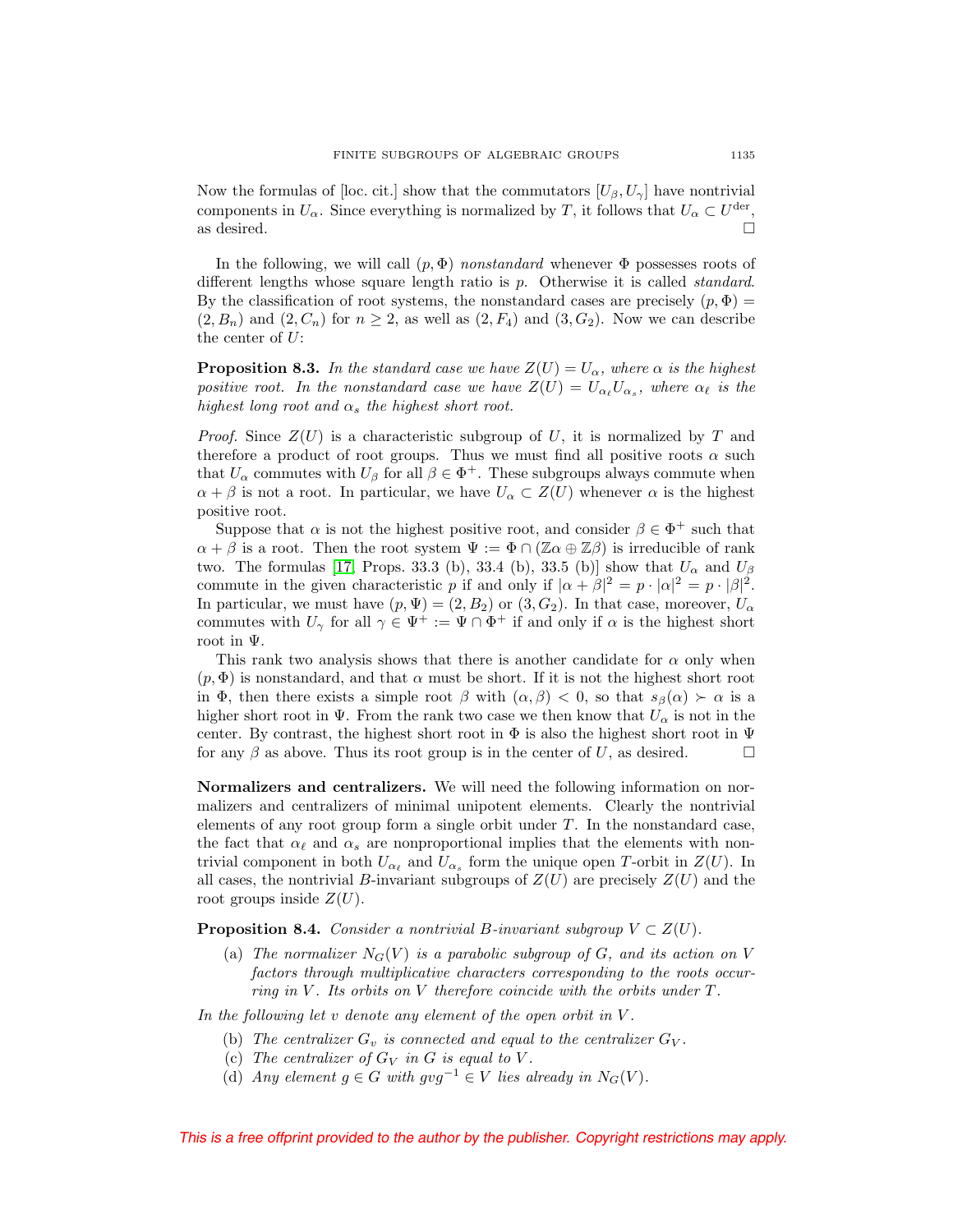Now the formulas of [loc. cit.] show that the commutators $[U_\beta, U_\gamma]$ have nontrivial components in $U_\alpha$. Since everything is normalized by $T$, it follows that $U_\alpha \subset U^{\mathrm{der}}$, as desired. $\square$

In the following, we will call $(p, \Phi)$ *nonstandard* whenever $\Phi$ possesses roots of different lengths whose square length ratio is $p$. Otherwise it is called *standard*. By the classification of root systems, the nonstandard cases are precisely $(p, \Phi) = (2, B_n)$ and $(2, C_n)$ for $n \geq 2$, as well as $(2, F_4)$ and $(3, G_2)$. Now we can describe the center of $U$:

**Proposition 8.3.** *In the standard case we have $Z(U) = U_\alpha$, where $\alpha$ is the highest positive root. In the nonstandard case we have $Z(U) = U_{\alpha_\ell} U_{\alpha_s}$, where $\alpha_\ell$ is the highest long root and $\alpha_s$ the highest short root.*

*Proof.* Since $Z(U)$ is a characteristic subgroup of $U$, it is normalized by $T$ and therefore a product of root groups. Thus we must find all positive roots $\alpha$ such that $U_\alpha$ commutes with $U_\beta$ for all $\beta \in \Phi^+$. These subgroups always commute when $\alpha + \beta$ is not a root. In particular, we have $U_\alpha \subset Z(U)$ whenever $\alpha$ is the highest positive root.

Suppose that $\alpha$ is not the highest positive root, and consider $\beta \in \Phi^+$ such that $\alpha + \beta$ is a root. Then the root system $\Psi := \Phi \cap (\mathbb{Z}\alpha \oplus \mathbb{Z}\beta)$ is irreducible of rank two. The formulas [17, Props. 33.3 (b), 33.4 (b), 33.5 (b)] show that $U_\alpha$ and $U_\beta$ commute in the given characteristic $p$ if and only if $|\alpha + \beta|^2 = p \cdot |\alpha|^2 = p \cdot |\beta|^2$. In particular, we must have $(p, \Psi) = (2, B_2)$ or $(3, G_2)$. In that case, moreover, $U_\alpha$ commutes with $U_\gamma$ for all $\gamma \in \Psi^+ := \Psi \cap \Phi^+$ if and only if $\alpha$ is the highest short root in $\Psi$.

This rank two analysis shows that there is another candidate for $\alpha$ only when $(p, \Phi)$ is nonstandard, and that $\alpha$ must be short. If it is not the highest short root in $\Phi$, then there exists a simple root $\beta$ with $(\alpha, \beta) < 0$, so that $s_\beta(\alpha) \succ \alpha$ is a higher short root in $\Psi$. From the rank two case we then know that $U_\alpha$ is not in the center. By contrast, the highest short root in $\Phi$ is also the highest short root in $\Psi$ for any $\beta$ as above. Thus its root group is in the center of $U$, as desired. $\square$

**Normalizers and centralizers.** We will need the following information on normalizers and centralizers of minimal unipotent elements. Clearly the nontrivial elements of any root group form a single orbit under $T$. In the nonstandard case, the fact that $\alpha_\ell$ and $\alpha_s$ are nonproportional implies that the elements with nontrivial component in both $U_{\alpha_\ell}$ and $U_{\alpha_s}$ form the unique open $T$-orbit in $Z(U)$. In all cases, the nontrivial $B$-invariant subgroups of $Z(U)$ are precisely $Z(U)$ and the root groups inside $Z(U)$.

**Proposition 8.4.** *Consider a nontrivial $B$-invariant subgroup $V \subset Z(U)$.*

(a) *The normalizer $N_G(V)$ is a parabolic subgroup of $G$, and its action on $V$ factors through multiplicative characters corresponding to the roots occurring in $V$. Its orbits on $V$ therefore coincide with the orbits under $T$.*

*In the following let $v$ denote any element of the open orbit in $V$.*

(b) *The centralizer $G_v$ is connected and equal to the centralizer $G_V$.*

(c) *The centralizer of $G_V$ in $G$ is equal to $V$.*

(d) *Any element $g \in G$ with $gvg^{-1} \in V$ lies already in $N_G(V)$.*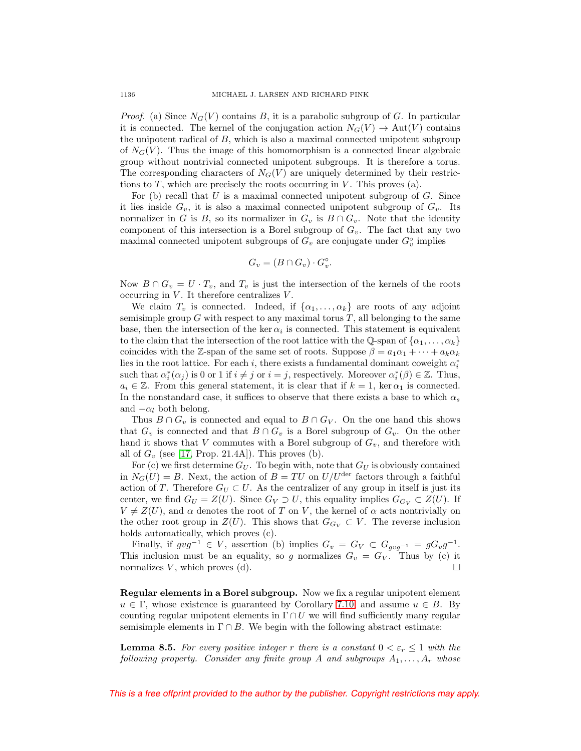*Proof.* (a) Since $N_G(V)$ contains $B$, it is a parabolic subgroup of $G$. In particular it is connected. The kernel of the conjugation action $N_G(V) \to \mathrm{Aut}(V)$ contains the unipotent radical of $B$, which is also a maximal connected unipotent subgroup of $N_G(V)$. Thus the image of this homomorphism is a connected linear algebraic group without nontrivial connected unipotent subgroups. It is therefore a torus. The corresponding characters of $N_G(V)$ are uniquely determined by their restrictions to $T$, which are precisely the roots occurring in $V$. This proves (a).

For (b) recall that $U$ is a maximal connected unipotent subgroup of $G$. Since it lies inside $G_v$, it is also a maximal connected unipotent subgroup of $G_v$. Its normalizer in $G$ is $B$, so its normalizer in $G_v$ is $B \cap G_v$. Note that the identity component of this intersection is a Borel subgroup of $G_v$. The fact that any two maximal connected unipotent subgroups of $G_v$ are conjugate under $G_v^\circ$ implies

$$G_v = (B \cap G_v) \cdot G_v^\circ.$$

Now $B \cap G_v = U \cdot T_v$, and $T_v$ is just the intersection of the kernels of the roots occurring in $V$. It therefore centralizes $V$.

We claim $T_v$ is connected. Indeed, if $\{\alpha_1, \ldots, \alpha_k\}$ are roots of any adjoint semisimple group $G$ with respect to any maximal torus $T$, all belonging to the same base, then the intersection of the $\ker \alpha_i$ is connected. This statement is equivalent to the claim that the intersection of the root lattice with the $\mathbb{Q}$-span of $\{\alpha_1, \ldots, \alpha_k\}$ coincides with the $\mathbb{Z}$-span of the same set of roots. Suppose $\beta = a_1\alpha_1 + \cdots + a_k\alpha_k$ lies in the root lattice. For each $i$, there exists a fundamental dominant coweight $\alpha_i^*$ such that $\alpha_i^*(\alpha_j)$ is 0 or 1 if $i \neq j$ or $i = j$, respectively. Moreover $\alpha_i^*(\beta) \in \mathbb{Z}$. Thus, $a_i \in \mathbb{Z}$. From this general statement, it is clear that if $k = 1$, $\ker \alpha_1$ is connected. In the nonstandard case, it suffices to observe that there exists a base to which $\alpha_s$ and $-\alpha_l$ both belong.

Thus $B \cap G_v$ is connected and equal to $B \cap G_V$. On the one hand this shows that $G_v$ is connected and that $B \cap G_v$ is a Borel subgroup of $G_v$. On the other hand it shows that $V$ commutes with a Borel subgroup of $G_v$, and therefore with all of $G_v$ (see [17, Prop. 21.4A]). This proves (b).

For (c) we first determine $G_U$. To begin with, note that $G_U$ is obviously contained in $N_G(U) = B$. Next, the action of $B = TU$ on $U/U^{\mathrm{der}}$ factors through a faithful action of $T$. Therefore $G_U \subset U$. As the centralizer of any group in itself is just its center, we find $G_U = Z(U)$. Since $G_V \supset U$, this equality implies $G_{G_V} \subset Z(U)$. If $V \neq Z(U)$, and $\alpha$ denotes the root of $T$ on $V$, the kernel of $\alpha$ acts nontrivially on the other root group in $Z(U)$. This shows that $G_{G_V} \subset V$. The reverse inclusion holds automatically, which proves (c).

Finally, if $gvg^{-1} \in V$, assertion (b) implies $G_v = G_V \subset G_{gvg^{-1}} = gG_vg^{-1}$. This inclusion must be an equality, so $g$ normalizes $G_v = G_V$. Thus by (c) it normalizes $V$, which proves (d). $\square$

**Regular elements in a Borel subgroup.** Now we fix a regular unipotent element $u \in \Gamma$, whose existence is guaranteed by Corollary 7.10, and assume $u \in B$. By counting regular unipotent elements in $\Gamma \cap U$ we will find sufficiently many regular semisimple elements in $\Gamma \cap B$. We begin with the following abstract estimate:

**Lemma 8.5.** *For every positive integer $r$ there is a constant $0 < \varepsilon_r \leq 1$ with the following property. Consider any finite group $A$ and subgroups $A_1, \ldots, A_r$ whose*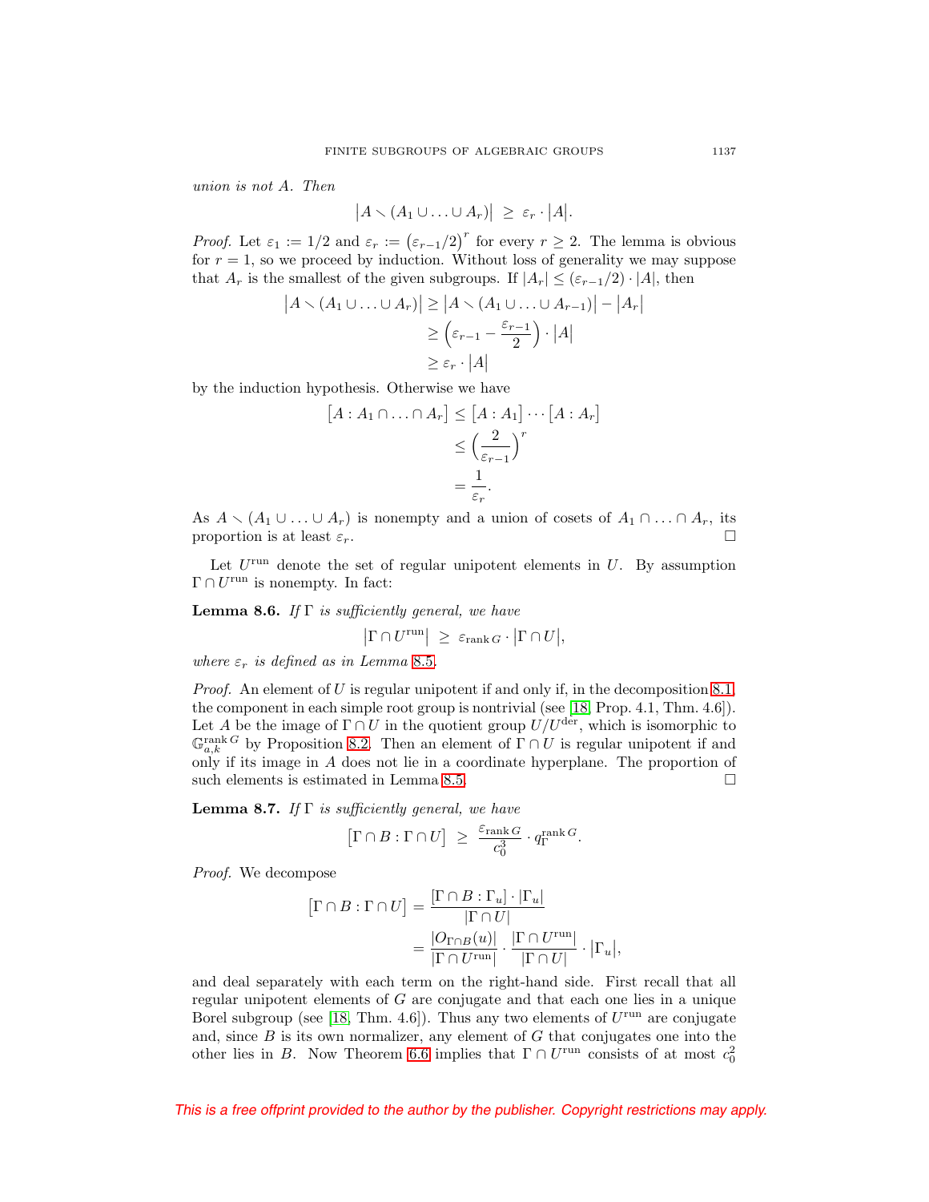*union is not A. Then*

$$\left|A \smallsetminus (A_1 \cup \ldots \cup A_r)\right| \;\geq\; \varepsilon_r \cdot \left|A\right|.$$

*Proof.* Let $\varepsilon_1 := 1/2$ and $\varepsilon_r := \left(\varepsilon_{r-1}/2\right)^r$ for every $r \geq 2$. The lemma is obvious for $r = 1$, so we proceed by induction. Without loss of generality we may suppose that $A_r$ is the smallest of the given subgroups. If $|A_r| \leq (\varepsilon_{r-1}/2) \cdot |A|$, then

$$\begin{aligned}
\left|A \smallsetminus (A_1 \cup \ldots \cup A_r)\right| &\geq \left|A \smallsetminus (A_1 \cup \ldots \cup A_{r-1})\right| - \left|A_r\right| \\
&\geq \left(\varepsilon_{r-1} - \frac{\varepsilon_{r-1}}{2}\right) \cdot \left|A\right| \\
&\geq \varepsilon_r \cdot \left|A\right|
\end{aligned}$$

by the induction hypothesis. Otherwise we have

$$\begin{aligned}
\left[A : A_1 \cap \ldots \cap A_r\right] &\leq \left[A : A_1\right] \cdots \left[A : A_r\right] \\
&\leq \left(\frac{2}{\varepsilon_{r-1}}\right)^r \\
&= \frac{1}{\varepsilon_r}.
\end{aligned}$$

As $A \smallsetminus (A_1 \cup \ldots \cup A_r)$ is nonempty and a union of cosets of $A_1 \cap \ldots \cap A_r$, its proportion is at least $\varepsilon_r$. $\square$

Let $U^{\mathrm{run}}$ denote the set of regular unipotent elements in $U$. By assumption $\Gamma \cap U^{\mathrm{run}}$ is nonempty. In fact:

**Lemma 8.6.** *If $\Gamma$ is sufficiently general, we have*

$$\left|\Gamma \cap U^{\mathrm{run}}\right| \;\geq\; \varepsilon_{\operatorname{rank} G} \cdot \left|\Gamma \cap U\right|,$$

*where $\varepsilon_r$ is defined as in Lemma 8.5.*

*Proof.* An element of $U$ is regular unipotent if and only if, in the decomposition 8.1, the component in each simple root group is nontrivial (see [18, Prop. 4.1, Thm. 4.6]). Let $A$ be the image of $\Gamma \cap U$ in the quotient group $U/U^{\mathrm{der}}$, which is isomorphic to $\mathbb{G}_{a,k}^{\operatorname{rank} G}$ by Proposition 8.2. Then an element of $\Gamma \cap U$ is regular unipotent if and only if its image in $A$ does not lie in a coordinate hyperplane. The proportion of such elements is estimated in Lemma 8.5. $\square$

**Lemma 8.7.** *If $\Gamma$ is sufficiently general, we have*

$$\left[\Gamma \cap B : \Gamma \cap U\right] \;\geq\; \frac{\varepsilon_{\operatorname{rank} G}}{c_0^3} \cdot q_\Gamma^{\operatorname{rank} G}.$$

*Proof.* We decompose

$$\begin{aligned}
\left[\Gamma \cap B : \Gamma \cap U\right] &= \frac{\left[\Gamma \cap B : \Gamma_u\right] \cdot \left|\Gamma_u\right|}{\left|\Gamma \cap U\right|} \\
&= \frac{\left|O_{\Gamma \cap B}(u)\right|}{\left|\Gamma \cap U^{\mathrm{run}}\right|} \cdot \frac{\left|\Gamma \cap U^{\mathrm{run}}\right|}{\left|\Gamma \cap U\right|} \cdot \left|\Gamma_u\right|,
\end{aligned}$$

and deal separately with each term on the right-hand side. First recall that all regular unipotent elements of $G$ are conjugate and that each one lies in a unique Borel subgroup (see [18, Thm. 4.6]). Thus any two elements of $U^{\mathrm{run}}$ are conjugate and, since $B$ is its own normalizer, any element of $G$ that conjugates one into the other lies in $B$. Now Theorem 6.6 implies that $\Gamma \cap U^{\mathrm{run}}$ consists of at most $c_0^2$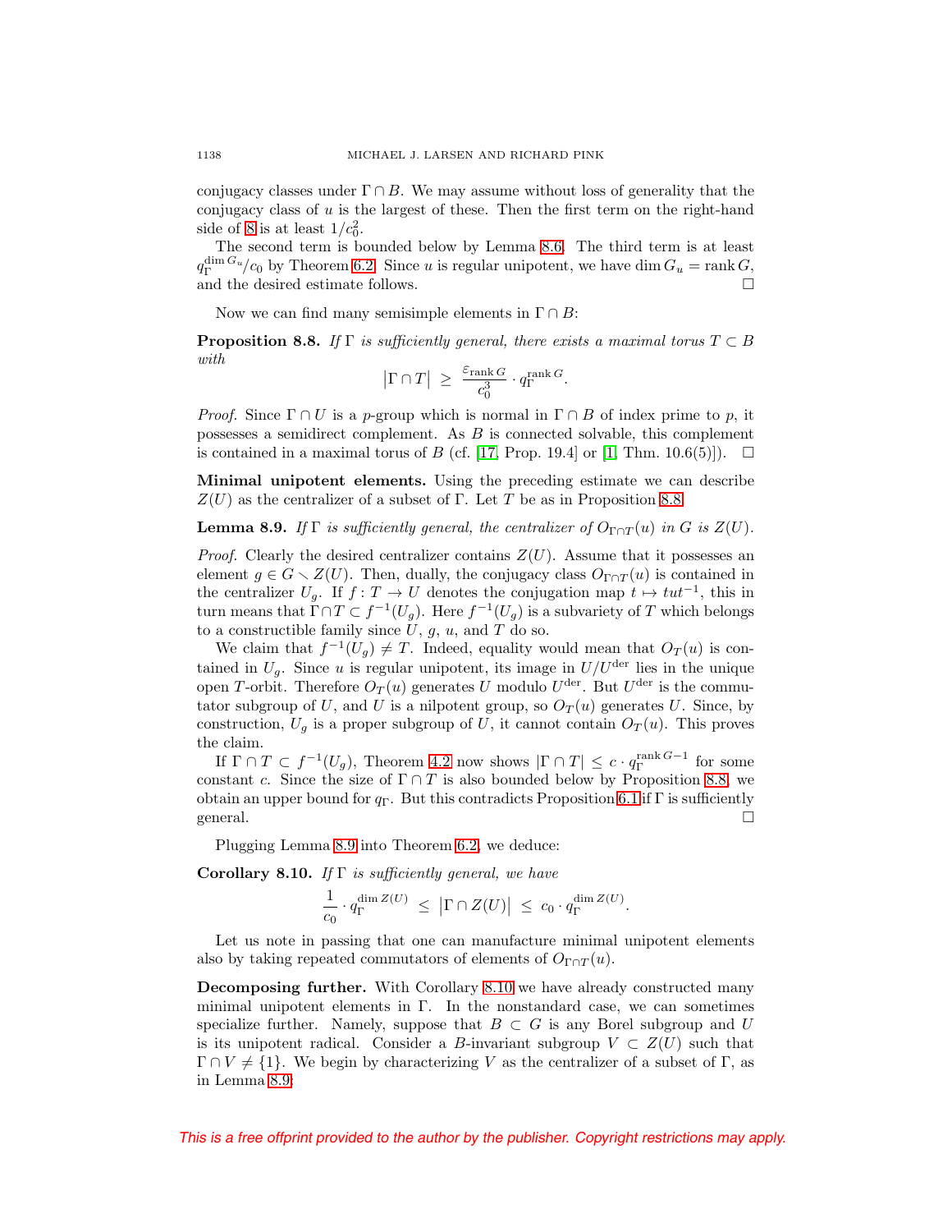conjugacy classes under $\Gamma \cap B$. We may assume without loss of generality that the conjugacy class of $u$ is the largest of these. Then the first term on the right-hand side of 8 is at least $1/c_0^2$.

The second term is bounded below by Lemma 8.6. The third term is at least $q_\Gamma^{\dim G_u}/c_0$ by Theorem 6.2. Since $u$ is regular unipotent, we have $\dim G_u = \operatorname{rank} G$, and the desired estimate follows. □

Now we can find many semisimple elements in $\Gamma \cap B$:

**Proposition 8.8.** *If $\Gamma$ is sufficiently general, there exists a maximal torus $T \subset B$ with*

$$\left|\Gamma \cap T\right| \;\geq\; \frac{\varepsilon_{\operatorname{rank} G}}{c_0^3} \cdot q_\Gamma^{\operatorname{rank} G}.$$

*Proof.* Since $\Gamma \cap U$ is a $p$-group which is normal in $\Gamma \cap B$ of index prime to $p$, it possesses a semidirect complement. As $B$ is connected solvable, this complement is contained in a maximal torus of $B$ (cf. [17, Prop. 19.4] or [1, Thm. 10.6(5)]). □

**Minimal unipotent elements.** Using the preceding estimate we can describe $Z(U)$ as the centralizer of a subset of $\Gamma$. Let $T$ be as in Proposition 8.8.

**Lemma 8.9.** *If $\Gamma$ is sufficiently general, the centralizer of $O_{\Gamma \cap T}(u)$ in $G$ is $Z(U)$.*

*Proof.* Clearly the desired centralizer contains $Z(U)$. Assume that it possesses an element $g \in G \smallsetminus Z(U)$. Then, dually, the conjugacy class $O_{\Gamma \cap T}(u)$ is contained in the centralizer $U_g$. If $f : T \to U$ denotes the conjugation map $t \mapsto tut^{-1}$, this in turn means that $\Gamma \cap T \subset f^{-1}(U_g)$. Here $f^{-1}(U_g)$ is a subvariety of $T$ which belongs to a constructible family since $U$, $g$, $u$, and $T$ do so.

We claim that $f^{-1}(U_g) \neq T$. Indeed, equality would mean that $O_T(u)$ is contained in $U_g$. Since $u$ is regular unipotent, its image in $U/U^{\mathrm{der}}$ lies in the unique open $T$-orbit. Therefore $O_T(u)$ generates $U$ modulo $U^{\mathrm{der}}$. But $U^{\mathrm{der}}$ is the commutator subgroup of $U$, and $U$ is a nilpotent group, so $O_T(u)$ generates $U$. Since, by construction, $U_g$ is a proper subgroup of $U$, it cannot contain $O_T(u)$. This proves the claim.

If $\Gamma \cap T \subset f^{-1}(U_g)$, Theorem 4.2 now shows $|\Gamma \cap T| \leq c \cdot q_\Gamma^{\operatorname{rank} G - 1}$ for some constant $c$. Since the size of $\Gamma \cap T$ is also bounded below by Proposition 8.8, we obtain an upper bound for $q_\Gamma$. But this contradicts Proposition 6.1 if $\Gamma$ is sufficiently general. □

Plugging Lemma 8.9 into Theorem 6.2, we deduce:

**Corollary 8.10.** *If $\Gamma$ is sufficiently general, we have*

$$\frac{1}{c_0} \cdot q_\Gamma^{\dim Z(U)} \;\leq\; \left|\Gamma \cap Z(U)\right| \;\leq\; c_0 \cdot q_\Gamma^{\dim Z(U)}.$$

Let us note in passing that one can manufacture minimal unipotent elements also by taking repeated commutators of elements of $O_{\Gamma \cap T}(u)$.

**Decomposing further.** With Corollary 8.10 we have already constructed many minimal unipotent elements in $\Gamma$. In the nonstandard case, we can sometimes specialize further. Namely, suppose that $B \subset G$ is any Borel subgroup and $U$ is its unipotent radical. Consider a $B$-invariant subgroup $V \subset Z(U)$ such that $\Gamma \cap V \neq \{1\}$. We begin by characterizing $V$ as the centralizer of a subset of $\Gamma$, as in Lemma 8.9: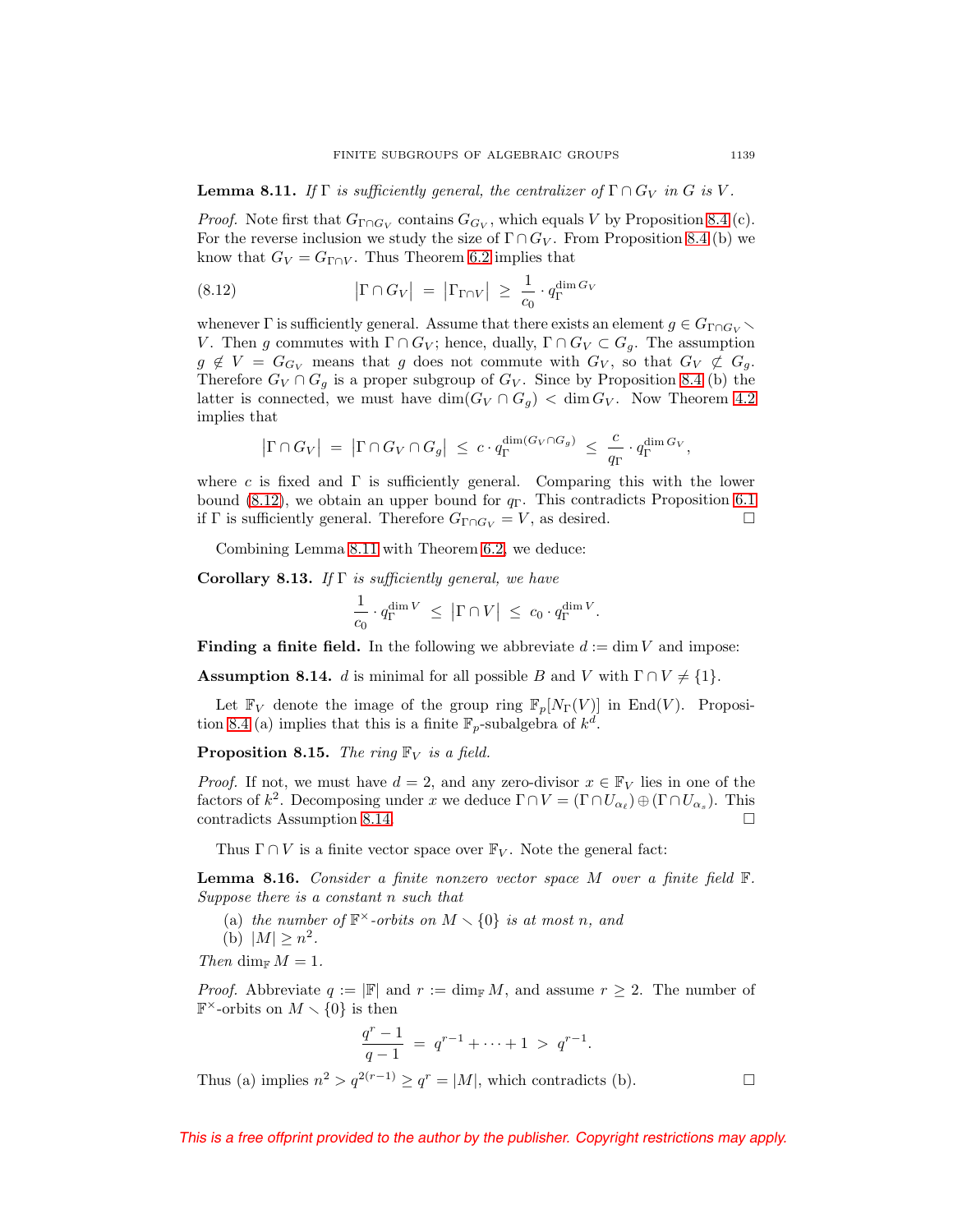**Lemma 8.11.** *If $\Gamma$ is sufficiently general, the centralizer of $\Gamma \cap G_V$ in $G$ is $V$.*

*Proof.* Note first that $G_{\Gamma \cap G_V}$ contains $G_{G_V}$, which equals $V$ by Proposition 8.4 (c). For the reverse inclusion we study the size of $\Gamma \cap G_V$. From Proposition 8.4 (b) we know that $G_V = G_{\Gamma \cap V}$. Thus Theorem 6.2 implies that

$$\big|\Gamma \cap G_V\big| \;=\; \big|\Gamma_{\Gamma \cap V}\big| \;\geq\; \frac{1}{c_0} \cdot q_\Gamma^{\dim G_V} \tag{8.12}$$

whenever $\Gamma$ is sufficiently general. Assume that there exists an element $g \in G_{\Gamma \cap G_V} \smallsetminus V$. Then $g$ commutes with $\Gamma \cap G_V$; hence, dually, $\Gamma \cap G_V \subset G_g$. The assumption $g \notin V = G_{G_V}$ means that $g$ does not commute with $G_V$, so that $G_V \not\subset G_g$. Therefore $G_V \cap G_g$ is a proper subgroup of $G_V$. Since by Proposition 8.4 (b) the latter is connected, we must have $\dim(G_V \cap G_g) < \dim G_V$. Now Theorem 4.2 implies that

$$\big|\Gamma \cap G_V\big| \;=\; \big|\Gamma \cap G_V \cap G_g\big| \;\leq\; c \cdot q_\Gamma^{\dim(G_V \cap G_g)} \;\leq\; \frac{c}{q_\Gamma} \cdot q_\Gamma^{\dim G_V},$$

where $c$ is fixed and $\Gamma$ is sufficiently general. Comparing this with the lower bound (8.12), we obtain an upper bound for $q_\Gamma$. This contradicts Proposition 6.1 if $\Gamma$ is sufficiently general. Therefore $G_{\Gamma \cap G_V} = V$, as desired. $\square$

Combining Lemma 8.11 with Theorem 6.2, we deduce:

**Corollary 8.13.** *If $\Gamma$ is sufficiently general, we have*

$$\frac{1}{c_0} \cdot q_\Gamma^{\dim V} \;\leq\; \big|\Gamma \cap V\big| \;\leq\; c_0 \cdot q_\Gamma^{\dim V}.$$

**Finding a finite field.** In the following we abbreviate $d := \dim V$ and impose:

**Assumption 8.14.** *$d$ is minimal for all possible $B$ and $V$ with $\Gamma \cap V \neq \{1\}$.*

Let $\mathbb{F}_V$ denote the image of the group ring $\mathbb{F}_p[N_\Gamma(V)]$ in $\operatorname{End}(V)$. Proposition 8.4 (a) implies that this is a finite $\mathbb{F}_p$-subalgebra of $k^d$.

**Proposition 8.15.** *The ring $\mathbb{F}_V$ is a field.*

*Proof.* If not, we must have $d = 2$, and any zero-divisor $x \in \mathbb{F}_V$ lies in one of the factors of $k^2$. Decomposing under $x$ we deduce $\Gamma \cap V = (\Gamma \cap U_{\alpha_\ell}) \oplus (\Gamma \cap U_{\alpha_s})$. This contradicts Assumption 8.14. $\square$

Thus $\Gamma \cap V$ is a finite vector space over $\mathbb{F}_V$. Note the general fact:

**Lemma 8.16.** *Consider a finite nonzero vector space $M$ over a finite field $\mathbb{F}$. Suppose there is a constant $n$ such that*

(a) *the number of $\mathbb{F}^\times$-orbits on $M \smallsetminus \{0\}$ is at most $n$, and*
(b) *$|M| \geq n^2$.*

*Then $\dim_{\mathbb{F}} M = 1$.*

*Proof.* Abbreviate $q := |\mathbb{F}|$ and $r := \dim_{\mathbb{F}} M$, and assume $r \geq 2$. The number of $\mathbb{F}^\times$-orbits on $M \smallsetminus \{0\}$ is then

$$\frac{q^r - 1}{q - 1} \;=\; q^{r-1} + \cdots + 1 \;>\; q^{r-1}.$$

Thus (a) implies $n^2 > q^{2(r-1)} \geq q^r = |M|$, which contradicts (b). $\square$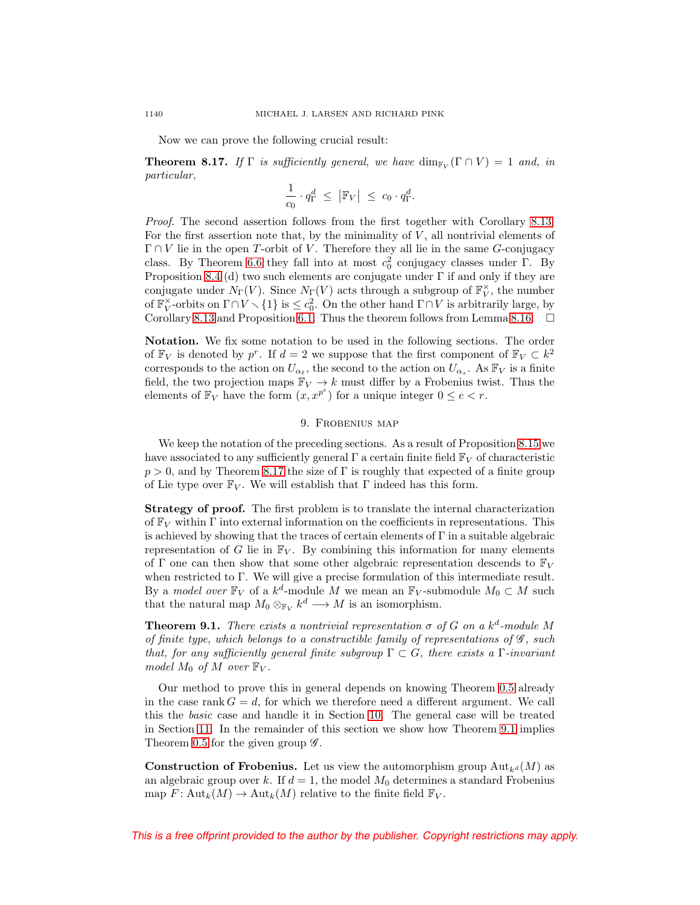Now we can prove the following crucial result:

**Theorem 8.17.** *If $\Gamma$ is sufficiently general, we have $\dim_{\mathbb{F}_V}(\Gamma \cap V) = 1$ and, in particular,*

$$\frac{1}{c_0} \cdot q_\Gamma^d \;\leq\; \left|\mathbb{F}_V\right| \;\leq\; c_0 \cdot q_\Gamma^d.$$

*Proof.* The second assertion follows from the first together with Corollary 8.13. For the first assertion note that, by the minimality of $V$, all nontrivial elements of $\Gamma \cap V$ lie in the open $T$-orbit of $V$. Therefore they all lie in the same $G$-conjugacy class. By Theorem 6.6 they fall into at most $c_0^2$ conjugacy classes under $\Gamma$. By Proposition 8.4 (d) two such elements are conjugate under $\Gamma$ if and only if they are conjugate under $N_\Gamma(V)$. Since $N_\Gamma(V)$ acts through a subgroup of $\mathbb{F}_V^\times$, the number of $\mathbb{F}_V^\times$-orbits on $\Gamma \cap V \smallsetminus \{1\}$ is $\leq c_0^2$. On the other hand $\Gamma \cap V$ is arbitrarily large, by Corollary 8.13 and Proposition 6.1. Thus the theorem follows from Lemma 8.16. $\square$

**Notation.** We fix some notation to be used in the following sections. The order of $\mathbb{F}_V$ is denoted by $p^r$. If $d = 2$ we suppose that the first component of $\mathbb{F}_V \subset k^2$ corresponds to the action on $U_{\alpha_\ell}$, the second to the action on $U_{\alpha_s}$. As $\mathbb{F}_V$ is a finite field, the two projection maps $\mathbb{F}_V \to k$ must differ by a Frobenius twist. Thus the elements of $\mathbb{F}_V$ have the form $(x, x^{p^e})$ for a unique integer $0 \leq e < r$.

## 9. Frobenius map

We keep the notation of the preceding sections. As a result of Proposition 8.15 we have associated to any sufficiently general $\Gamma$ a certain finite field $\mathbb{F}_V$ of characteristic $p > 0$, and by Theorem 8.17 the size of $\Gamma$ is roughly that expected of a finite group of Lie type over $\mathbb{F}_V$. We will establish that $\Gamma$ indeed has this form.

**Strategy of proof.** The first problem is to translate the internal characterization of $\mathbb{F}_V$ within $\Gamma$ into external information on the coefficients in representations. This is achieved by showing that the traces of certain elements of $\Gamma$ in a suitable algebraic representation of $G$ lie in $\mathbb{F}_V$. By combining this information for many elements of $\Gamma$ one can then show that some other algebraic representation descends to $\mathbb{F}_V$ when restricted to $\Gamma$. We will give a precise formulation of this intermediate result. By a *model over* $\mathbb{F}_V$ of a $k^d$-module $M$ we mean an $\mathbb{F}_V$-submodule $M_0 \subset M$ such that the natural map $M_0 \otimes_{\mathbb{F}_V} k^d \longrightarrow M$ is an isomorphism.

**Theorem 9.1.** *There exists a nontrivial representation $\sigma$ of $G$ on a $k^d$-module $M$ of finite type, which belongs to a constructible family of representations of $\mathscr{G}$, such that, for any sufficiently general finite subgroup $\Gamma \subset G$, there exists a $\Gamma$-invariant model $M_0$ of $M$ over $\mathbb{F}_V$.*

Our method to prove this in general depends on knowing Theorem 0.5 already in the case $\operatorname{rank} G = d$, for which we therefore need a different argument. We call this the *basic* case and handle it in Section 10. The general case will be treated in Section 11. In the remainder of this section we show how Theorem 9.1 implies Theorem 0.5 for the given group $\mathscr{G}$.

**Construction of Frobenius.** Let us view the automorphism group $\operatorname{Aut}_{k^d}(M)$ as an algebraic group over $k$. If $d = 1$, the model $M_0$ determines a standard Frobenius map $F\colon \operatorname{Aut}_k(M) \to \operatorname{Aut}_k(M)$ relative to the finite field $\mathbb{F}_V$.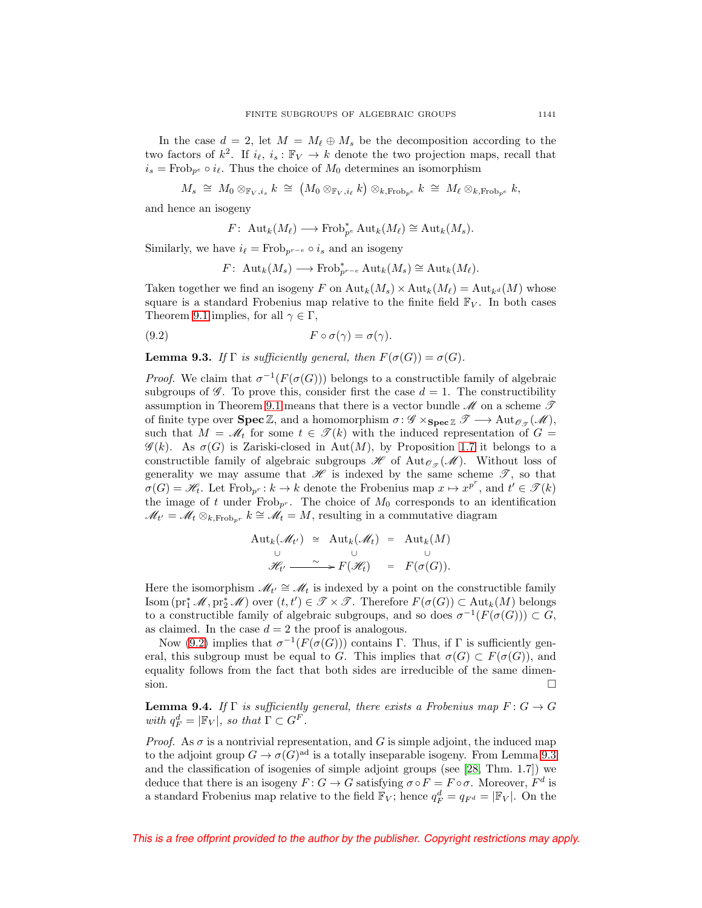In the case $d = 2$, let $M = M_\ell \oplus M_s$ be the decomposition according to the two factors of $k^2$. If $i_\ell,\, i_s\colon \mathbb{F}_V \to k$ denote the two projection maps, recall that $i_s = \mathrm{Frob}_{p^e} \circ i_\ell$. Thus the choice of $M_0$ determines an isomorphism

$$M_s \;\cong\; M_0 \otimes_{\mathbb{F}_V, i_s} k \;\cong\; \big(M_0 \otimes_{\mathbb{F}_V, i_\ell} k\big) \otimes_{k, \mathrm{Frob}_{p^e}} k \;\cong\; M_\ell \otimes_{k, \mathrm{Frob}_{p^e}} k,$$

and hence an isogeny

$$F\colon\ \mathrm{Aut}_k(M_\ell) \longrightarrow \mathrm{Frob}_{p^e}^* \mathrm{Aut}_k(M_\ell) \cong \mathrm{Aut}_k(M_s).$$

Similarly, we have $i_\ell = \mathrm{Frob}_{p^{r-e}} \circ i_s$ and an isogeny

$$F\colon\ \mathrm{Aut}_k(M_s) \longrightarrow \mathrm{Frob}_{p^{r-e}}^* \mathrm{Aut}_k(M_s) \cong \mathrm{Aut}_k(M_\ell).$$

Taken together we find an isogeny $F$ on $\mathrm{Aut}_k(M_s) \times \mathrm{Aut}_k(M_\ell) = \mathrm{Aut}_{k^d}(M)$ whose square is a standard Frobenius map relative to the finite field $\mathbb{F}_V$. In both cases Theorem 9.1 implies, for all $\gamma \in \Gamma$,

$$F \circ \sigma(\gamma) = \sigma(\gamma). \tag{9.2}$$

**Lemma 9.3.** *If $\Gamma$ is sufficiently general, then $F(\sigma(G)) = \sigma(G)$.*

*Proof.* We claim that $\sigma^{-1}(F(\sigma(G)))$ belongs to a constructible family of algebraic subgroups of $\mathscr{G}$. To prove this, consider first the case $d = 1$. The constructibility assumption in Theorem 9.1 means that there is a vector bundle $\mathscr{M}$ on a scheme $\mathscr{T}$ of finite type over $\mathbf{Spec}\,\mathbb{Z}$, and a homomorphism $\sigma\colon \mathscr{G} \times_{\mathbf{Spec}\,\mathbb{Z}} \mathscr{T} \longrightarrow \mathrm{Aut}_{\mathscr{O}_\mathscr{T}}(\mathscr{M})$, such that $M = \mathscr{M}_t$ for some $t \in \mathscr{T}(k)$ with the induced representation of $G = \mathscr{G}(k)$. As $\sigma(G)$ is Zariski-closed in $\mathrm{Aut}(M)$, by Proposition 1.7 it belongs to a constructible family of algebraic subgroups $\mathscr{H}$ of $\mathrm{Aut}_{\mathscr{O}_\mathscr{T}}(\mathscr{M})$. Without loss of generality we may assume that $\mathscr{H}$ is indexed by the same scheme $\mathscr{T}$, so that $\sigma(G) = \mathscr{H}_t$. Let $\mathrm{Frob}_{p^r}\colon k \to k$ denote the Frobenius map $x \mapsto x^{p^r}$, and $t' \in \mathscr{T}(k)$ the image of $t$ under $\mathrm{Frob}_{p^r}$. The choice of $M_0$ corresponds to an identification $\mathscr{M}_{t'} = \mathscr{M}_t \otimes_{k, \mathrm{Frob}_{p^r}} k \cong \mathscr{M}_t = M$, resulting in a commutative diagram

$$\begin{array}{ccccc}
\mathrm{Aut}_k(\mathscr{M}_{t'}) & \cong & \mathrm{Aut}_k(\mathscr{M}_t) & = & \mathrm{Aut}_k(M) \\
\cup & & \cup & & \cup \\
\mathscr{H}_{t'} & \xrightarrow{\ \sim\ } & F(\mathscr{H}_t) & = & F(\sigma(G)).
\end{array}$$

Here the isomorphism $\mathscr{M}_{t'} \cong \mathscr{M}_t$ is indexed by a point on the constructible family $\mathrm{Isom}\,(\mathrm{pr}_1^* \mathscr{M}, \mathrm{pr}_2^* \mathscr{M})$ over $(t, t') \in \mathscr{T} \times \mathscr{T}$. Therefore $F(\sigma(G)) \subset \mathrm{Aut}_k(M)$ belongs to a constructible family of algebraic subgroups, and so does $\sigma^{-1}(F(\sigma(G))) \subset G$, as claimed. In the case $d = 2$ the proof is analogous.

Now (9.2) implies that $\sigma^{-1}(F(\sigma(G)))$ contains $\Gamma$. Thus, if $\Gamma$ is sufficiently general, this subgroup must be equal to $G$. This implies that $\sigma(G) \subset F(\sigma(G))$, and equality follows from the fact that both sides are irreducible of the same dimension. $\square$

**Lemma 9.4.** *If $\Gamma$ is sufficiently general, there exists a Frobenius map $F\colon G \to G$ with $q_F^d = |\mathbb{F}_V|$, so that $\Gamma \subset G^F$.*

*Proof.* As $\sigma$ is a nontrivial representation, and $G$ is simple adjoint, the induced map to the adjoint group $G \to \sigma(G)^{\mathrm{ad}}$ is a totally inseparable isogeny. From Lemma 9.3 and the classification of isogenies of simple adjoint groups (see [28, Thm. 1.7]) we deduce that there is an isogeny $F\colon G \to G$ satisfying $\sigma \circ F = F \circ \sigma$. Moreover, $F^d$ is a standard Frobenius map relative to the field $\mathbb{F}_V$; hence $q_F^d = q_{F^d} = |\mathbb{F}_V|$. On the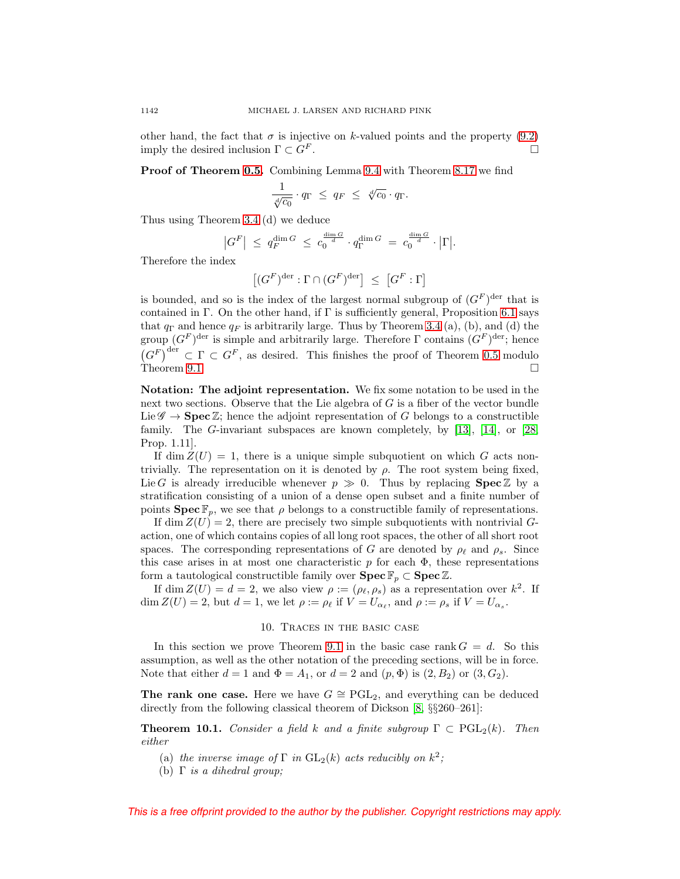other hand, the fact that $\sigma$ is injective on $k$-valued points and the property (9.2) imply the desired inclusion $\Gamma \subset G^F$. $\square$

**Proof of Theorem 0.5.** Combining Lemma 9.4 with Theorem 8.17 we find

$$\frac{1}{\sqrt[d]{c_0}} \cdot q_\Gamma \;\leq\; q_F \;\leq\; \sqrt[d]{c_0} \cdot q_\Gamma.$$

Thus using Theorem 3.4 (d) we deduce

$$\big|G^F\big| \;\leq\; q_F^{\dim G} \;\leq\; c_0^{\frac{\dim G}{d}} \cdot q_\Gamma^{\dim G} \;=\; c_0^{\frac{\dim G}{d}} \cdot \big|\Gamma\big|.$$

Therefore the index

$$\big[(G^F)^{\mathrm{der}} : \Gamma \cap (G^F)^{\mathrm{der}}\big] \;\leq\; \big[G^F : \Gamma\big]$$

is bounded, and so is the index of the largest normal subgroup of $(G^F)^{\mathrm{der}}$ that is contained in $\Gamma$. On the other hand, if $\Gamma$ is sufficiently general, Proposition 6.1 says that $q_\Gamma$ and hence $q_F$ is arbitrarily large. Thus by Theorem 3.4 (a), (b), and (d) the group $(G^F)^{\mathrm{der}}$ is simple and arbitrarily large. Therefore $\Gamma$ contains $(G^F)^{\mathrm{der}}$; hence $\left(G^F\right)^{\mathrm{der}} \subset \Gamma \subset G^F$, as desired. This finishes the proof of Theorem 0.5 modulo Theorem 9.1. $\square$

**Notation: The adjoint representation.** We fix some notation to be used in the next two sections. Observe that the Lie algebra of $G$ is a fiber of the vector bundle $\mathrm{Lie}\,\mathscr{G} \to \mathbf{Spec}\,\mathbb{Z}$; hence the adjoint representation of $G$ belongs to a constructible family. The $G$-invariant subspaces are known completely, by [13], [14], or [28, Prop. 1.11].

If $\dim Z(U) = 1$, there is a unique simple subquotient on which $G$ acts nontrivially. The representation on it is denoted by $\rho$. The root system being fixed, $\mathrm{Lie}\,G$ is already irreducible whenever $p \gg 0$. Thus by replacing $\mathbf{Spec}\,\mathbb{Z}$ by a stratification consisting of a union of a dense open subset and a finite number of points $\mathbf{Spec}\,\mathbb{F}_p$, we see that $\rho$ belongs to a constructible family of representations.

If $\dim Z(U) = 2$, there are precisely two simple subquotients with nontrivial $G$-action, one of which contains copies of all long root spaces, the other of all short root spaces. The corresponding representations of $G$ are denoted by $\rho_\ell$ and $\rho_s$. Since this case arises in at most one characteristic $p$ for each $\Phi$, these representations form a tautological constructible family over $\mathbf{Spec}\,\mathbb{F}_p \subset \mathbf{Spec}\,\mathbb{Z}$.

If $\dim Z(U) = d = 2$, we also view $\rho := (\rho_\ell, \rho_s)$ as a representation over $k^2$. If $\dim Z(U) = 2$, but $d = 1$, we let $\rho := \rho_\ell$ if $V = U_{\alpha_\ell}$, and $\rho := \rho_s$ if $V = U_{\alpha_s}$.

## 10. Traces in the basic case

In this section we prove Theorem 9.1 in the basic case $\mathrm{rank}\,G = d$. So this assumption, as well as the other notation of the preceding sections, will be in force. Note that either $d = 1$ and $\Phi = A_1$, or $d = 2$ and $(p, \Phi)$ is $(2, B_2)$ or $(3, G_2)$.

**The rank one case.** Here we have $G \cong \mathrm{PGL}_2$, and everything can be deduced directly from the following classical theorem of Dickson [8, §§260–261]:

**Theorem 10.1.** *Consider a field $k$ and a finite subgroup $\Gamma \subset \mathrm{PGL}_2(k)$. Then either*

(a) *the inverse image of $\Gamma$ in $\mathrm{GL}_2(k)$ acts reducibly on $k^2$;*
(b) *$\Gamma$ is a dihedral group;*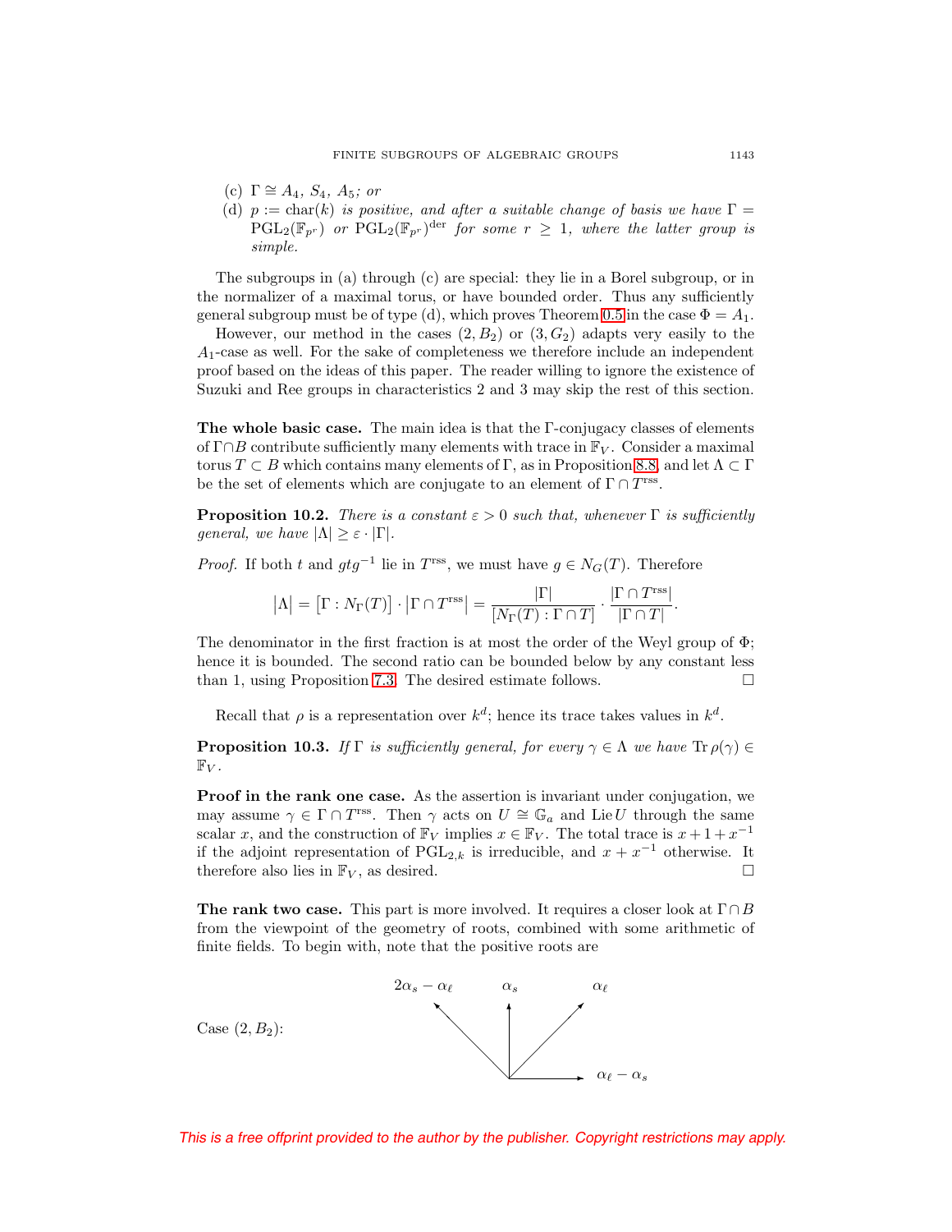(c) $\Gamma \cong A_4$, $S_4$, $A_5$; *or*

(d) $p := \mathrm{char}(k)$ *is positive, and after a suitable change of basis we have* $\Gamma = \mathrm{PGL}_2(\mathbb{F}_{p^r})$ *or* $\mathrm{PGL}_2(\mathbb{F}_{p^r})^{\mathrm{der}}$ *for some* $r \geq 1$*, where the latter group is simple.*

The subgroups in (a) through (c) are special: they lie in a Borel subgroup, or in the normalizer of a maximal torus, or have bounded order. Thus any sufficiently general subgroup must be of type (d), which proves Theorem 0.5 in the case $\Phi = A_1$.

However, our method in the cases $(2, B_2)$ or $(3, G_2)$ adapts very easily to the $A_1$-case as well. For the sake of completeness we therefore include an independent proof based on the ideas of this paper. The reader willing to ignore the existence of Suzuki and Ree groups in characteristics 2 and 3 may skip the rest of this section.

**The whole basic case.** The main idea is that the $\Gamma$-conjugacy classes of elements of $\Gamma \cap B$ contribute sufficiently many elements with trace in $\mathbb{F}_V$. Consider a maximal torus $T \subset B$ which contains many elements of $\Gamma$, as in Proposition 8.8, and let $\Lambda \subset \Gamma$ be the set of elements which are conjugate to an element of $\Gamma \cap T^{\mathrm{rss}}$.

**Proposition 10.2.** *There is a constant $\varepsilon > 0$ such that, whenever $\Gamma$ is sufficiently general, we have $|\Lambda| \geq \varepsilon \cdot |\Gamma|$.*

*Proof.* If both $t$ and $gtg^{-1}$ lie in $T^{\mathrm{rss}}$, we must have $g \in N_G(T)$. Therefore

$$\big|\Lambda\big| = \big[\Gamma : N_\Gamma(T)\big] \cdot \big|\Gamma \cap T^{\mathrm{rss}}\big| = \frac{|\Gamma|}{[N_\Gamma(T) : \Gamma \cap T]} \cdot \frac{|\Gamma \cap T^{\mathrm{rss}}|}{|\Gamma \cap T|}.$$

The denominator in the first fraction is at most the order of the Weyl group of $\Phi$; hence it is bounded. The second ratio can be bounded below by any constant less than 1, using Proposition 7.3. The desired estimate follows. $\square$

Recall that $\rho$ is a representation over $k^d$; hence its trace takes values in $k^d$.

**Proposition 10.3.** *If $\Gamma$ is sufficiently general, for every $\gamma \in \Lambda$ we have $\mathrm{Tr}\,\rho(\gamma) \in \mathbb{F}_V$.*

**Proof in the rank one case.** As the assertion is invariant under conjugation, we may assume $\gamma \in \Gamma \cap T^{\mathrm{rss}}$. Then $\gamma$ acts on $U \cong \mathbb{G}_a$ and $\mathrm{Lie}\,U$ through the same scalar $x$, and the construction of $\mathbb{F}_V$ implies $x \in \mathbb{F}_V$. The total trace is $x + 1 + x^{-1}$ if the adjoint representation of $\mathrm{PGL}_{2,k}$ is irreducible, and $x + x^{-1}$ otherwise. It therefore also lies in $\mathbb{F}_V$, as desired. $\square$

**The rank two case.** This part is more involved. It requires a closer look at $\Gamma \cap B$ from the viewpoint of the geometry of roots, combined with some arithmetic of finite fields. To begin with, note that the positive roots are

Case $(2, B_2)$: [diagram of positive roots: $2\alpha_s - \alpha_\ell$, $\alpha_s$, $\alpha_\ell$, $\alpha_\ell - \alpha_s$]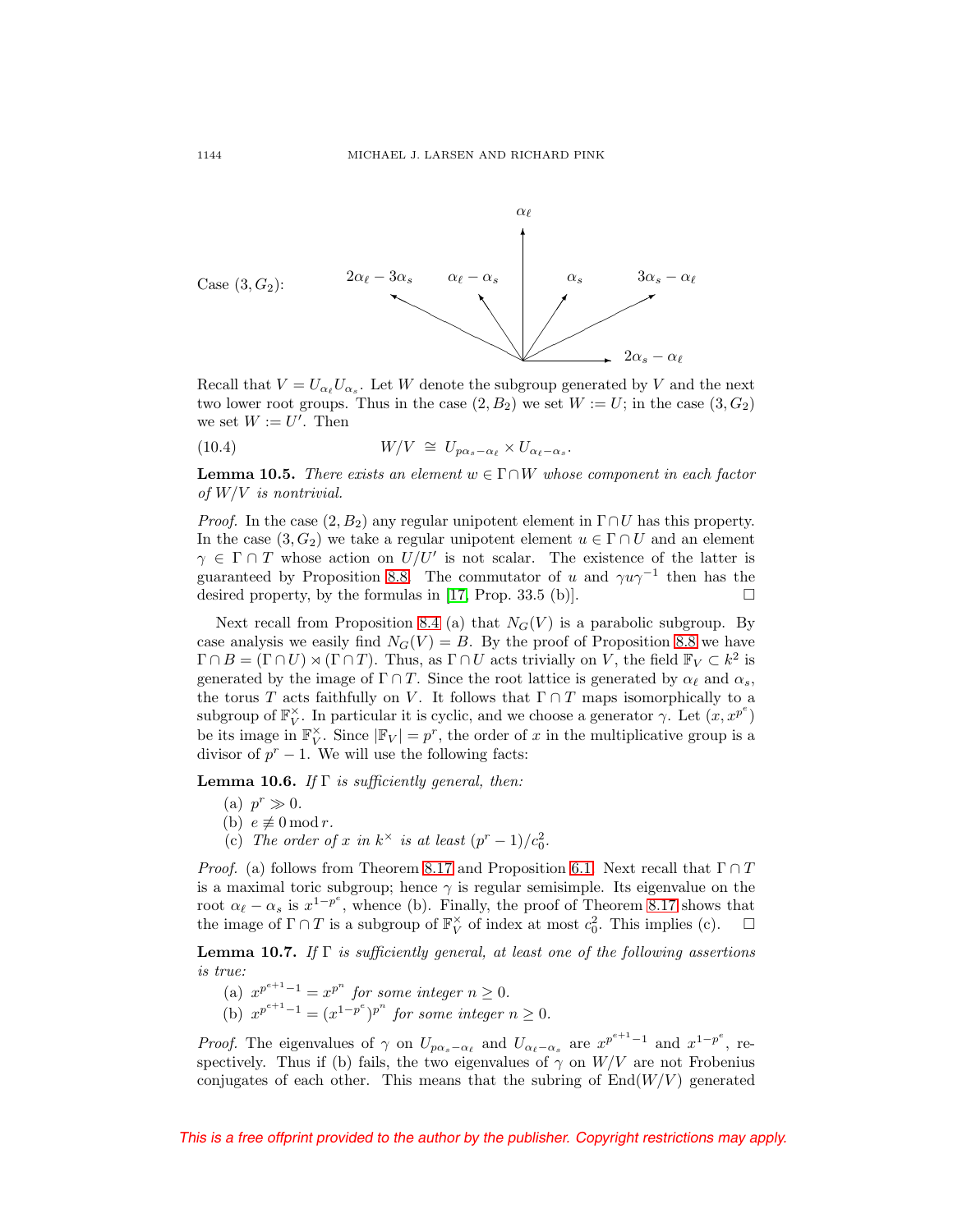Case $(3, G_2)$:

$\alpha_\ell$

$2\alpha_\ell - 3\alpha_s$ $\alpha_\ell - \alpha_s$ $\alpha_s$ $3\alpha_s - \alpha_\ell$

$2\alpha_s - \alpha_\ell$

Recall that $V = U_{\alpha_\ell}U_{\alpha_s}$. Let $W$ denote the subgroup generated by $V$ and the next two lower root groups. Thus in the case $(2, B_2)$ we set $W := U$; in the case $(3, G_2)$ we set $W := U'$. Then

$$W/V \;\cong\; U_{p\alpha_s - \alpha_\ell} \times U_{\alpha_\ell - \alpha_s}. \tag{10.4}$$

**Lemma 10.5.** *There exists an element $w \in \Gamma \cap W$ whose component in each factor of $W/V$ is nontrivial.*

*Proof.* In the case $(2, B_2)$ any regular unipotent element in $\Gamma \cap U$ has this property. In the case $(3, G_2)$ we take a regular unipotent element $u \in \Gamma \cap U$ and an element $\gamma \in \Gamma \cap T$ whose action on $U/U'$ is not scalar. The existence of the latter is guaranteed by Proposition 8.8. The commutator of $u$ and $\gamma u \gamma^{-1}$ then has the desired property, by the formulas in [17, Prop. 33.5 (b)]. □

Next recall from Proposition 8.4 (a) that $N_G(V)$ is a parabolic subgroup. By case analysis we easily find $N_G(V) = B$. By the proof of Proposition 8.8 we have $\Gamma \cap B = (\Gamma \cap U) \rtimes (\Gamma \cap T)$. Thus, as $\Gamma \cap U$ acts trivially on $V$, the field $\mathbb{F}_V \subset k^2$ is generated by the image of $\Gamma \cap T$. Since the root lattice is generated by $\alpha_\ell$ and $\alpha_s$, the torus $T$ acts faithfully on $V$. It follows that $\Gamma \cap T$ maps isomorphically to a subgroup of $\mathbb{F}_V^\times$. In particular it is cyclic, and we choose a generator $\gamma$. Let $(x, x^{p^e})$ be its image in $\mathbb{F}_V^\times$. Since $|\mathbb{F}_V| = p^r$, the order of $x$ in the multiplicative group is a divisor of $p^r - 1$. We will use the following facts:

**Lemma 10.6.** *If $\Gamma$ is sufficiently general, then:*

(a) $p^r \gg 0$.

(b) $e \not\equiv 0 \bmod r$.

(c) *The order of $x$ in $k^\times$ is at least $(p^r - 1)/c_0^2$.*

*Proof.* (a) follows from Theorem 8.17 and Proposition 6.1. Next recall that $\Gamma \cap T$ is a maximal toric subgroup; hence $\gamma$ is regular semisimple. Its eigenvalue on the root $\alpha_\ell - \alpha_s$ is $x^{1-p^e}$, whence (b). Finally, the proof of Theorem 8.17 shows that the image of $\Gamma \cap T$ is a subgroup of $\mathbb{F}_V^\times$ of index at most $c_0^2$. This implies (c). □

**Lemma 10.7.** *If $\Gamma$ is sufficiently general, at least one of the following assertions is true:*

(a) $x^{p^{e+1}-1} = x^{p^n}$ *for some integer $n \geq 0$.*

(b) $x^{p^{e+1}-1} = (x^{1-p^e})^{p^n}$ *for some integer $n \geq 0$.*

*Proof.* The eigenvalues of $\gamma$ on $U_{p\alpha_s - \alpha_\ell}$ and $U_{\alpha_\ell - \alpha_s}$ are $x^{p^{e+1}-1}$ and $x^{1-p^e}$, respectively. Thus if (b) fails, the two eigenvalues of $\gamma$ on $W/V$ are not Frobenius conjugates of each other. This means that the subring of $\mathrm{End}(W/V)$ generated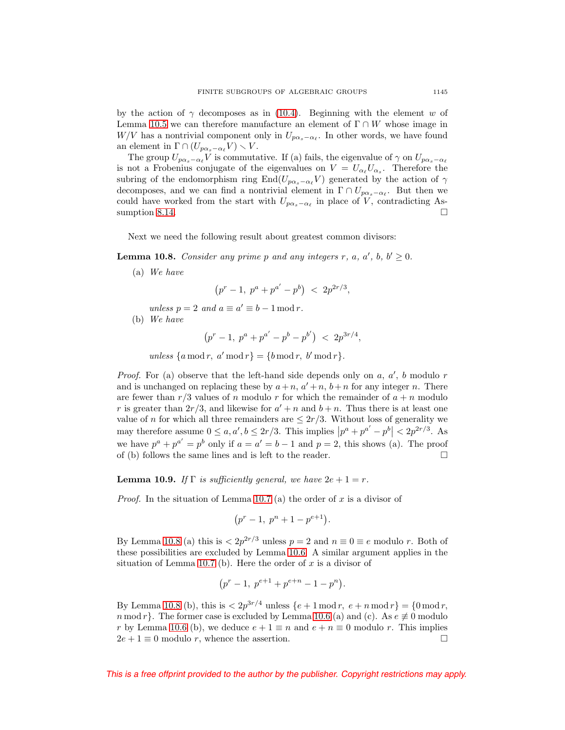by the action of $\gamma$ decomposes as in (10.4). Beginning with the element $w$ of Lemma 10.5 we can therefore manufacture an element of $\Gamma \cap W$ whose image in $W/V$ has a nontrivial component only in $U_{p\alpha_s - \alpha_\ell}$. In other words, we have found an element in $\Gamma \cap (U_{p\alpha_s - \alpha_\ell} V) \smallsetminus V$.

The group $U_{p\alpha_s - \alpha_\ell} V$ is commutative. If (a) fails, the eigenvalue of $\gamma$ on $U_{p\alpha_s - \alpha_\ell}$ is not a Frobenius conjugate of the eigenvalues on $V = U_{\alpha_\ell} U_{\alpha_s}$. Therefore the subring of the endomorphism ring $\operatorname{End}(U_{p\alpha_s - \alpha_\ell} V)$ generated by the action of $\gamma$ decomposes, and we can find a nontrivial element in $\Gamma \cap U_{p\alpha_s - \alpha_\ell}$. But then we could have worked from the start with $U_{p\alpha_s - \alpha_\ell}$ in place of $V$, contradicting Assumption 8.14. $\square$

Next we need the following result about greatest common divisors:

**Lemma 10.8.** *Consider any prime $p$ and any integers $r$, $a$, $a'$, $b$, $b' \geq 0$.*

(a) *We have*

$$\big(p^r - 1,\ p^a + p^{a'} - p^b\big) \ < \ 2p^{2r/3},$$

*unless $p = 2$ and $a \equiv a' \equiv b - 1 \bmod r$.*

(b) *We have*

$$\big(p^r - 1,\ p^a + p^{a'} - p^b - p^{b'}\big) \ < \ 2p^{3r/4},$$

*unless $\{a \bmod r,\ a' \bmod r\} = \{b \bmod r,\ b' \bmod r\}$.*

*Proof.* For (a) observe that the left-hand side depends only on $a$, $a'$, $b$ modulo $r$ and is unchanged on replacing these by $a+n$, $a'+n$, $b+n$ for any integer $n$. There are fewer than $r/3$ values of $n$ modulo $r$ for which the remainder of $a+n$ modulo $r$ is greater than $2r/3$, and likewise for $a'+n$ and $b+n$. Thus there is at least one value of $n$ for which all three remainders are $\leq 2r/3$. Without loss of generality we may therefore assume $0 \leq a, a', b \leq 2r/3$. This implies $\big|p^a + p^{a'} - p^b\big| < 2p^{2r/3}$. As we have $p^a + p^{a'} = p^b$ only if $a = a' = b - 1$ and $p = 2$, this shows (a). The proof of (b) follows the same lines and is left to the reader. $\square$

**Lemma 10.9.** *If $\Gamma$ is sufficiently general, we have $2e + 1 = r$.*

*Proof.* In the situation of Lemma 10.7 (a) the order of $x$ is a divisor of

$$\big(p^r - 1,\ p^n + 1 - p^{e+1}\big).$$

By Lemma 10.8 (a) this is $< 2p^{2r/3}$ unless $p = 2$ and $n \equiv 0 \equiv e$ modulo $r$. Both of these possibilities are excluded by Lemma 10.6. A similar argument applies in the situation of Lemma 10.7 (b). Here the order of $x$ is a divisor of

$$\big(p^r - 1,\ p^{e+1} + p^{e+n} - 1 - p^n\big).$$

By Lemma 10.8 (b), this is $< 2p^{3r/4}$ unless $\{e + 1 \bmod r,\ e + n \bmod r\} = \{0 \bmod r,\ n \bmod r\}$. The former case is excluded by Lemma 10.6 (a) and (c). As $e \not\equiv 0$ modulo $r$ by Lemma 10.6 (b), we deduce $e + 1 \equiv n$ and $e + n \equiv 0$ modulo $r$. This implies $2e + 1 \equiv 0$ modulo $r$, whence the assertion. $\square$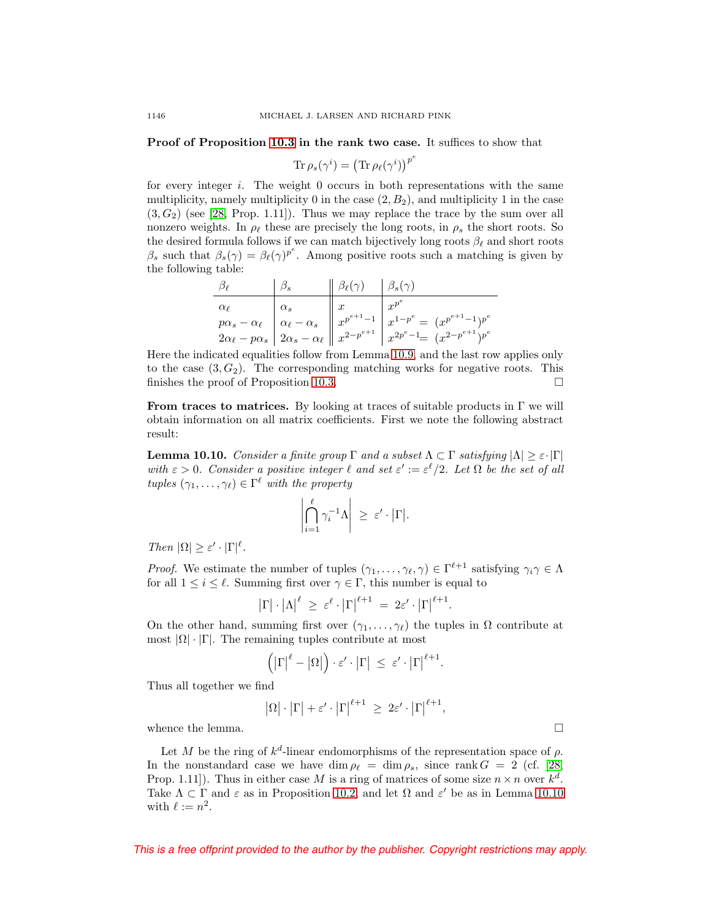**Proof of Proposition 10.3 in the rank two case.** It suffices to show that

$$\operatorname{Tr} \rho_s(\gamma^i) = \left(\operatorname{Tr} \rho_\ell(\gamma^i)\right)^{p^e}$$

for every integer $i$. The weight 0 occurs in both representations with the same multiplicity, namely multiplicity 0 in the case $(2, B_2)$, and multiplicity 1 in the case $(3, G_2)$ (see [28, Prop. 1.11]). Thus we may replace the trace by the sum over all nonzero weights. In $\rho_\ell$ these are precisely the long roots, in $\rho_s$ the short roots. So the desired formula follows if we can match bijectively long roots $\beta_\ell$ and short roots $\beta_s$ such that $\beta_s(\gamma) = \beta_\ell(\gamma)^{p^e}$. Among positive roots such a matching is given by the following table:

| $\beta_\ell$ | $\beta_s$ | $\beta_\ell(\gamma)$ | $\beta_s(\gamma)$ |
|---|---|---|---|
| $\alpha_\ell$ | $\alpha_s$ | $x$ | $x^{p^e}$ |
| $p\alpha_s - \alpha_\ell$ | $\alpha_\ell - \alpha_s$ | $x^{p^{e+1}-1}$ | $x^{1-p^e} = (x^{p^{e+1}-1})^{p^e}$ |
| $2\alpha_\ell - p\alpha_s$ | $2\alpha_s - \alpha_\ell$ | $x^{2-p^{e+1}}$ | $x^{2p^e-1} = (x^{2-p^{e+1}})^{p^e}$ |

Here the indicated equalities follow from Lemma 10.9, and the last row applies only to the case $(3, G_2)$. The corresponding matching works for negative roots. This finishes the proof of Proposition 10.3. ☐

**From traces to matrices.** By looking at traces of suitable products in $\Gamma$ we will obtain information on all matrix coefficients. First we note the following abstract result:

**Lemma 10.10.** *Consider a finite group $\Gamma$ and a subset $\Lambda \subset \Gamma$ satisfying $|\Lambda| \geq \varepsilon \cdot |\Gamma|$ with $\varepsilon > 0$. Consider a positive integer $\ell$ and set $\varepsilon' := \varepsilon^\ell/2$. Let $\Omega$ be the set of all tuples $(\gamma_1, \ldots, \gamma_\ell) \in \Gamma^\ell$ with the property*

$$\left|\bigcap_{i=1}^{\ell} \gamma_i^{-1}\Lambda\right| \;\geq\; \varepsilon' \cdot |\Gamma|.$$

*Then $|\Omega| \geq \varepsilon' \cdot |\Gamma|^\ell$.*

*Proof.* We estimate the number of tuples $(\gamma_1, \ldots, \gamma_\ell, \gamma) \in \Gamma^{\ell+1}$ satisfying $\gamma_i\gamma \in \Lambda$ for all $1 \leq i \leq \ell$. Summing first over $\gamma \in \Gamma$, this number is equal to

$$|\Gamma| \cdot |\Lambda|^\ell \;\geq\; \varepsilon^\ell \cdot |\Gamma|^{\ell+1} \;=\; 2\varepsilon' \cdot |\Gamma|^{\ell+1}.$$

On the other hand, summing first over $(\gamma_1, \ldots, \gamma_\ell)$ the tuples in $\Omega$ contribute at most $|\Omega| \cdot |\Gamma|$. The remaining tuples contribute at most

$$\left(|\Gamma|^\ell - |\Omega|\right) \cdot \varepsilon' \cdot |\Gamma| \;\leq\; \varepsilon' \cdot |\Gamma|^{\ell+1}.$$

Thus all together we find

$$|\Omega| \cdot |\Gamma| + \varepsilon' \cdot |\Gamma|^{\ell+1} \;\geq\; 2\varepsilon' \cdot |\Gamma|^{\ell+1},$$

whence the lemma. ☐

Let $M$ be the ring of $k^d$-linear endomorphisms of the representation space of $\rho$. In the nonstandard case we have $\dim \rho_\ell = \dim \rho_s$, since $\operatorname{rank} G = 2$ (cf. [28, Prop. 1.11]). Thus in either case $M$ is a ring of matrices of some size $n \times n$ over $k^d$. Take $\Lambda \subset \Gamma$ and $\varepsilon$ as in Proposition 10.2, and let $\Omega$ and $\varepsilon'$ be as in Lemma 10.10 with $\ell := n^2$.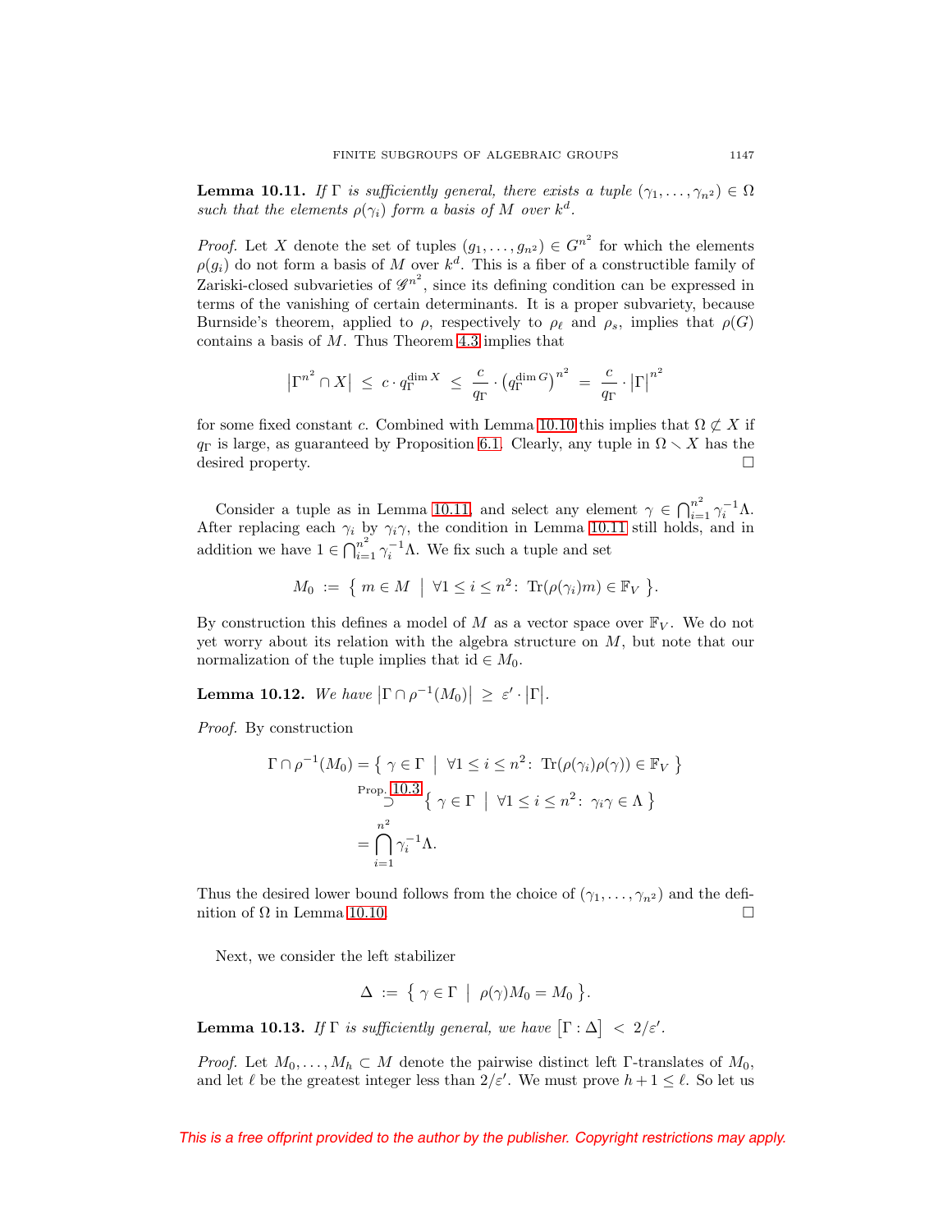**Lemma 10.11.** *If $\Gamma$ is sufficiently general, there exists a tuple $(\gamma_1, \ldots, \gamma_{n^2}) \in \Omega$ such that the elements $\rho(\gamma_i)$ form a basis of $M$ over $k^d$.*

*Proof.* Let $X$ denote the set of tuples $(g_1, \ldots, g_{n^2}) \in G^{n^2}$ for which the elements $\rho(g_i)$ do not form a basis of $M$ over $k^d$. This is a fiber of a constructible family of Zariski-closed subvarieties of $\mathscr{G}^{n^2}$, since its defining condition can be expressed in terms of the vanishing of certain determinants. It is a proper subvariety, because Burnside's theorem, applied to $\rho$, respectively to $\rho_\ell$ and $\rho_s$, implies that $\rho(G)$ contains a basis of $M$. Thus Theorem 4.3 implies that

$$\left|\Gamma^{n^2} \cap X\right| \;\leq\; c \cdot q_\Gamma^{\dim X} \;\leq\; \frac{c}{q_\Gamma} \cdot \left(q_\Gamma^{\dim G}\right)^{n^2} \;=\; \frac{c}{q_\Gamma} \cdot \left|\Gamma\right|^{n^2}$$

for some fixed constant $c$. Combined with Lemma 10.10 this implies that $\Omega \not\subset X$ if $q_\Gamma$ is large, as guaranteed by Proposition 6.1. Clearly, any tuple in $\Omega \smallsetminus X$ has the desired property. $\square$

Consider a tuple as in Lemma 10.11, and select any element $\gamma \in \bigcap_{i=1}^{n^2} \gamma_i^{-1}\Lambda$. After replacing each $\gamma_i$ by $\gamma_i\gamma$, the condition in Lemma 10.11 still holds, and in addition we have $1 \in \bigcap_{i=1}^{n^2} \gamma_i^{-1}\Lambda$. We fix such a tuple and set

$$M_0 \;:=\; \left\{\, m \in M \;\middle|\; \forall 1 \leq i \leq n^2\colon\; \mathrm{Tr}(\rho(\gamma_i)m) \in \mathbb{F}_V \,\right\}.$$

By construction this defines a model of $M$ as a vector space over $\mathbb{F}_V$. We do not yet worry about its relation with the algebra structure on $M$, but note that our normalization of the tuple implies that $\mathrm{id} \in M_0$.

**Lemma 10.12.** *We have $\left|\Gamma \cap \rho^{-1}(M_0)\right| \;\geq\; \varepsilon' \cdot \left|\Gamma\right|$.*

*Proof.* By construction

$$\begin{aligned}
\Gamma \cap \rho^{-1}(M_0) &= \left\{\, \gamma \in \Gamma \;\middle|\; \forall 1 \leq i \leq n^2\colon\; \mathrm{Tr}(\rho(\gamma_i)\rho(\gamma)) \in \mathbb{F}_V \,\right\} \\
&\overset{\text{Prop. 10.3}}{\supset} \left\{\, \gamma \in \Gamma \;\middle|\; \forall 1 \leq i \leq n^2\colon\; \gamma_i\gamma \in \Lambda \,\right\} \\
&= \bigcap_{i=1}^{n^2} \gamma_i^{-1}\Lambda.
\end{aligned}$$

Thus the desired lower bound follows from the choice of $(\gamma_1, \ldots, \gamma_{n^2})$ and the definition of $\Omega$ in Lemma 10.10. $\square$

Next, we consider the left stabilizer

$$\Delta \;:=\; \left\{\, \gamma \in \Gamma \;\middle|\; \rho(\gamma)M_0 = M_0 \,\right\}.$$

**Lemma 10.13.** *If $\Gamma$ is sufficiently general, we have $\left[\Gamma : \Delta\right] \;<\; 2/\varepsilon'$.*

*Proof.* Let $M_0, \ldots, M_h \subset M$ denote the pairwise distinct left $\Gamma$-translates of $M_0$, and let $\ell$ be the greatest integer less than $2/\varepsilon'$. We must prove $h+1 \leq \ell$. So let us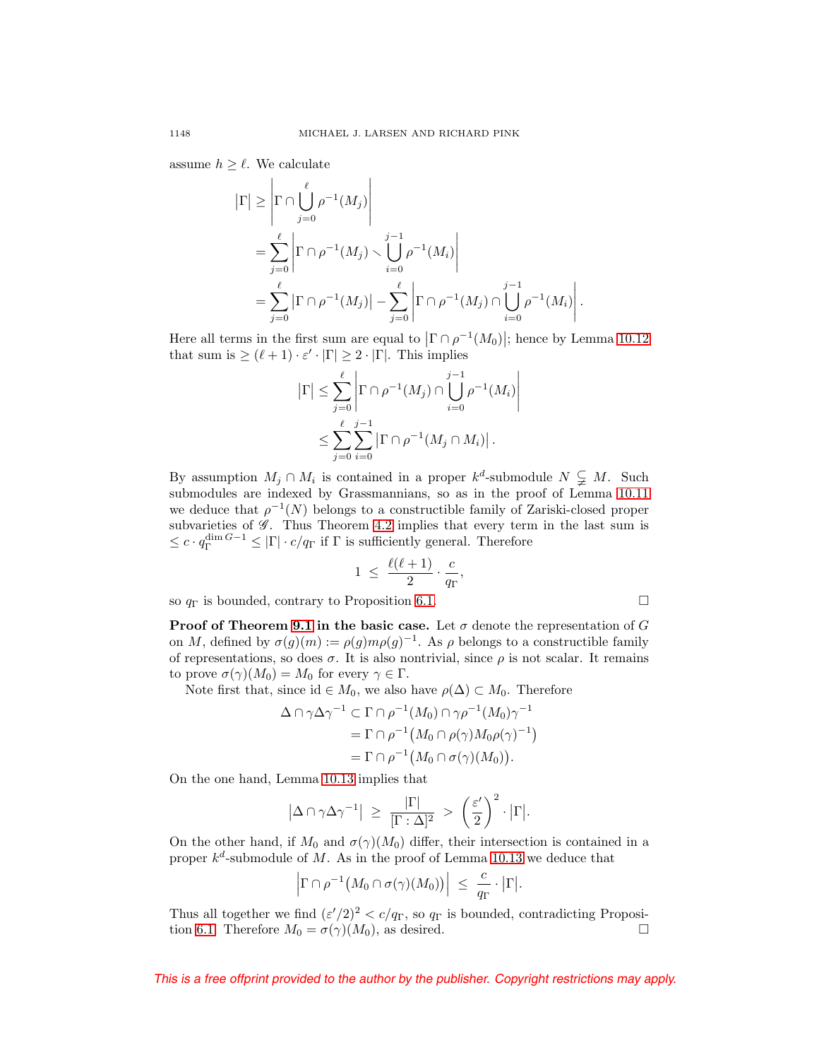assume $h \geq \ell$. We calculate

$$
\begin{aligned}
|\Gamma| &\geq \left|\Gamma \cap \bigcup_{j=0}^{\ell} \rho^{-1}(M_j)\right| \\
&= \sum_{j=0}^{\ell} \left|\Gamma \cap \rho^{-1}(M_j) \smallsetminus \bigcup_{i=0}^{j-1} \rho^{-1}(M_i)\right| \\
&= \sum_{j=0}^{\ell} \left|\Gamma \cap \rho^{-1}(M_j)\right| - \sum_{j=0}^{\ell} \left|\Gamma \cap \rho^{-1}(M_j) \cap \bigcup_{i=0}^{j-1} \rho^{-1}(M_i)\right|.
\end{aligned}
$$

Here all terms in the first sum are equal to $\left|\Gamma \cap \rho^{-1}(M_0)\right|$; hence by Lemma 10.12 that sum is $\geq (\ell+1) \cdot \varepsilon' \cdot |\Gamma| \geq 2 \cdot |\Gamma|$. This implies

$$
\begin{aligned}
|\Gamma| &\leq \sum_{j=0}^{\ell} \left|\Gamma \cap \rho^{-1}(M_j) \cap \bigcup_{i=0}^{j-1} \rho^{-1}(M_i)\right| \\
&\leq \sum_{j=0}^{\ell} \sum_{i=0}^{j-1} \left|\Gamma \cap \rho^{-1}(M_j \cap M_i)\right|.
\end{aligned}
$$

By assumption $M_j \cap M_i$ is contained in a proper $k^d$-submodule $N \subsetneqq M$. Such submodules are indexed by Grassmannians, so as in the proof of Lemma 10.11 we deduce that $\rho^{-1}(N)$ belongs to a constructible family of Zariski-closed proper subvarieties of $\mathscr{G}$. Thus Theorem 4.2 implies that every term in the last sum is $\leq c \cdot q_\Gamma^{\dim G - 1} \leq |\Gamma| \cdot c/q_\Gamma$ if $\Gamma$ is sufficiently general. Therefore

$$
1 \;\leq\; \frac{\ell(\ell+1)}{2} \cdot \frac{c}{q_\Gamma},
$$

so $q_\Gamma$ is bounded, contrary to Proposition 6.1. $\square$

**Proof of Theorem 9.1 in the basic case.** Let $\sigma$ denote the representation of $G$ on $M$, defined by $\sigma(g)(m) := \rho(g) m \rho(g)^{-1}$. As $\rho$ belongs to a constructible family of representations, so does $\sigma$. It is also nontrivial, since $\rho$ is not scalar. It remains to prove $\sigma(\gamma)(M_0) = M_0$ for every $\gamma \in \Gamma$.

Note first that, since $\mathrm{id} \in M_0$, we also have $\rho(\Delta) \subset M_0$. Therefore

$$
\begin{aligned}
\Delta \cap \gamma \Delta \gamma^{-1} &\subset \Gamma \cap \rho^{-1}(M_0) \cap \gamma \rho^{-1}(M_0) \gamma^{-1} \\
&= \Gamma \cap \rho^{-1}\big(M_0 \cap \rho(\gamma) M_0 \rho(\gamma)^{-1}\big) \\
&= \Gamma \cap \rho^{-1}\big(M_0 \cap \sigma(\gamma)(M_0)\big).
\end{aligned}
$$

On the one hand, Lemma 10.13 implies that

$$
\left|\Delta \cap \gamma \Delta \gamma^{-1}\right| \;\geq\; \frac{|\Gamma|}{[\Gamma : \Delta]^2} \;>\; \left(\frac{\varepsilon'}{2}\right)^2 \cdot |\Gamma|.
$$

On the other hand, if $M_0$ and $\sigma(\gamma)(M_0)$ differ, their intersection is contained in a proper $k^d$-submodule of $M$. As in the proof of Lemma 10.13 we deduce that

$$
\left|\Gamma \cap \rho^{-1}\big(M_0 \cap \sigma(\gamma)(M_0)\big)\right| \;\leq\; \frac{c}{q_\Gamma} \cdot |\Gamma|.
$$

Thus all together we find $(\varepsilon'/2)^2 < c/q_\Gamma$, so $q_\Gamma$ is bounded, contradicting Proposition 6.1. Therefore $M_0 = \sigma(\gamma)(M_0)$, as desired. $\square$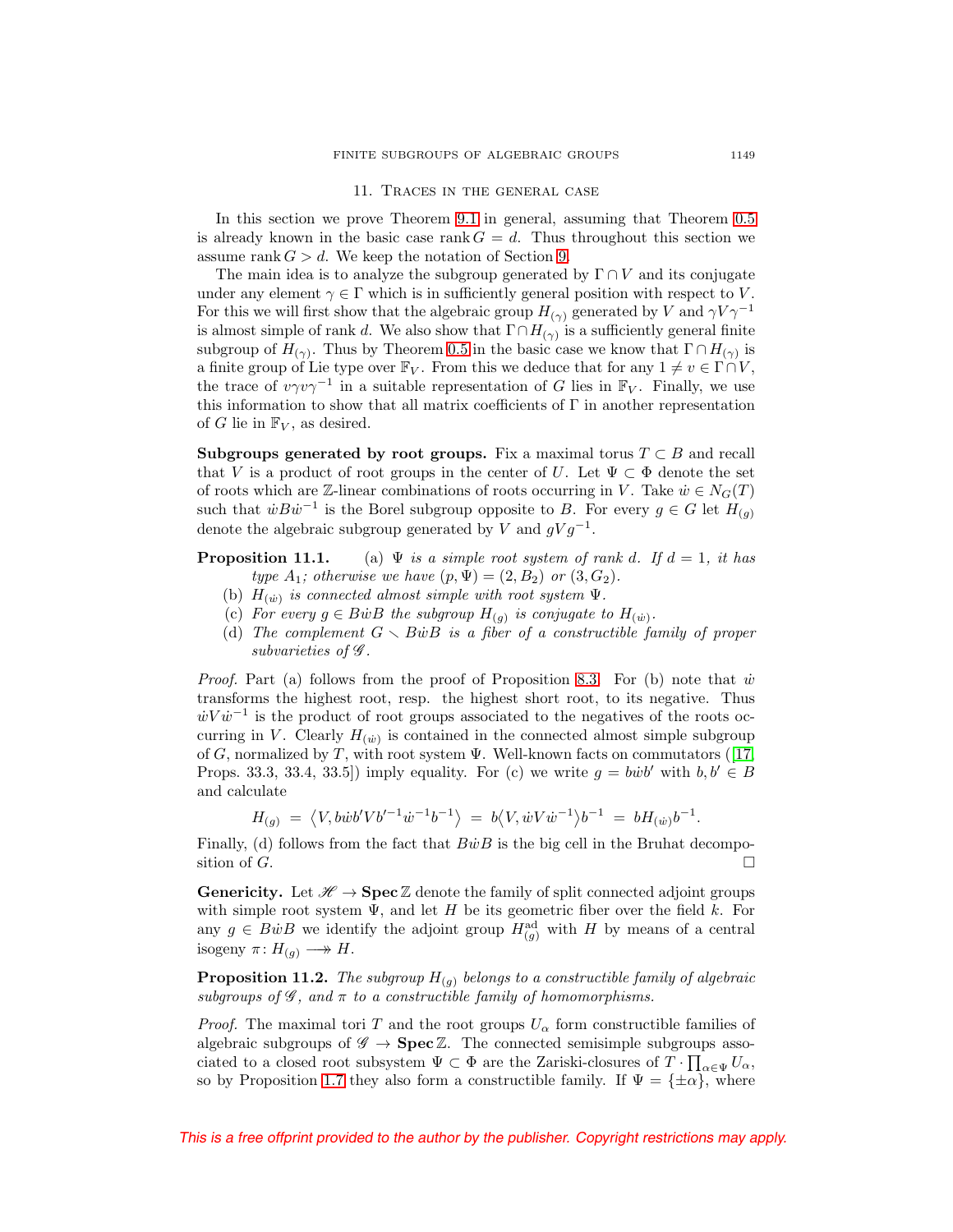## 11. Traces in the general case

In this section we prove Theorem 9.1 in general, assuming that Theorem 0.5 is already known in the basic case $\operatorname{rank} G = d$. Thus throughout this section we assume $\operatorname{rank} G > d$. We keep the notation of Section 9.

The main idea is to analyze the subgroup generated by $\Gamma \cap V$ and its conjugate under any element $\gamma \in \Gamma$ which is in sufficiently general position with respect to $V$. For this we will first show that the algebraic group $H_{(\gamma)}$ generated by $V$ and $\gamma V \gamma^{-1}$ is almost simple of rank $d$. We also show that $\Gamma \cap H_{(\gamma)}$ is a sufficiently general finite subgroup of $H_{(\gamma)}$. Thus by Theorem 0.5 in the basic case we know that $\Gamma \cap H_{(\gamma)}$ is a finite group of Lie type over $\mathbb{F}_V$. From this we deduce that for any $1 \neq v \in \Gamma \cap V$, the trace of $v\gamma v \gamma^{-1}$ in a suitable representation of $G$ lies in $\mathbb{F}_V$. Finally, we use this information to show that all matrix coefficients of $\Gamma$ in another representation of $G$ lie in $\mathbb{F}_V$, as desired.

**Subgroups generated by root groups.** Fix a maximal torus $T \subset B$ and recall that $V$ is a product of root groups in the center of $U$. Let $\Psi \subset \Phi$ denote the set of roots which are $\mathbb{Z}$-linear combinations of roots occurring in $V$. Take $\dot{w} \in N_G(T)$ such that $\dot{w} B \dot{w}^{-1}$ is the Borel subgroup opposite to $B$. For every $g \in G$ let $H_{(g)}$ denote the algebraic subgroup generated by $V$ and $gVg^{-1}$.

**Proposition 11.1.** (a) *$\Psi$ is a simple root system of rank $d$. If $d = 1$, it has type $A_1$; otherwise we have $(p, \Psi) = (2, B_2)$ or $(3, G_2)$.*

(b) *$H_{(\dot{w})}$ is connected almost simple with root system $\Psi$.*

(c) *For every $g \in B\dot{w}B$ the subgroup $H_{(g)}$ is conjugate to $H_{(\dot{w})}$.*

(d) *The complement $G \smallsetminus B\dot{w}B$ is a fiber of a constructible family of proper subvarieties of $\mathscr{G}$.*

*Proof.* Part (a) follows from the proof of Proposition 8.3. For (b) note that $\dot{w}$ transforms the highest root, resp. the highest short root, to its negative. Thus $\dot{w} V \dot{w}^{-1}$ is the product of root groups associated to the negatives of the roots occurring in $V$. Clearly $H_{(\dot{w})}$ is contained in the connected almost simple subgroup of $G$, normalized by $T$, with root system $\Psi$. Well-known facts on commutators ([17, Props. 33.3, 33.4, 33.5]) imply equality. For (c) we write $g = b\dot{w}b'$ with $b, b' \in B$ and calculate

$$H_{(g)} = \big\langle V, b\dot{w}b'Vb'^{-1}\dot{w}^{-1}b^{-1}\big\rangle = b\big\langle V, \dot{w}V\dot{w}^{-1}\big\rangle b^{-1} = bH_{(\dot{w})}b^{-1}.$$

Finally, (d) follows from the fact that $B\dot{w}B$ is the big cell in the Bruhat decomposition of $G$. $\square$

**Genericity.** Let $\mathscr{H} \to \mathbf{Spec}\,\mathbb{Z}$ denote the family of split connected adjoint groups with simple root system $\Psi$, and let $H$ be its geometric fiber over the field $k$. For any $g \in B\dot{w}B$ we identify the adjoint group $H_{(g)}^{\mathrm{ad}}$ with $H$ by means of a central isogeny $\pi \colon H_{(g)} \longrightarrow\!\!\!\!\!\rightarrow H$.

**Proposition 11.2.** *The subgroup $H_{(g)}$ belongs to a constructible family of algebraic subgroups of $\mathscr{G}$, and $\pi$ to a constructible family of homomorphisms.*

*Proof.* The maximal tori $T$ and the root groups $U_\alpha$ form constructible families of algebraic subgroups of $\mathscr{G} \to \mathbf{Spec}\,\mathbb{Z}$. The connected semisimple subgroups associated to a closed root subsystem $\Psi \subset \Phi$ are the Zariski-closures of $T \cdot \prod_{\alpha \in \Psi} U_\alpha$, so by Proposition 1.7 they also form a constructible family. If $\Psi = \{\pm\alpha\}$, where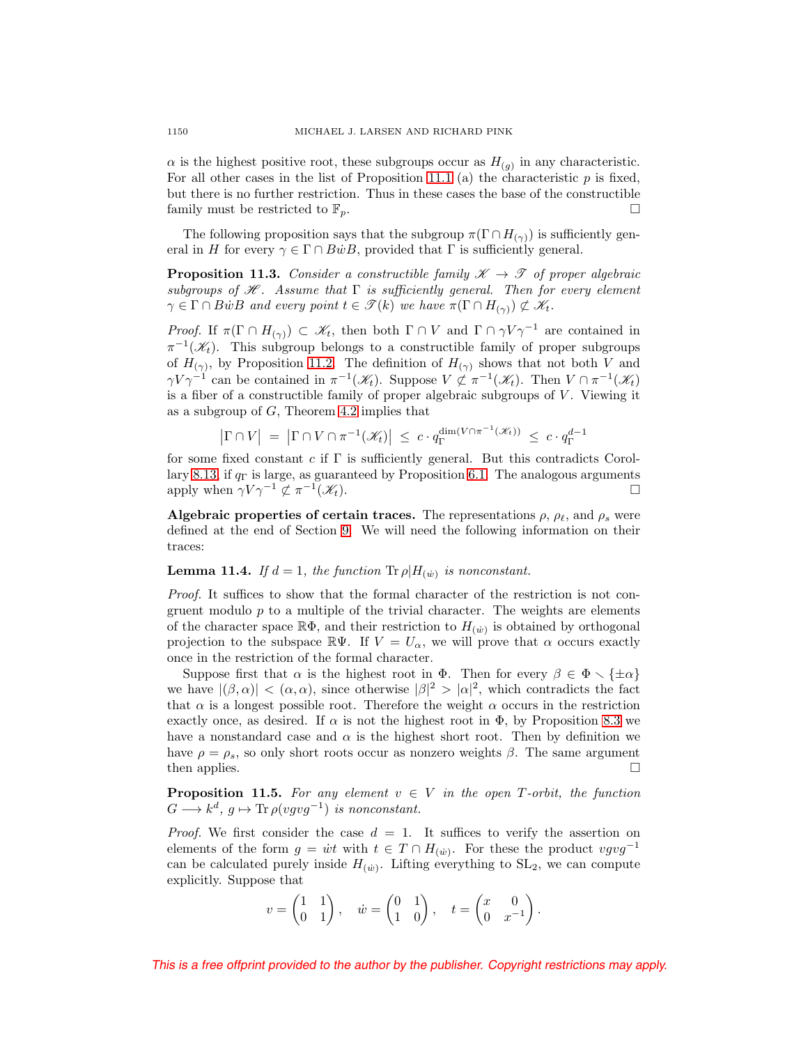$\alpha$ is the highest positive root, these subgroups occur as $H_{(g)}$ in any characteristic. For all other cases in the list of Proposition 11.1 (a) the characteristic $p$ is fixed, but there is no further restriction. Thus in these cases the base of the constructible family must be restricted to $\mathbb{F}_p$. $\square$

The following proposition says that the subgroup $\pi(\Gamma \cap H_{(\gamma)})$ is sufficiently general in $H$ for every $\gamma \in \Gamma \cap B\dot{w}B$, provided that $\Gamma$ is sufficiently general.

**Proposition 11.3.** *Consider a constructible family $\mathscr{K} \to \mathscr{T}$ of proper algebraic subgroups of $\mathscr{H}$. Assume that $\Gamma$ is sufficiently general. Then for every element $\gamma \in \Gamma \cap B\dot{w}B$ and every point $t \in \mathscr{T}(k)$ we have $\pi(\Gamma \cap H_{(\gamma)}) \not\subset \mathscr{K}_t$.*

*Proof.* If $\pi(\Gamma \cap H_{(\gamma)}) \subset \mathscr{K}_t$, then both $\Gamma \cap V$ and $\Gamma \cap \gamma V \gamma^{-1}$ are contained in $\pi^{-1}(\mathscr{K}_t)$. This subgroup belongs to a constructible family of proper subgroups of $H_{(\gamma)}$, by Proposition 11.2. The definition of $H_{(\gamma)}$ shows that not both $V$ and $\gamma V \gamma^{-1}$ can be contained in $\pi^{-1}(\mathscr{K}_t)$. Suppose $V \not\subset \pi^{-1}(\mathscr{K}_t)$. Then $V \cap \pi^{-1}(\mathscr{K}_t)$ is a fiber of a constructible family of proper algebraic subgroups of $V$. Viewing it as a subgroup of $G$, Theorem 4.2 implies that

$$\left|\Gamma \cap V\right| \;=\; \left|\Gamma \cap V \cap \pi^{-1}(\mathscr{K}_t)\right| \;\leq\; c \cdot q_\Gamma^{\dim(V \cap \pi^{-1}(\mathscr{K}_t))} \;\leq\; c \cdot q_\Gamma^{d-1}$$

for some fixed constant $c$ if $\Gamma$ is sufficiently general. But this contradicts Corollary 8.13, if $q_\Gamma$ is large, as guaranteed by Proposition 6.1. The analogous arguments apply when $\gamma V \gamma^{-1} \not\subset \pi^{-1}(\mathscr{K}_t)$. $\square$

**Algebraic properties of certain traces.** The representations $\rho$, $\rho_\ell$, and $\rho_s$ were defined at the end of Section 9. We will need the following information on their traces:

**Lemma 11.4.** *If $d = 1$, the function $\operatorname{Tr}\rho|H_{(\dot{w})}$ is nonconstant.*

*Proof.* It suffices to show that the formal character of the restriction is not congruent modulo $p$ to a multiple of the trivial character. The weights are elements of the character space $\mathbb{R}\Phi$, and their restriction to $H_{(\dot{w})}$ is obtained by orthogonal projection to the subspace $\mathbb{R}\Psi$. If $V = U_\alpha$, we will prove that $\alpha$ occurs exactly once in the restriction of the formal character.

Suppose first that $\alpha$ is the highest root in $\Phi$. Then for every $\beta \in \Phi \smallsetminus \{\pm\alpha\}$ we have $|(\beta, \alpha)| < (\alpha, \alpha)$, since otherwise $|\beta|^2 > |\alpha|^2$, which contradicts the fact that $\alpha$ is a longest possible root. Therefore the weight $\alpha$ occurs in the restriction exactly once, as desired. If $\alpha$ is not the highest root in $\Phi$, by Proposition 8.3 we have a nonstandard case and $\alpha$ is the highest short root. Then by definition we have $\rho = \rho_s$, so only short roots occur as nonzero weights $\beta$. The same argument then applies. $\square$

**Proposition 11.5.** *For any element $v \in V$ in the open $T$-orbit, the function $G \longrightarrow k^d$, $g \mapsto \operatorname{Tr}\rho(vgvg^{-1})$ is nonconstant.*

*Proof.* We first consider the case $d = 1$. It suffices to verify the assertion on elements of the form $g = \dot{w}t$ with $t \in T \cap H_{(\dot{w})}$. For these the product $vgvg^{-1}$ can be calculated purely inside $H_{(\dot{w})}$. Lifting everything to $\mathrm{SL}_2$, we can compute explicitly. Suppose that

$$v = \begin{pmatrix} 1 & 1 \\ 0 & 1 \end{pmatrix}, \quad \dot{w} = \begin{pmatrix} 0 & 1 \\ 1 & 0 \end{pmatrix}, \quad t = \begin{pmatrix} x & 0 \\ 0 & x^{-1} \end{pmatrix}.$$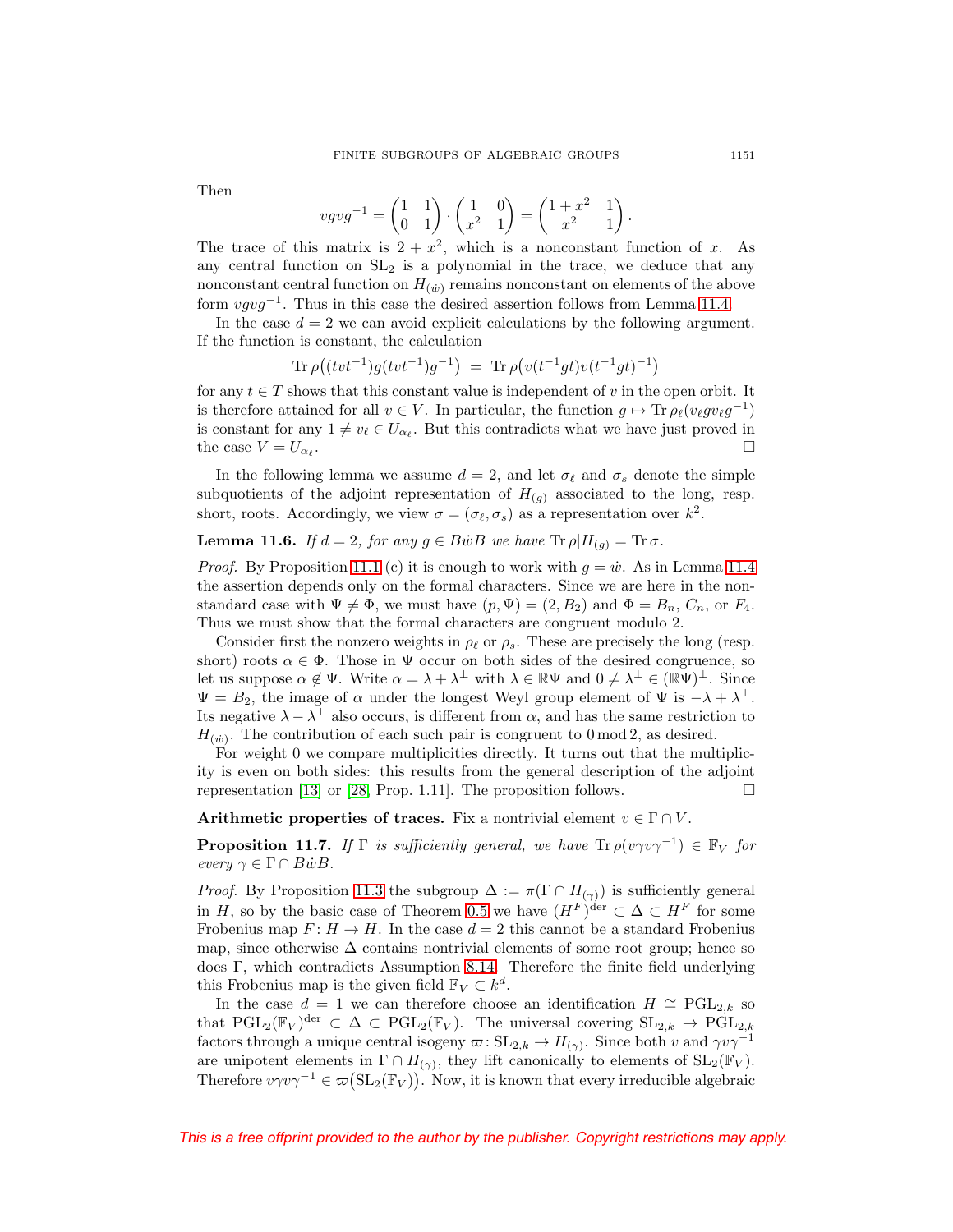Then

$$vgvg^{-1} = \begin{pmatrix} 1 & 1 \\ 0 & 1 \end{pmatrix} \cdot \begin{pmatrix} 1 & 0 \\ x^2 & 1 \end{pmatrix} = \begin{pmatrix} 1+x^2 & 1 \\ x^2 & 1 \end{pmatrix}.$$

The trace of this matrix is $2 + x^2$, which is a nonconstant function of $x$. As any central function on $\mathrm{SL}_2$ is a polynomial in the trace, we deduce that any nonconstant central function on $H_{(\dot{w})}$ remains nonconstant on elements of the above form $vgvg^{-1}$. Thus in this case the desired assertion follows from Lemma 11.4.

In the case $d = 2$ we can avoid explicit calculations by the following argument. If the function is constant, the calculation

$$\operatorname{Tr} \rho\big((tvt^{-1})g(tvt^{-1})g^{-1}\big) \;=\; \operatorname{Tr} \rho\big(v(t^{-1}gt)v(t^{-1}gt)^{-1}\big)$$

for any $t \in T$ shows that this constant value is independent of $v$ in the open orbit. It is therefore attained for all $v \in V$. In particular, the function $g \mapsto \operatorname{Tr} \rho_\ell(v_\ell g v_\ell g^{-1})$ is constant for any $1 \neq v_\ell \in U_{\alpha_\ell}$. But this contradicts what we have just proved in the case $V = U_{\alpha_\ell}$. $\square$

In the following lemma we assume $d = 2$, and let $\sigma_\ell$ and $\sigma_s$ denote the simple subquotients of the adjoint representation of $H_{(g)}$ associated to the long, resp. short, roots. Accordingly, we view $\sigma = (\sigma_\ell, \sigma_s)$ as a representation over $k^2$.

**Lemma 11.6.** *If $d = 2$, for any $g \in B\dot{w}B$ we have $\operatorname{Tr} \rho|H_{(g)} = \operatorname{Tr} \sigma$.*

*Proof.* By Proposition 11.1 (c) it is enough to work with $g = \dot{w}$. As in Lemma 11.4 the assertion depends only on the formal characters. Since we are here in the nonstandard case with $\Psi \neq \Phi$, we must have $(p, \Psi) = (2, B_2)$ and $\Phi = B_n$, $C_n$, or $F_4$. Thus we must show that the formal characters are congruent modulo 2.

Consider first the nonzero weights in $\rho_\ell$ or $\rho_s$. These are precisely the long (resp. short) roots $\alpha \in \Phi$. Those in $\Psi$ occur on both sides of the desired congruence, so let us suppose $\alpha \notin \Psi$. Write $\alpha = \lambda + \lambda^\perp$ with $\lambda \in \mathbb{R}\Psi$ and $0 \neq \lambda^\perp \in (\mathbb{R}\Psi)^\perp$. Since $\Psi = B_2$, the image of $\alpha$ under the longest Weyl group element of $\Psi$ is $-\lambda + \lambda^\perp$. Its negative $\lambda - \lambda^\perp$ also occurs, is different from $\alpha$, and has the same restriction to $H_{(\dot{w})}$. The contribution of each such pair is congruent to $0 \bmod 2$, as desired.

For weight 0 we compare multiplicities directly. It turns out that the multiplicity is even on both sides: this results from the general description of the adjoint representation [13] or [28, Prop. 1.11]. The proposition follows. $\square$

**Arithmetic properties of traces.** Fix a nontrivial element $v \in \Gamma \cap V$.

**Proposition 11.7.** *If $\Gamma$ is sufficiently general, we have $\operatorname{Tr} \rho(v\gamma v\gamma^{-1}) \in \mathbb{F}_V$ for every $\gamma \in \Gamma \cap B\dot{w}B$.*

*Proof.* By Proposition 11.3 the subgroup $\Delta := \pi(\Gamma \cap H_{(\gamma)})$ is sufficiently general in $H$, so by the basic case of Theorem 0.5 we have $(H^F)^{\mathrm{der}} \subset \Delta \subset H^F$ for some Frobenius map $F\colon H \to H$. In the case $d = 2$ this cannot be a standard Frobenius map, since otherwise $\Delta$ contains nontrivial elements of some root group; hence so does $\Gamma$, which contradicts Assumption 8.14. Therefore the finite field underlying this Frobenius map is the given field $\mathbb{F}_V \subset k^d$.

In the case $d = 1$ we can therefore choose an identification $H \cong \mathrm{PGL}_{2,k}$ so that $\mathrm{PGL}_2(\mathbb{F}_V)^{\mathrm{der}} \subset \Delta \subset \mathrm{PGL}_2(\mathbb{F}_V)$. The universal covering $\mathrm{SL}_{2,k} \to \mathrm{PGL}_{2,k}$ factors through a unique central isogeny $\varpi\colon \mathrm{SL}_{2,k} \to H_{(\gamma)}$. Since both $v$ and $\gamma v\gamma^{-1}$ are unipotent elements in $\Gamma \cap H_{(\gamma)}$, they lift canonically to elements of $\mathrm{SL}_2(\mathbb{F}_V)$. Therefore $v\gamma v\gamma^{-1} \in \varpi\big(\mathrm{SL}_2(\mathbb{F}_V)\big)$. Now, it is known that every irreducible algebraic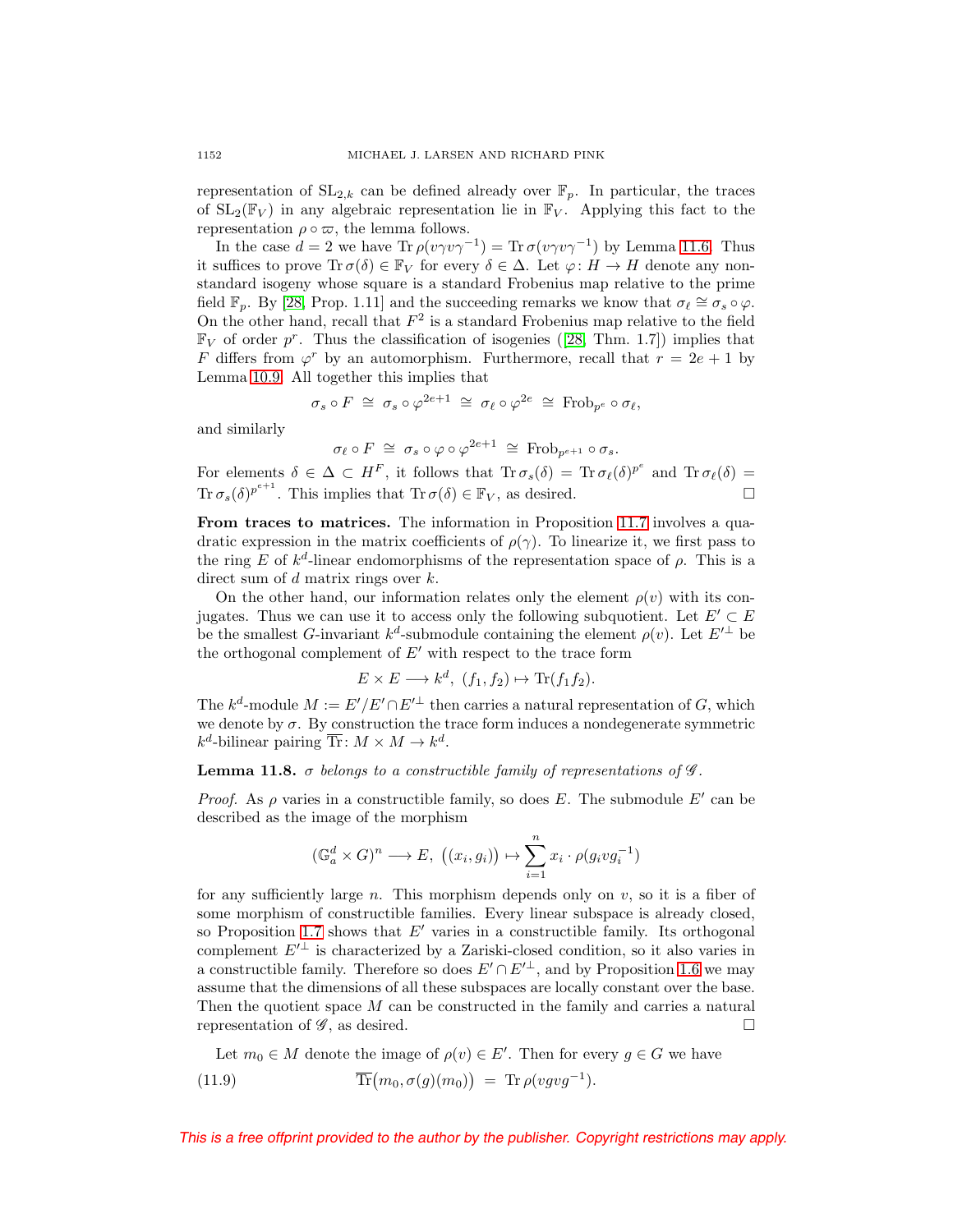representation of $\mathrm{SL}_{2,k}$ can be defined already over $\mathbb{F}_p$. In particular, the traces of $\mathrm{SL}_2(\mathbb{F}_V)$ in any algebraic representation lie in $\mathbb{F}_V$. Applying this fact to the representation $\rho \circ \varpi$, the lemma follows.

In the case $d = 2$ we have $\operatorname{Tr} \rho(v\gamma v\gamma^{-1}) = \operatorname{Tr} \sigma(v\gamma v\gamma^{-1})$ by Lemma 11.6. Thus it suffices to prove $\operatorname{Tr} \sigma(\delta) \in \mathbb{F}_V$ for every $\delta \in \Delta$. Let $\varphi\colon H \to H$ denote any non-standard isogeny whose square is a standard Frobenius map relative to the prime field $\mathbb{F}_p$. By [28, Prop. 1.11] and the succeeding remarks we know that $\sigma_\ell \cong \sigma_s \circ \varphi$. On the other hand, recall that $F^2$ is a standard Frobenius map relative to the field $\mathbb{F}_V$ of order $p^r$. Thus the classification of isogenies ([28, Thm. 1.7]) implies that $F$ differs from $\varphi^r$ by an automorphism. Furthermore, recall that $r = 2e+1$ by Lemma 10.9. All together this implies that

$$\sigma_s \circ F \;\cong\; \sigma_s \circ \varphi^{2e+1} \;\cong\; \sigma_\ell \circ \varphi^{2e} \;\cong\; \mathrm{Frob}_{p^e} \circ \sigma_\ell,$$

and similarly

$$\sigma_\ell \circ F \;\cong\; \sigma_s \circ \varphi \circ \varphi^{2e+1} \;\cong\; \mathrm{Frob}_{p^{e+1}} \circ \sigma_s.$$

For elements $\delta \in \Delta \subset H^F$, it follows that $\operatorname{Tr} \sigma_s(\delta) = \operatorname{Tr} \sigma_\ell(\delta)^{p^e}$ and $\operatorname{Tr} \sigma_\ell(\delta) = \operatorname{Tr} \sigma_s(\delta)^{p^{e+1}}$. This implies that $\operatorname{Tr} \sigma(\delta) \in \mathbb{F}_V$, as desired. $\square$

**From traces to matrices.** The information in Proposition 11.7 involves a quadratic expression in the matrix coefficients of $\rho(\gamma)$. To linearize it, we first pass to the ring $E$ of $k^d$-linear endomorphisms of the representation space of $\rho$. This is a direct sum of $d$ matrix rings over $k$.

On the other hand, our information relates only the element $\rho(v)$ with its conjugates. Thus we can use it to access only the following subquotient. Let $E' \subset E$ be the smallest $G$-invariant $k^d$-submodule containing the element $\rho(v)$. Let $E'^\perp$ be the orthogonal complement of $E'$ with respect to the trace form

$$E \times E \longrightarrow k^d,\ (f_1, f_2) \mapsto \operatorname{Tr}(f_1 f_2).$$

The $k^d$-module $M := E'/E' \cap E'^\perp$ then carries a natural representation of $G$, which we denote by $\sigma$. By construction the trace form induces a nondegenerate symmetric $k^d$-bilinear pairing $\overline{\operatorname{Tr}}\colon M \times M \to k^d$.

**Lemma 11.8.** *$\sigma$ belongs to a constructible family of representations of $\mathscr{G}$.*

*Proof.* As $\rho$ varies in a constructible family, so does $E$. The submodule $E'$ can be described as the image of the morphism

$$(\mathbb{G}_a^d \times G)^n \longrightarrow E,\ \big((x_i, g_i)\big) \mapsto \sum_{i=1}^n x_i \cdot \rho(g_i v g_i^{-1})$$

for any sufficiently large $n$. This morphism depends only on $v$, so it is a fiber of some morphism of constructible families. Every linear subspace is already closed, so Proposition 1.7 shows that $E'$ varies in a constructible family. Its orthogonal complement $E'^\perp$ is characterized by a Zariski-closed condition, so it also varies in a constructible family. Therefore so does $E' \cap E'^\perp$, and by Proposition 1.6 we may assume that the dimensions of all these subspaces are locally constant over the base. Then the quotient space $M$ can be constructed in the family and carries a natural representation of $\mathscr{G}$, as desired. $\square$

Let $m_0 \in M$ denote the image of $\rho(v) \in E'$. Then for every $g \in G$ we have

$$\overline{\operatorname{Tr}}\big(m_0, \sigma(g)(m_0)\big) \;=\; \operatorname{Tr} \rho(vgvg^{-1}). \tag{11.9}$$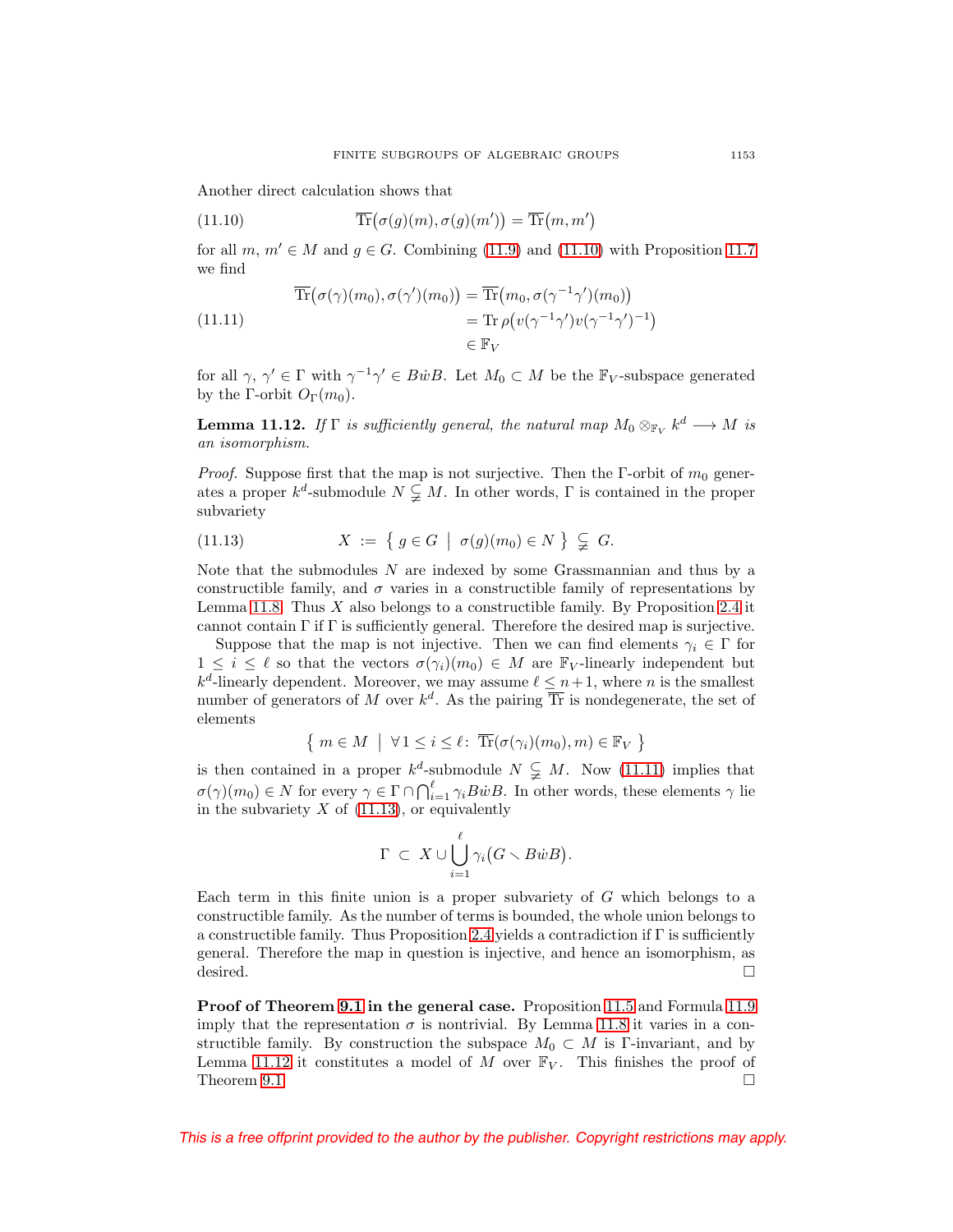Another direct calculation shows that

$$\overline{\mathrm{Tr}}\big(\sigma(g)(m), \sigma(g)(m')\big) = \overline{\mathrm{Tr}}\big(m, m'\big) \tag{11.10}$$

for all $m$, $m' \in M$ and $g \in G$. Combining (11.9) and (11.10) with Proposition 11.7 we find

$$\begin{aligned} \overline{\mathrm{Tr}}\big(\sigma(\gamma)(m_0), \sigma(\gamma')(m_0)\big) &= \overline{\mathrm{Tr}}\big(m_0, \sigma(\gamma^{-1}\gamma')(m_0)\big) \\ &= \mathrm{Tr}\,\rho\big(v(\gamma^{-1}\gamma')v(\gamma^{-1}\gamma')^{-1}\big) \\ &\in \mathbb{F}_V \end{aligned} \tag{11.11}$$

for all $\gamma$, $\gamma' \in \Gamma$ with $\gamma^{-1}\gamma' \in B\dot{w}B$. Let $M_0 \subset M$ be the $\mathbb{F}_V$-subspace generated by the $\Gamma$-orbit $O_\Gamma(m_0)$.

**Lemma 11.12.** *If $\Gamma$ is sufficiently general, the natural map $M_0 \otimes_{\mathbb{F}_V} k^d \longrightarrow M$ is an isomorphism.*

*Proof.* Suppose first that the map is not surjective. Then the $\Gamma$-orbit of $m_0$ generates a proper $k^d$-submodule $N \subsetneqq M$. In other words, $\Gamma$ is contained in the proper subvariety

$$X := \big\{\, g \in G \;\big|\; \sigma(g)(m_0) \in N \,\big\} \subsetneqq G. \tag{11.13}$$

Note that the submodules $N$ are indexed by some Grassmannian and thus by a constructible family, and $\sigma$ varies in a constructible family of representations by Lemma 11.8. Thus $X$ also belongs to a constructible family. By Proposition 2.4 it cannot contain $\Gamma$ if $\Gamma$ is sufficiently general. Therefore the desired map is surjective.

Suppose that the map is not injective. Then we can find elements $\gamma_i \in \Gamma$ for $1 \leq i \leq \ell$ so that the vectors $\sigma(\gamma_i)(m_0) \in M$ are $\mathbb{F}_V$-linearly independent but $k^d$-linearly dependent. Moreover, we may assume $\ell \leq n+1$, where $n$ is the smallest number of generators of $M$ over $k^d$. As the pairing $\overline{\mathrm{Tr}}$ is nondegenerate, the set of elements

$$\big\{\, m \in M \;\big|\; \forall\, 1 \leq i \leq \ell\colon\; \overline{\mathrm{Tr}}(\sigma(\gamma_i)(m_0), m) \in \mathbb{F}_V \,\big\}$$

is then contained in a proper $k^d$-submodule $N \subsetneqq M$. Now (11.11) implies that $\sigma(\gamma)(m_0) \in N$ for every $\gamma \in \Gamma \cap \bigcap_{i=1}^{\ell} \gamma_i B\dot{w}B$. In other words, these elements $\gamma$ lie in the subvariety $X$ of (11.13), or equivalently

$$\Gamma \;\subset\; X \cup \bigcup_{i=1}^{\ell} \gamma_i\big(G \setminus B\dot{w}B\big).$$

Each term in this finite union is a proper subvariety of $G$ which belongs to a constructible family. As the number of terms is bounded, the whole union belongs to a constructible family. Thus Proposition 2.4 yields a contradiction if $\Gamma$ is sufficiently general. Therefore the map in question is injective, and hence an isomorphism, as desired. $\square$

**Proof of Theorem 9.1 in the general case.** Proposition 11.5 and Formula 11.9 imply that the representation $\sigma$ is nontrivial. By Lemma 11.8 it varies in a constructible family. By construction the subspace $M_0 \subset M$ is $\Gamma$-invariant, and by Lemma 11.12 it constitutes a model of $M$ over $\mathbb{F}_V$. This finishes the proof of Theorem 9.1. $\square$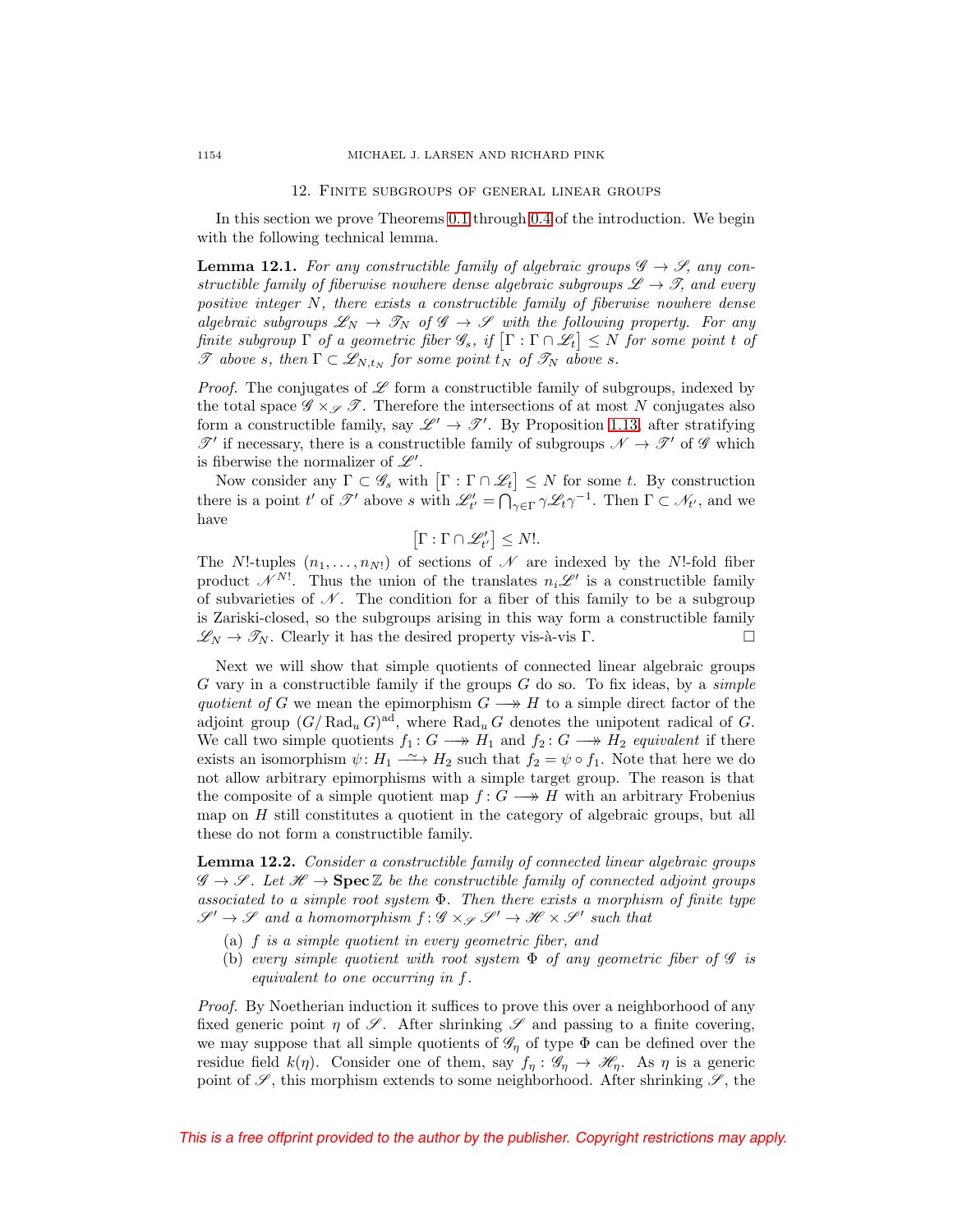## 12. Finite subgroups of general linear groups

In this section we prove Theorems 0.1 through 0.4 of the introduction. We begin with the following technical lemma.

**Lemma 12.1.** *For any constructible family of algebraic groups $\mathscr{G} \to \mathscr{S}$, any constructible family of fiberwise nowhere dense algebraic subgroups $\mathscr{L} \to \mathscr{T}$, and every positive integer $N$, there exists a constructible family of fiberwise nowhere dense algebraic subgroups $\mathscr{L}_N \to \mathscr{T}_N$ of $\mathscr{G} \to \mathscr{S}$ with the following property. For any finite subgroup $\Gamma$ of a geometric fiber $\mathscr{G}_s$, if $[\Gamma : \Gamma \cap \mathscr{L}_t] \leq N$ for some point $t$ of $\mathscr{T}$ above $s$, then $\Gamma \subset \mathscr{L}_{N,t_N}$ for some point $t_N$ of $\mathscr{T}_N$ above $s$.*

*Proof.* The conjugates of $\mathscr{L}$ form a constructible family of subgroups, indexed by the total space $\mathscr{G} \times_{\mathscr{S}} \mathscr{T}$. Therefore the intersections of at most $N$ conjugates also form a constructible family, say $\mathscr{L}' \to \mathscr{T}'$. By Proposition 1.13, after stratifying $\mathscr{T}'$ if necessary, there is a constructible family of subgroups $\mathscr{N} \to \mathscr{T}'$ of $\mathscr{G}$ which is fiberwise the normalizer of $\mathscr{L}'$.

Now consider any $\Gamma \subset \mathscr{G}_s$ with $[\Gamma : \Gamma \cap \mathscr{L}_t] \leq N$ for some $t$. By construction there is a point $t'$ of $\mathscr{T}'$ above $s$ with $\mathscr{L}'_{t'} = \bigcap_{\gamma \in \Gamma} \gamma \mathscr{L}_t \gamma^{-1}$. Then $\Gamma \subset \mathscr{N}_{t'}$, and we have

$$[\Gamma : \Gamma \cap \mathscr{L}'_{t'}] \leq N!.$$

The $N!$-tuples $(n_1, \ldots, n_{N!})$ of sections of $\mathscr{N}$ are indexed by the $N!$-fold fiber product $\mathscr{N}^{N!}$. Thus the union of the translates $n_i \mathscr{L}'$ is a constructible family of subvarieties of $\mathscr{N}$. The condition for a fiber of this family to be a subgroup is Zariski-closed, so the subgroups arising in this way form a constructible family $\mathscr{L}_N \to \mathscr{T}_N$. Clearly it has the desired property vis-à-vis $\Gamma$. $\square$

Next we will show that simple quotients of connected linear algebraic groups $G$ vary in a constructible family if the groups $G$ do so. To fix ideas, by a *simple quotient of* $G$ we mean the epimorphism $G \twoheadrightarrow H$ to a simple direct factor of the adjoint group $(G/\operatorname{Rad}_u G)^{\mathrm{ad}}$, where $\operatorname{Rad}_u G$ denotes the unipotent radical of $G$. We call two simple quotients $f_1 : G \twoheadrightarrow H_1$ and $f_2 : G \twoheadrightarrow H_2$ *equivalent* if there exists an isomorphism $\psi : H_1 \xrightarrow{\sim} H_2$ such that $f_2 = \psi \circ f_1$. Note that here we do not allow arbitrary epimorphisms with a simple target group. The reason is that the composite of a simple quotient map $f : G \twoheadrightarrow H$ with an arbitrary Frobenius map on $H$ still constitutes a quotient in the category of algebraic groups, but all these do not form a constructible family.

**Lemma 12.2.** *Consider a constructible family of connected linear algebraic groups $\mathscr{G} \to \mathscr{S}$. Let $\mathscr{H} \to \operatorname{\mathbf{Spec}} \mathbb{Z}$ be the constructible family of connected adjoint groups associated to a simple root system $\Phi$. Then there exists a morphism of finite type $\mathscr{S}' \to \mathscr{S}$ and a homomorphism $f : \mathscr{G} \times_{\mathscr{S}} \mathscr{S}' \to \mathscr{H} \times \mathscr{S}'$ such that*

- (a) *$f$ is a simple quotient in every geometric fiber, and*
- (b) *every simple quotient with root system $\Phi$ of any geometric fiber of $\mathscr{G}$ is equivalent to one occurring in $f$.*

*Proof.* By Noetherian induction it suffices to prove this over a neighborhood of any fixed generic point $\eta$ of $\mathscr{S}$. After shrinking $\mathscr{S}$ and passing to a finite covering, we may suppose that all simple quotients of $\mathscr{G}_\eta$ of type $\Phi$ can be defined over the residue field $k(\eta)$. Consider one of them, say $f_\eta : \mathscr{G}_\eta \to \mathscr{H}_\eta$. As $\eta$ is a generic point of $\mathscr{S}$, this morphism extends to some neighborhood. After shrinking $\mathscr{S}$, the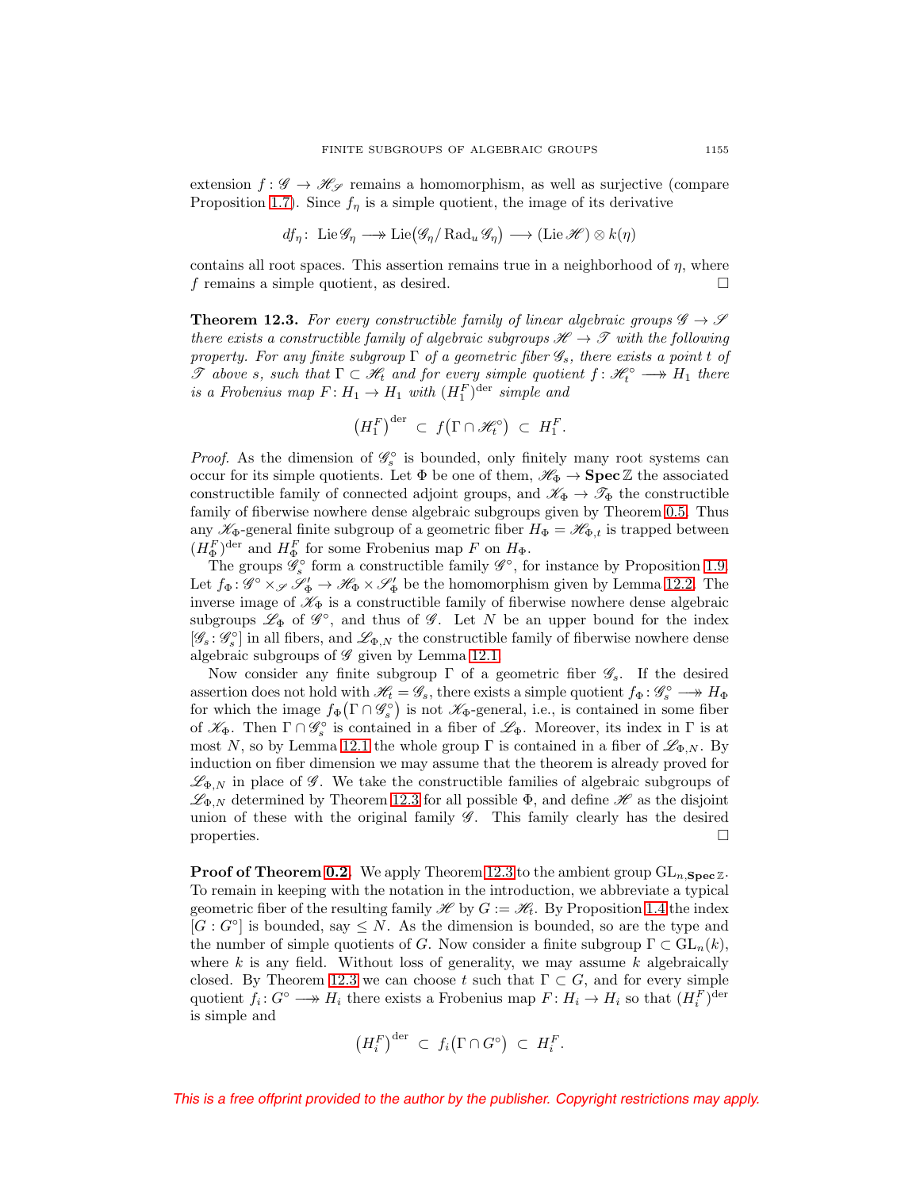extension $f\colon \mathscr{G} \to \mathscr{H}_{\mathscr{S}}$ remains a homomorphism, as well as surjective (compare Proposition 1.7). Since $f_\eta$ is a simple quotient, the image of its derivative

$$df_\eta\colon\ \operatorname{Lie}\mathscr{G}_\eta \twoheadrightarrow \operatorname{Lie}\bigl(\mathscr{G}_\eta/\operatorname{Rad}_u\mathscr{G}_\eta\bigr) \longrightarrow (\operatorname{Lie}\mathscr{H})\otimes k(\eta)$$

contains all root spaces. This assertion remains true in a neighborhood of $\eta$, where $f$ remains a simple quotient, as desired. $\square$

**Theorem 12.3.** *For every constructible family of linear algebraic groups $\mathscr{G}\to\mathscr{S}$ there exists a constructible family of algebraic subgroups $\mathscr{H}\to\mathscr{T}$ with the following property. For any finite subgroup $\Gamma$ of a geometric fiber $\mathscr{G}_s$, there exists a point $t$ of $\mathscr{T}$ above $s$, such that $\Gamma\subset\mathscr{H}_t$ and for every simple quotient $f\colon \mathscr{H}_t^\circ \twoheadrightarrow H_1$ there is a Frobenius map $F\colon H_1\to H_1$ with $(H_1^F)^{\rm der}$ simple and*

$$\bigl(H_1^F\bigr)^{\rm der} \ \subset\ f\bigl(\Gamma\cap\mathscr{H}_t^\circ\bigr) \ \subset\ H_1^F.$$

*Proof.* As the dimension of $\mathscr{G}_s^\circ$ is bounded, only finitely many root systems can occur for its simple quotients. Let $\Phi$ be one of them, $\mathscr{H}_\Phi\to\mathbf{Spec}\,\mathbb{Z}$ the associated constructible family of connected adjoint groups, and $\mathscr{K}_\Phi\to\mathscr{T}_\Phi$ the constructible family of fiberwise nowhere dense algebraic subgroups given by Theorem 0.5. Thus any $\mathscr{K}_\Phi$-general finite subgroup of a geometric fiber $H_\Phi=\mathscr{H}_{\Phi,t}$ is trapped between $(H_\Phi^F)^{\rm der}$ and $H_\Phi^F$ for some Frobenius map $F$ on $H_\Phi$.

The groups $\mathscr{G}_s^\circ$ form a constructible family $\mathscr{G}^\circ$, for instance by Proposition 1.9. Let $f_\Phi\colon \mathscr{G}^\circ\times_{\mathscr{S}}\mathscr{S}'_\Phi\to\mathscr{H}_\Phi\times\mathscr{S}'_\Phi$ be the homomorphism given by Lemma 12.2. The inverse image of $\mathscr{K}_\Phi$ is a constructible family of fiberwise nowhere dense algebraic subgroups $\mathscr{L}_\Phi$ of $\mathscr{G}^\circ$, and thus of $\mathscr{G}$. Let $N$ be an upper bound for the index $[\mathscr{G}_s\colon\mathscr{G}_s^\circ]$ in all fibers, and $\mathscr{L}_{\Phi,N}$ the constructible family of fiberwise nowhere dense algebraic subgroups of $\mathscr{G}$ given by Lemma 12.1.

Now consider any finite subgroup $\Gamma$ of a geometric fiber $\mathscr{G}_s$. If the desired assertion does not hold with $\mathscr{H}_t=\mathscr{G}_s$, there exists a simple quotient $f_\Phi\colon\mathscr{G}_s^\circ\twoheadrightarrow H_\Phi$ for which the image $f_\Phi\bigl(\Gamma\cap\mathscr{G}_s^\circ\bigr)$ is not $\mathscr{K}_\Phi$-general, i.e., is contained in some fiber of $\mathscr{K}_\Phi$. Then $\Gamma\cap\mathscr{G}_s^\circ$ is contained in a fiber of $\mathscr{L}_\Phi$. Moreover, its index in $\Gamma$ is at most $N$, so by Lemma 12.1 the whole group $\Gamma$ is contained in a fiber of $\mathscr{L}_{\Phi,N}$. By induction on fiber dimension we may assume that the theorem is already proved for $\mathscr{L}_{\Phi,N}$ in place of $\mathscr{G}$. We take the constructible families of algebraic subgroups of $\mathscr{L}_{\Phi,N}$ determined by Theorem 12.3 for all possible $\Phi$, and define $\mathscr{H}$ as the disjoint union of these with the original family $\mathscr{G}$. This family clearly has the desired properties. $\square$

**Proof of Theorem 0.2.** We apply Theorem 12.3 to the ambient group $\mathrm{GL}_{n,\mathbf{Spec}\,\mathbb{Z}}$. To remain in keeping with the notation in the introduction, we abbreviate a typical geometric fiber of the resulting family $\mathscr{H}$ by $G:=\mathscr{H}_t$. By Proposition 1.4 the index $[G:G^\circ]$ is bounded, say $\leq N$. As the dimension is bounded, so are the type and the number of simple quotients of $G$. Now consider a finite subgroup $\Gamma\subset\mathrm{GL}_n(k)$, where $k$ is any field. Without loss of generality, we may assume $k$ algebraically closed. By Theorem 12.3 we can choose $t$ such that $\Gamma\subset G$, and for every simple quotient $f_i\colon G^\circ\twoheadrightarrow H_i$ there exists a Frobenius map $F\colon H_i\to H_i$ so that $(H_i^F)^{\rm der}$ is simple and

$$\bigl(H_i^F\bigr)^{\rm der} \ \subset\ f_i\bigl(\Gamma\cap G^\circ\bigr) \ \subset\ H_i^F.$$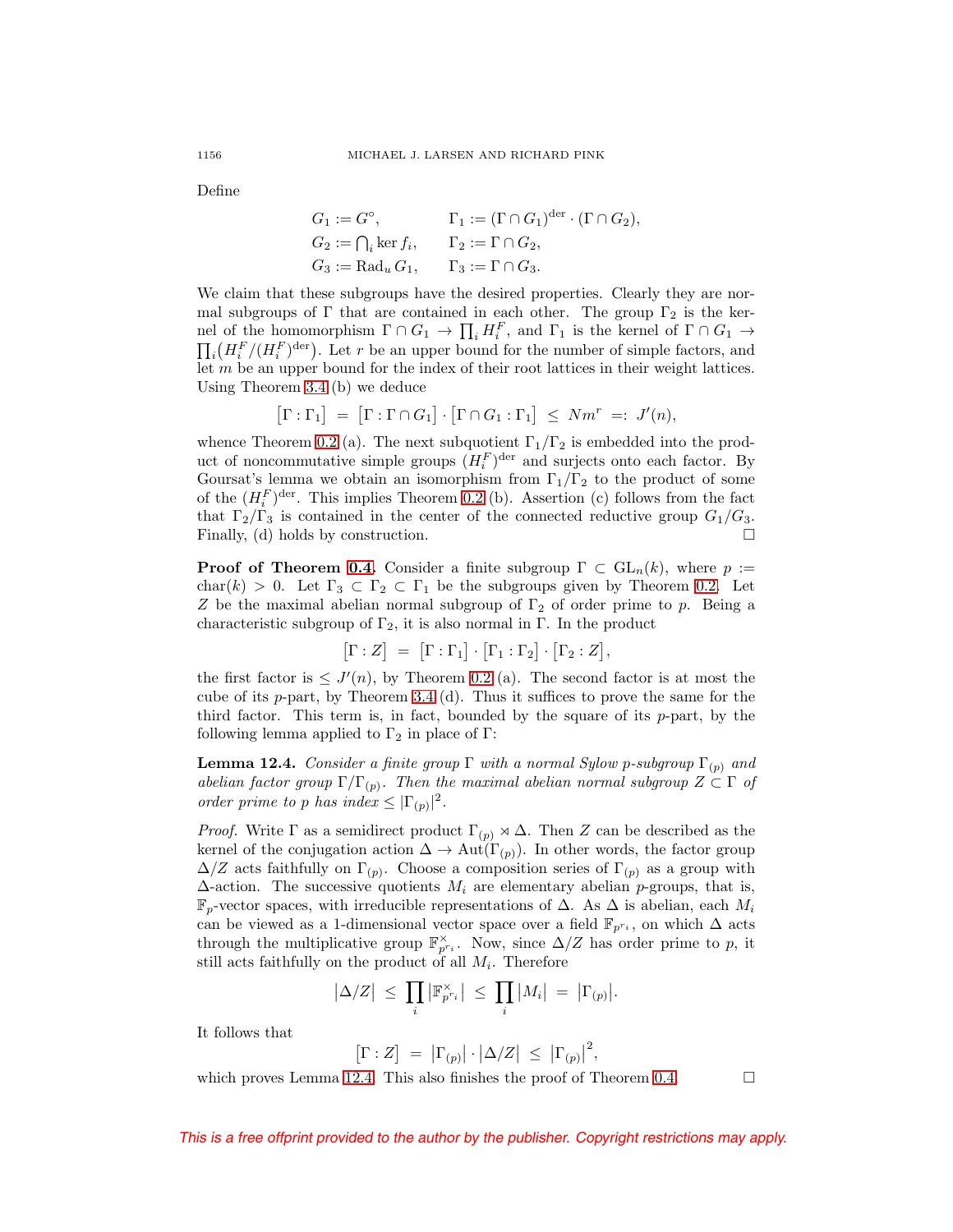Define

$$\begin{aligned}
G_1 &:= G^\circ, & \Gamma_1 &:= (\Gamma \cap G_1)^{\mathrm{der}} \cdot (\Gamma \cap G_2),\\
G_2 &:= \textstyle\bigcap_i \ker f_i, & \Gamma_2 &:= \Gamma \cap G_2,\\
G_3 &:= \mathrm{Rad}_u\, G_1, & \Gamma_3 &:= \Gamma \cap G_3.
\end{aligned}$$

We claim that these subgroups have the desired properties. Clearly they are normal subgroups of $\Gamma$ that are contained in each other. The group $\Gamma_2$ is the kernel of the homomorphism $\Gamma \cap G_1 \to \prod_i H_i^F$, and $\Gamma_1$ is the kernel of $\Gamma \cap G_1 \to \prod_i \big(H_i^F/(H_i^F)^{\mathrm{der}}\big)$. Let $r$ be an upper bound for the number of simple factors, and let $m$ be an upper bound for the index of their root lattices in their weight lattices. Using Theorem 3.4 (b) we deduce

$$\big[\Gamma : \Gamma_1\big] \;=\; \big[\Gamma : \Gamma \cap G_1\big] \cdot \big[\Gamma \cap G_1 : \Gamma_1\big] \;\leq\; N m^r \;=:\; J'(n),$$

whence Theorem 0.2 (a). The next subquotient $\Gamma_1/\Gamma_2$ is embedded into the product of noncommutative simple groups $(H_i^F)^{\mathrm{der}}$ and surjects onto each factor. By Goursat's lemma we obtain an isomorphism from $\Gamma_1/\Gamma_2$ to the product of some of the $(H_i^F)^{\mathrm{der}}$. This implies Theorem 0.2 (b). Assertion (c) follows from the fact that $\Gamma_2/\Gamma_3$ is contained in the center of the connected reductive group $G_1/G_3$. Finally, (d) holds by construction. $\square$

**Proof of Theorem 0.4.** Consider a finite subgroup $\Gamma \subset \mathrm{GL}_n(k)$, where $p := \mathrm{char}(k) > 0$. Let $\Gamma_3 \subset \Gamma_2 \subset \Gamma_1$ be the subgroups given by Theorem 0.2. Let $Z$ be the maximal abelian normal subgroup of $\Gamma_2$ of order prime to $p$. Being a characteristic subgroup of $\Gamma_2$, it is also normal in $\Gamma$. In the product

$$\big[\Gamma : Z\big] \;=\; \big[\Gamma : \Gamma_1\big] \cdot \big[\Gamma_1 : \Gamma_2\big] \cdot \big[\Gamma_2 : Z\big],$$

the first factor is $\leq J'(n)$, by Theorem 0.2 (a). The second factor is at most the cube of its $p$-part, by Theorem 3.4 (d). Thus it suffices to prove the same for the third factor. This term is, in fact, bounded by the square of its $p$-part, by the following lemma applied to $\Gamma_2$ in place of $\Gamma$:

**Lemma 12.4.** *Consider a finite group $\Gamma$ with a normal Sylow $p$-subgroup $\Gamma_{(p)}$ and abelian factor group $\Gamma/\Gamma_{(p)}$. Then the maximal abelian normal subgroup $Z \subset \Gamma$ of order prime to $p$ has index $\leq |\Gamma_{(p)}|^2$.*

*Proof.* Write $\Gamma$ as a semidirect product $\Gamma_{(p)} \rtimes \Delta$. Then $Z$ can be described as the kernel of the conjugation action $\Delta \to \mathrm{Aut}(\Gamma_{(p)})$. In other words, the factor group $\Delta/Z$ acts faithfully on $\Gamma_{(p)}$. Choose a composition series of $\Gamma_{(p)}$ as a group with $\Delta$-action. The successive quotients $M_i$ are elementary abelian $p$-groups, that is, $\mathbb{F}_p$-vector spaces, with irreducible representations of $\Delta$. As $\Delta$ is abelian, each $M_i$ can be viewed as a 1-dimensional vector space over a field $\mathbb{F}_{p^{r_i}}$, on which $\Delta$ acts through the multiplicative group $\mathbb{F}_{p^{r_i}}^\times$. Now, since $\Delta/Z$ has order prime to $p$, it still acts faithfully on the product of all $M_i$. Therefore

$$\big|\Delta/Z\big| \;\leq\; \prod_i \big|\mathbb{F}_{p^{r_i}}^\times\big| \;\leq\; \prod_i \big|M_i\big| \;=\; \big|\Gamma_{(p)}\big|.$$

It follows that

$$\big[\Gamma : Z\big] \;=\; \big|\Gamma_{(p)}\big| \cdot \big|\Delta/Z\big| \;\leq\; \big|\Gamma_{(p)}\big|^2,$$

which proves Lemma 12.4. This also finishes the proof of Theorem 0.4. $\square$

*This is a free offprint provided to the author by the publisher. Copyright restrictions may apply.*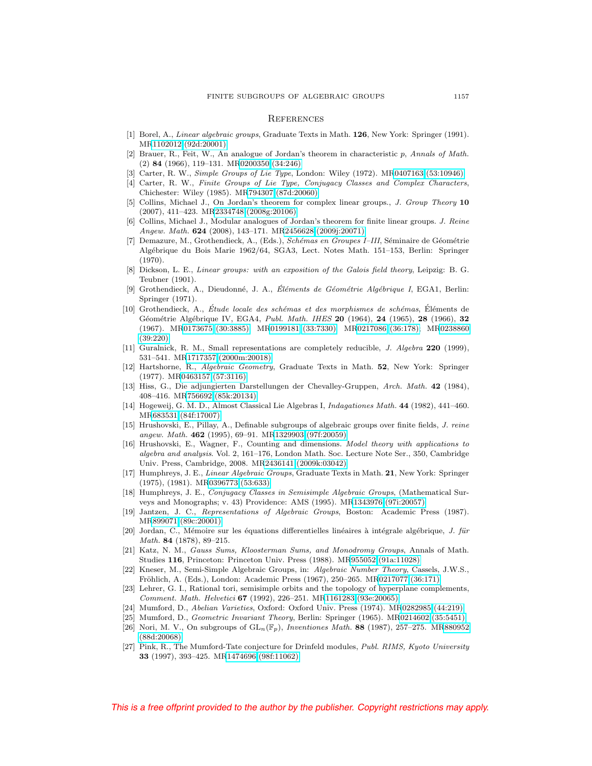## References

[1] Borel, A., *Linear algebraic groups*, Graduate Texts in Math. **126**, New York: Springer (1991). MR1102012 (92d:20001)

[2] Brauer, R., Feit, W., An analogue of Jordan's theorem in characteristic $p$, *Annals of Math.* (2) **84** (1966), 119–131. MR0200350 (34:246)

[3] Carter, R. W., *Simple Groups of Lie Type*, London: Wiley (1972). MR0407163 (53:10946)

[4] Carter, R. W., *Finite Groups of Lie Type, Conjugacy Classes and Complex Characters*, Chichester: Wiley (1985). MR794307 (87d:20060)

[5] Collins, Michael J., On Jordan's theorem for complex linear groups., *J. Group Theory* **10** (2007), 411–423. MR2334748 (2008g:20106)

[6] Collins, Michael J., Modular analogues of Jordan's theorem for finite linear groups. *J. Reine Angew. Math.* **624** (2008), 143–171. MR2456628 (2009j:20071)

[7] Demazure, M., Grothendieck, A., (Eds.), *Schémas en Groupes I–III*, Séminaire de Géométrie Algébrique du Bois Marie 1962/64, SGA3, Lect. Notes Math. 151–153, Berlin: Springer (1970).

[8] Dickson, L. E., *Linear groups: with an exposition of the Galois field theory*, Leipzig: B. G. Teubner (1901).

[9] Grothendieck, A., Dieudonné, J. A., *Éléments de Géométrie Algébrique I*, EGA1, Berlin: Springer (1971).

[10] Grothendieck, A., *Étude locale des schémas et des morphismes de schémas*, Éléments de Géométrie Algébrique IV, EGA4, *Publ. Math. IHES* **20** (1964), **24** (1965), **28** (1966), **32** (1967). MR0173675 (30:3885) MR0199181 (33:7330) MR0217086 (36:178) MR0238860 (39:220)

[11] Guralnick, R. M., Small representations are completely reducible, *J. Algebra* **220** (1999), 531–541. MR1717357 (2000m:20018)

[12] Hartshorne, R., *Algebraic Geometry*, Graduate Texts in Math. **52**, New York: Springer (1977). MR0463157 (57:3116)

[13] Hiss, G., Die adjungierten Darstellungen der Chevalley-Gruppen, *Arch. Math.* **42** (1984), 408–416. MR756692 (85k:20134)

[14] Hogeweij, G. M. D., Almost Classical Lie Algebras I, *Indagationes Math.* **44** (1982), 441–460. MR683531 (84f:17007)

[15] Hrushovski, E., Pillay, A., Definable subgroups of algebraic groups over finite fields, *J. reine angew. Math.* **462** (1995), 69–91. MR1329903 (97f:20059)

[16] Hrushovski, E., Wagner, F., Counting and dimensions. *Model theory with applications to algebra and analysis.* Vol. 2, 161–176, London Math. Soc. Lecture Note Ser., 350, Cambridge Univ. Press, Cambridge, 2008. MR2436141 (2009k:03042)

[17] Humphreys, J. E., *Linear Algebraic Groups*, Graduate Texts in Math. **21**, New York: Springer (1975), (1981). MR0396773 (53:633)

[18] Humphreys, J. E., *Conjugacy Classes in Semisimple Algebraic Groups*, (Mathematical Surveys and Monographs; v. 43) Providence: AMS (1995). MR1343976 (97i:20057)

[19] Jantzen, J. C., *Representations of Algebraic Groups*, Boston: Academic Press (1987). MR899071 (89c:20001)

[20] Jordan, C., Mémoire sur les équations differentielles linéaires à intégrale algébrique, *J. für Math.* **84** (1878), 89–215.

[21] Katz, N. M., *Gauss Sums, Kloosterman Sums, and Monodromy Groups*, Annals of Math. Studies **116**, Princeton: Princeton Univ. Press (1988). MR955052 (91a:11028)

[22] Kneser, M., Semi-Simple Algebraic Groups, in: *Algebraic Number Theory*, Cassels, J.W.S., Fröhlich, A. (Eds.), London: Academic Press (1967), 250–265. MR0217077 (36:171)

[23] Lehrer, G. I., Rational tori, semisimple orbits and the topology of hyperplane complements, *Comment. Math. Helvetici* **67** (1992), 226–251. MR1161283 (93e:20065)

[24] Mumford, D., *Abelian Varieties*, Oxford: Oxford Univ. Press (1974). MR0282985 (44:219)

[25] Mumford, D., *Geometric Invariant Theory*, Berlin: Springer (1965). MR0214602 (35:5451)

[26] Nori, M. V., On subgroups of $\mathrm{GL}_n(\mathbb{F}_p)$, *Inventiones Math.* **88** (1987), 257–275. MR880952 (88d:20068)

[27] Pink, R., The Mumford-Tate conjecture for Drinfeld modules, *Publ. RIMS, Kyoto University* **33** (1997), 393–425. MR1474696 (98f:11062)

This is a free offprint provided to the author by the publisher. Copyright restrictions may apply.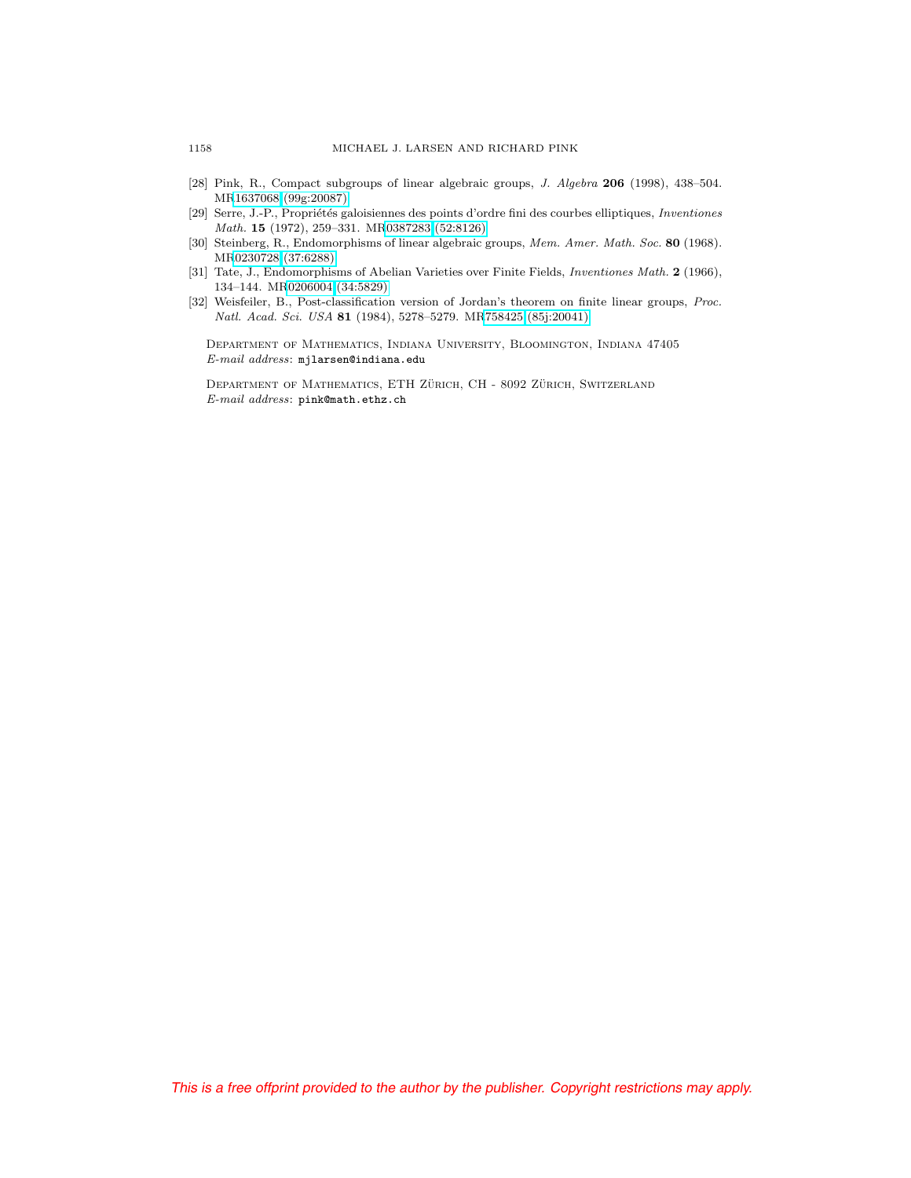[28] Pink, R., Compact subgroups of linear algebraic groups, *J. Algebra* **206** (1998), 438–504. MR1637068 (99g:20087)

[29] Serre, J.-P., Propriétés galoisiennes des points d'ordre fini des courbes elliptiques, *Inventiones Math.* **15** (1972), 259–331. MR0387283 (52:8126)

[30] Steinberg, R., Endomorphisms of linear algebraic groups, *Mem. Amer. Math. Soc.* **80** (1968). MR0230728 (37:6288)

[31] Tate, J., Endomorphisms of Abelian Varieties over Finite Fields, *Inventiones Math.* **2** (1966), 134–144. MR0206004 (34:5829)

[32] Weisfeiler, B., Post-classification version of Jordan's theorem on finite linear groups, *Proc. Natl. Acad. Sci. USA* **81** (1984), 5278–5279. MR758425 (85j:20041)

Department of Mathematics, Indiana University, Bloomington, Indiana 47405
*E-mail address*: mjlarsen@indiana.edu

Department of Mathematics, ETH Zürich, CH - 8092 Zürich, Switzerland
*E-mail address*: pink@math.ethz.ch

This is a free offprint provided to the author by the publisher. Copyright restrictions may apply.